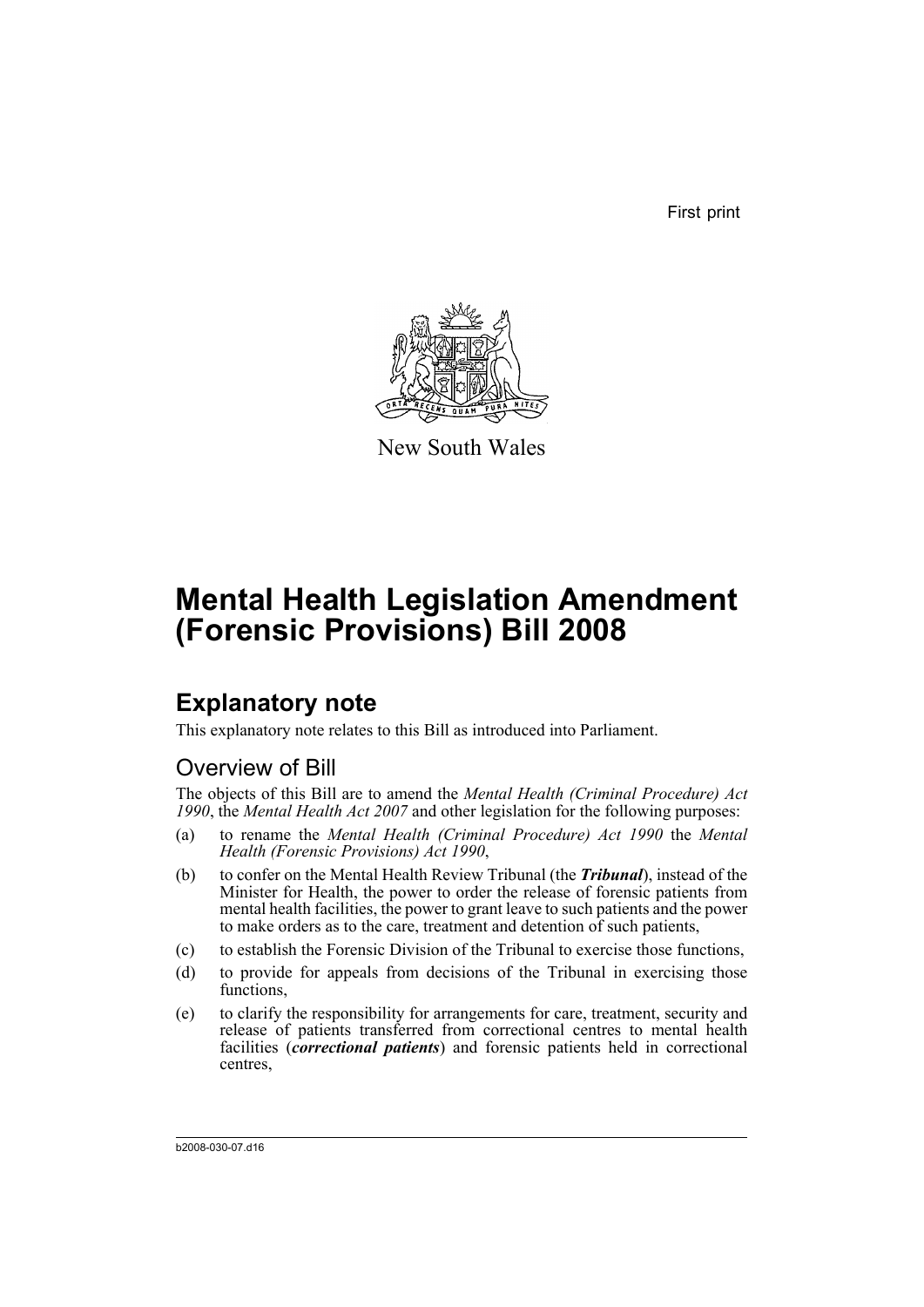First print

New South Wales

# Mental Health Legislation Amendment (Forensic Provisions) Bill 2008

## Explanatory note

This explanatory note relates to this Bill as introduced into Parliament.

### Overview of Bill

The objects of this Bill are to amend the *Mental Health (Criminal Procedure) Act 1990*, the *Mental Health Act 2007* and other legislation for the following purposes:

(a) to rename the *Mental Health (Criminal Procedure) Act 1990* the *Mental Health (Forensic Provisions) Act 1990*,

(b) to confer on the Mental Health Review Tribunal (the ***Tribunal***), instead of the Minister for Health, the power to order the release of forensic patients from mental health facilities, the power to grant leave to such patients and the power to make orders as to the care, treatment and detention of such patients,

(c) to establish the Forensic Division of the Tribunal to exercise those functions,

(d) to provide for appeals from decisions of the Tribunal in exercising those functions,

(e) to clarify the responsibility for arrangements for care, treatment, security and release of patients transferred from correctional centres to mental health facilities (***correctional patients***) and forensic patients held in correctional centres,

b2008-030-07.d16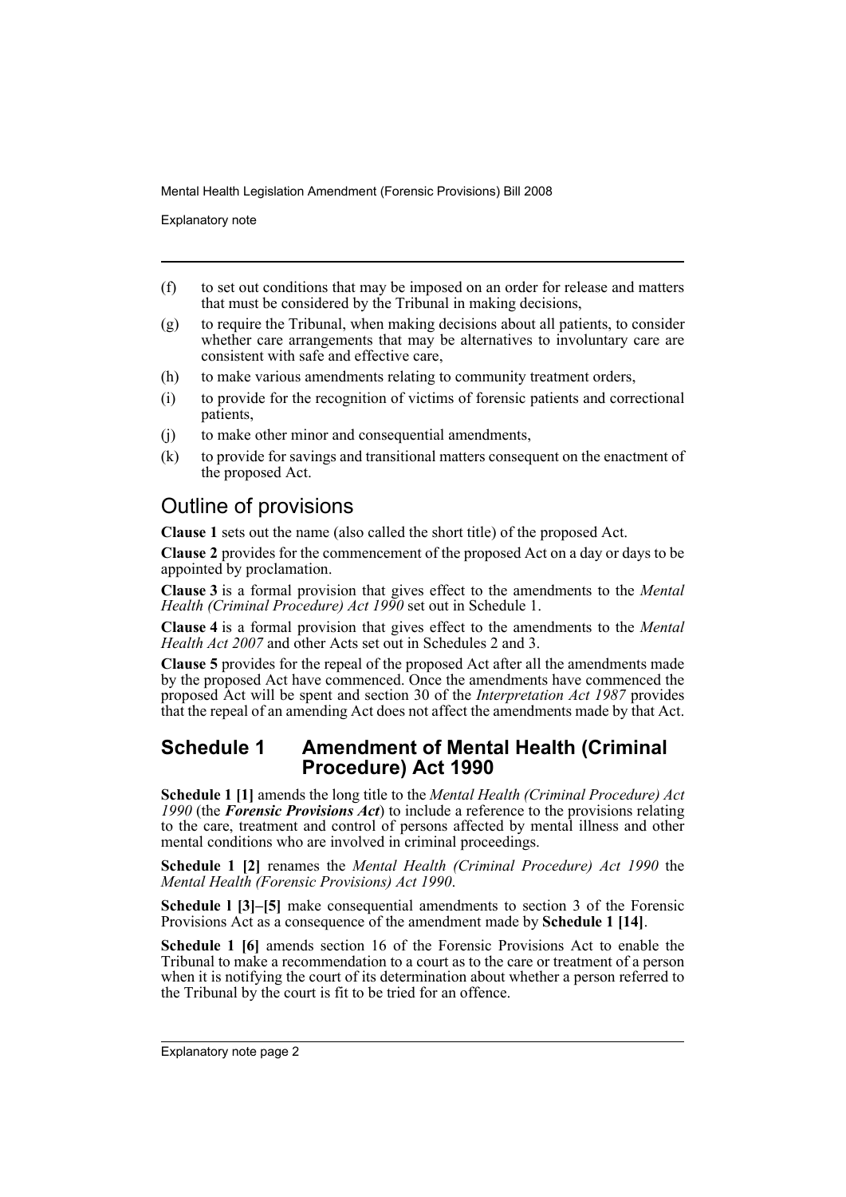(f) to set out conditions that may be imposed on an order for release and matters that must be considered by the Tribunal in making decisions,

(g) to require the Tribunal, when making decisions about all patients, to consider whether care arrangements that may be alternatives to involuntary care are consistent with safe and effective care,

(h) to make various amendments relating to community treatment orders,

(i) to provide for the recognition of victims of forensic patients and correctional patients,

(j) to make other minor and consequential amendments,

(k) to provide for savings and transitional matters consequent on the enactment of the proposed Act.

## Outline of provisions

**Clause 1** sets out the name (also called the short title) of the proposed Act.

**Clause 2** provides for the commencement of the proposed Act on a day or days to be appointed by proclamation.

**Clause 3** is a formal provision that gives effect to the amendments to the *Mental Health (Criminal Procedure) Act 1990* set out in Schedule 1.

**Clause 4** is a formal provision that gives effect to the amendments to the *Mental Health Act 2007* and other Acts set out in Schedules 2 and 3.

**Clause 5** provides for the repeal of the proposed Act after all the amendments made by the proposed Act have commenced. Once the amendments have commenced the proposed Act will be spent and section 30 of the *Interpretation Act 1987* provides that the repeal of an amending Act does not affect the amendments made by that Act.

## Schedule 1 Amendment of Mental Health (Criminal Procedure) Act 1990

**Schedule 1 [1]** amends the long title to the *Mental Health (Criminal Procedure) Act 1990* (the ***Forensic Provisions Act***) to include a reference to the provisions relating to the care, treatment and control of persons affected by mental illness and other mental conditions who are involved in criminal proceedings.

**Schedule 1 [2]** renames the *Mental Health (Criminal Procedure) Act 1990* the *Mental Health (Forensic Provisions) Act 1990*.

**Schedule 1 [3]–[5]** make consequential amendments to section 3 of the Forensic Provisions Act as a consequence of the amendment made by **Schedule 1 [14]**.

**Schedule 1 [6]** amends section 16 of the Forensic Provisions Act to enable the Tribunal to make a recommendation to a court as to the care or treatment of a person when it is notifying the court of its determination about whether a person referred to the Tribunal by the court is fit to be tried for an offence.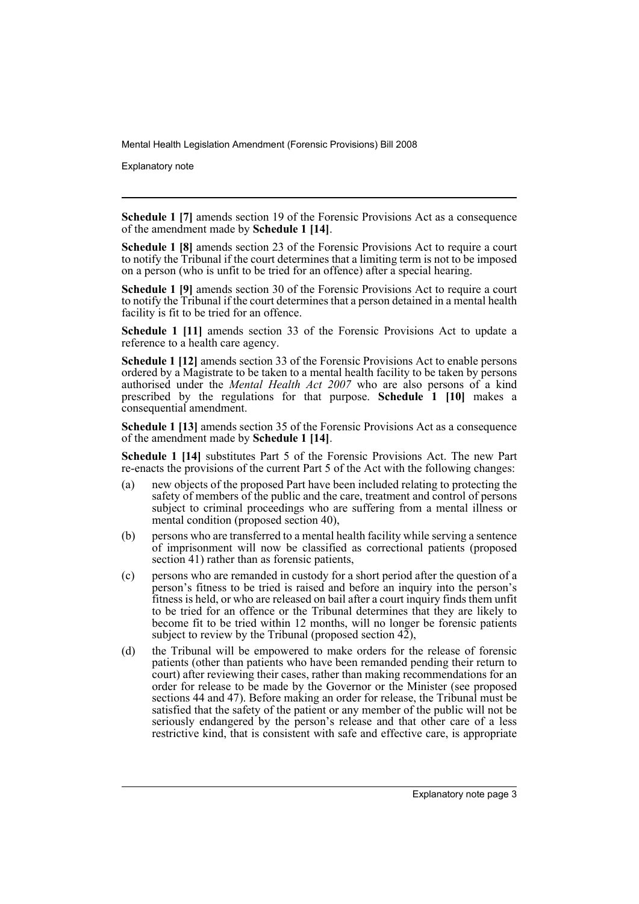**Schedule 1 [7]** amends section 19 of the Forensic Provisions Act as a consequence of the amendment made by **Schedule 1 [14]**.

**Schedule 1 [8]** amends section 23 of the Forensic Provisions Act to require a court to notify the Tribunal if the court determines that a limiting term is not to be imposed on a person (who is unfit to be tried for an offence) after a special hearing.

**Schedule 1 [9]** amends section 30 of the Forensic Provisions Act to require a court to notify the Tribunal if the court determines that a person detained in a mental health facility is fit to be tried for an offence.

**Schedule 1 [11]** amends section 33 of the Forensic Provisions Act to update a reference to a health care agency.

**Schedule 1 [12]** amends section 33 of the Forensic Provisions Act to enable persons ordered by a Magistrate to be taken to a mental health facility to be taken by persons authorised under the *Mental Health Act 2007* who are also persons of a kind prescribed by the regulations for that purpose. **Schedule 1 [10]** makes a consequential amendment.

**Schedule 1 [13]** amends section 35 of the Forensic Provisions Act as a consequence of the amendment made by **Schedule 1 [14]**.

**Schedule 1 [14]** substitutes Part 5 of the Forensic Provisions Act. The new Part re-enacts the provisions of the current Part 5 of the Act with the following changes:

(a) new objects of the proposed Part have been included relating to protecting the safety of members of the public and the care, treatment and control of persons subject to criminal proceedings who are suffering from a mental illness or mental condition (proposed section 40),

(b) persons who are transferred to a mental health facility while serving a sentence of imprisonment will now be classified as correctional patients (proposed section 41) rather than as forensic patients,

(c) persons who are remanded in custody for a short period after the question of a person's fitness to be tried is raised and before an inquiry into the person's fitness is held, or who are released on bail after a court inquiry finds them unfit to be tried for an offence or the Tribunal determines that they are likely to become fit to be tried within 12 months, will no longer be forensic patients subject to review by the Tribunal (proposed section 42),

(d) the Tribunal will be empowered to make orders for the release of forensic patients (other than patients who have been remanded pending their return to court) after reviewing their cases, rather than making recommendations for an order for release to be made by the Governor or the Minister (see proposed sections 44 and 47). Before making an order for release, the Tribunal must be satisfied that the safety of the patient or any member of the public will not be seriously endangered by the person's release and that other care of a less restrictive kind, that is consistent with safe and effective care, is appropriate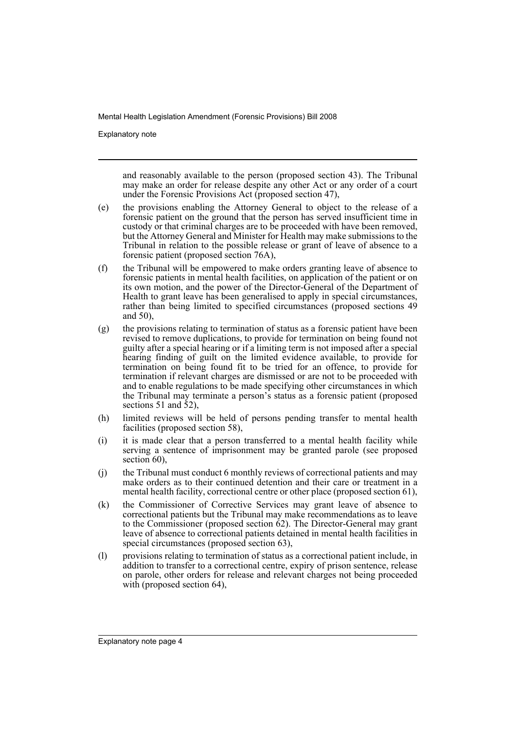and reasonably available to the person (proposed section 43). The Tribunal may make an order for release despite any other Act or any order of a court under the Forensic Provisions Act (proposed section 47),

(e) the provisions enabling the Attorney General to object to the release of a forensic patient on the ground that the person has served insufficient time in custody or that criminal charges are to be proceeded with have been removed, but the Attorney General and Minister for Health may make submissions to the Tribunal in relation to the possible release or grant of leave of absence to a forensic patient (proposed section 76A),

(f) the Tribunal will be empowered to make orders granting leave of absence to forensic patients in mental health facilities, on application of the patient or on its own motion, and the power of the Director-General of the Department of Health to grant leave has been generalised to apply in special circumstances, rather than being limited to specified circumstances (proposed sections 49 and 50),

(g) the provisions relating to termination of status as a forensic patient have been revised to remove duplications, to provide for termination on being found not guilty after a special hearing or if a limiting term is not imposed after a special hearing finding of guilt on the limited evidence available, to provide for termination on being found fit to be tried for an offence, to provide for termination if relevant charges are dismissed or are not to be proceeded with and to enable regulations to be made specifying other circumstances in which the Tribunal may terminate a person's status as a forensic patient (proposed sections 51 and 52),

(h) limited reviews will be held of persons pending transfer to mental health facilities (proposed section 58),

(i) it is made clear that a person transferred to a mental health facility while serving a sentence of imprisonment may be granted parole (see proposed section 60),

(j) the Tribunal must conduct 6 monthly reviews of correctional patients and may make orders as to their continued detention and their care or treatment in a mental health facility, correctional centre or other place (proposed section 61),

(k) the Commissioner of Corrective Services may grant leave of absence to correctional patients but the Tribunal may make recommendations as to leave to the Commissioner (proposed section 62). The Director-General may grant leave of absence to correctional patients detained in mental health facilities in special circumstances (proposed section 63),

(l) provisions relating to termination of status as a correctional patient include, in addition to transfer to a correctional centre, expiry of prison sentence, release on parole, other orders for release and relevant charges not being proceeded with (proposed section 64),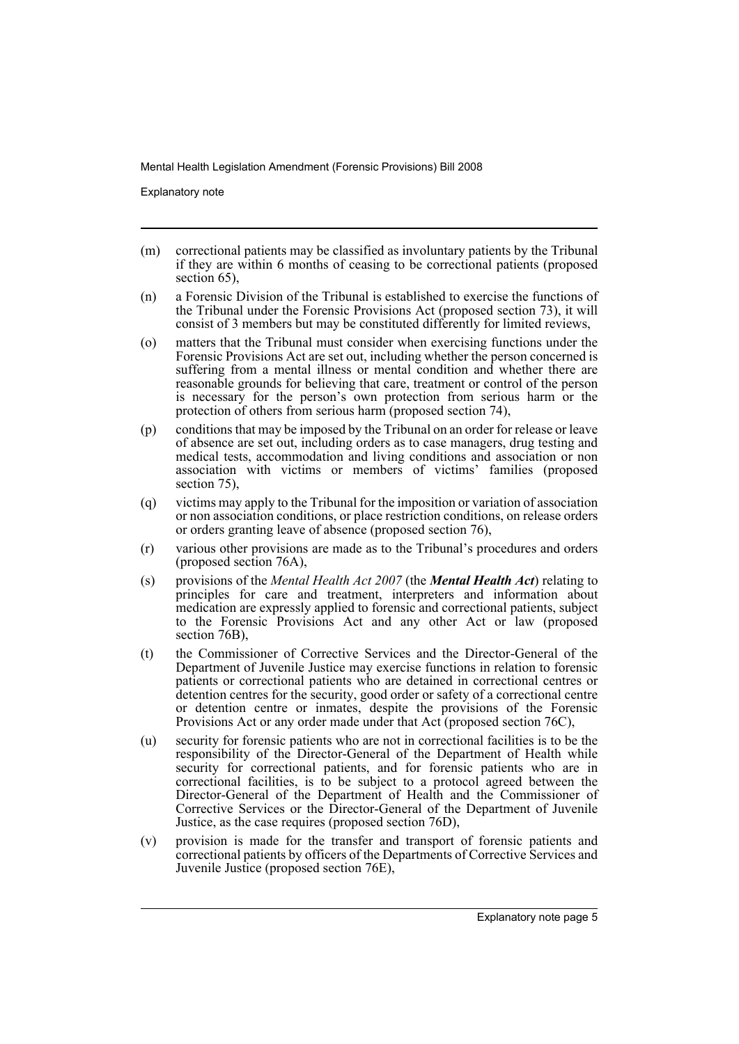- (m) correctional patients may be classified as involuntary patients by the Tribunal if they are within 6 months of ceasing to be correctional patients (proposed section 65),
- (n) a Forensic Division of the Tribunal is established to exercise the functions of the Tribunal under the Forensic Provisions Act (proposed section 73), it will consist of 3 members but may be constituted differently for limited reviews,
- (o) matters that the Tribunal must consider when exercising functions under the Forensic Provisions Act are set out, including whether the person concerned is suffering from a mental illness or mental condition and whether there are reasonable grounds for believing that care, treatment or control of the person is necessary for the person's own protection from serious harm or the protection of others from serious harm (proposed section 74),
- (p) conditions that may be imposed by the Tribunal on an order for release or leave of absence are set out, including orders as to case managers, drug testing and medical tests, accommodation and living conditions and association or non association with victims or members of victims' families (proposed section 75),
- (q) victims may apply to the Tribunal for the imposition or variation of association or non association conditions, or place restriction conditions, on release orders or orders granting leave of absence (proposed section 76),
- (r) various other provisions are made as to the Tribunal's procedures and orders (proposed section 76A),
- (s) provisions of the *Mental Health Act 2007* (the ***Mental Health Act***) relating to principles for care and treatment, interpreters and information about medication are expressly applied to forensic and correctional patients, subject to the Forensic Provisions Act and any other Act or law (proposed section 76B),
- (t) the Commissioner of Corrective Services and the Director-General of the Department of Juvenile Justice may exercise functions in relation to forensic patients or correctional patients who are detained in correctional centres or detention centres for the security, good order or safety of a correctional centre or detention centre or inmates, despite the provisions of the Forensic Provisions Act or any order made under that Act (proposed section 76C),
- (u) security for forensic patients who are not in correctional facilities is to be the responsibility of the Director-General of the Department of Health while security for correctional patients, and for forensic patients who are in correctional facilities, is to be subject to a protocol agreed between the Director-General of the Department of Health and the Commissioner of Corrective Services or the Director-General of the Department of Juvenile Justice, as the case requires (proposed section 76D),
- (v) provision is made for the transfer and transport of forensic patients and correctional patients by officers of the Departments of Corrective Services and Juvenile Justice (proposed section 76E),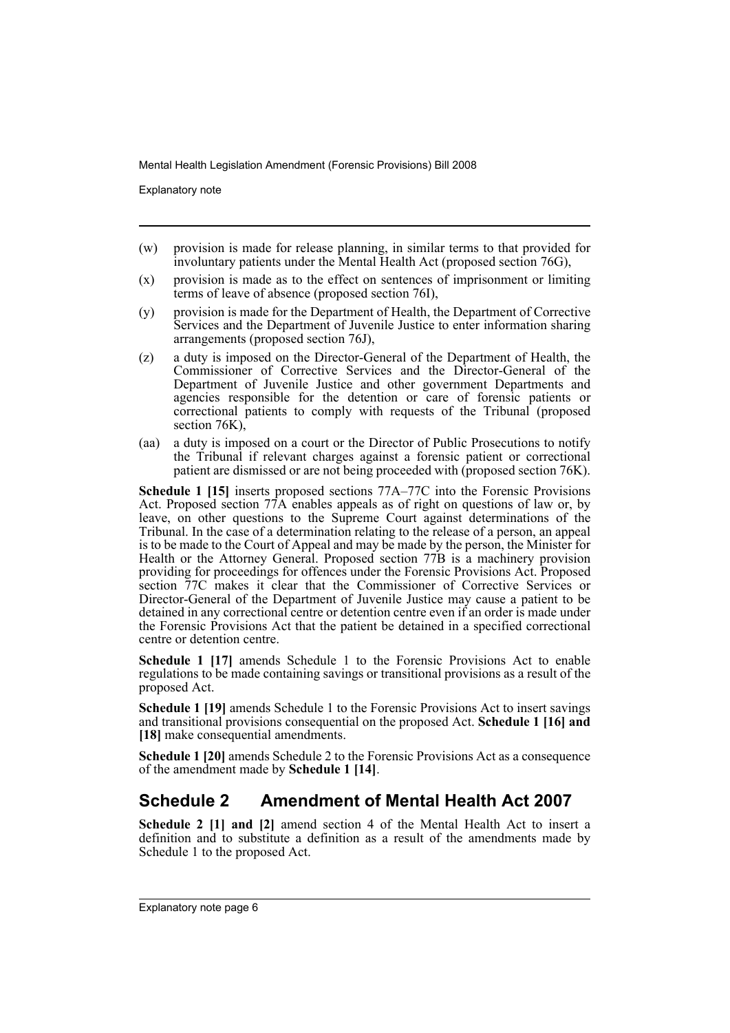(w) provision is made for release planning, in similar terms to that provided for involuntary patients under the Mental Health Act (proposed section 76G),

(x) provision is made as to the effect on sentences of imprisonment or limiting terms of leave of absence (proposed section 76I),

(y) provision is made for the Department of Health, the Department of Corrective Services and the Department of Juvenile Justice to enter information sharing arrangements (proposed section 76J),

(z) a duty is imposed on the Director-General of the Department of Health, the Commissioner of Corrective Services and the Director-General of the Department of Juvenile Justice and other government Departments and agencies responsible for the detention or care of forensic patients or correctional patients to comply with requests of the Tribunal (proposed section 76K),

(aa) a duty is imposed on a court or the Director of Public Prosecutions to notify the Tribunal if relevant charges against a forensic patient or correctional patient are dismissed or are not being proceeded with (proposed section 76K).

**Schedule 1 [15]** inserts proposed sections 77A–77C into the Forensic Provisions Act. Proposed section 77A enables appeals as of right on questions of law or, by leave, on other questions to the Supreme Court against determinations of the Tribunal. In the case of a determination relating to the release of a person, an appeal is to be made to the Court of Appeal and may be made by the person, the Minister for Health or the Attorney General. Proposed section 77B is a machinery provision providing for proceedings for offences under the Forensic Provisions Act. Proposed section 77C makes it clear that the Commissioner of Corrective Services or Director-General of the Department of Juvenile Justice may cause a patient to be detained in any correctional centre or detention centre even if an order is made under the Forensic Provisions Act that the patient be detained in a specified correctional centre or detention centre.

**Schedule 1 [17]** amends Schedule 1 to the Forensic Provisions Act to enable regulations to be made containing savings or transitional provisions as a result of the proposed Act.

**Schedule 1 [19]** amends Schedule 1 to the Forensic Provisions Act to insert savings and transitional provisions consequential on the proposed Act. **Schedule 1 [16] and [18]** make consequential amendments.

**Schedule 1 [20]** amends Schedule 2 to the Forensic Provisions Act as a consequence of the amendment made by **Schedule 1 [14]**.

## Schedule 2 Amendment of Mental Health Act 2007

**Schedule 2 [1] and [2]** amend section 4 of the Mental Health Act to insert a definition and to substitute a definition as a result of the amendments made by Schedule 1 to the proposed Act.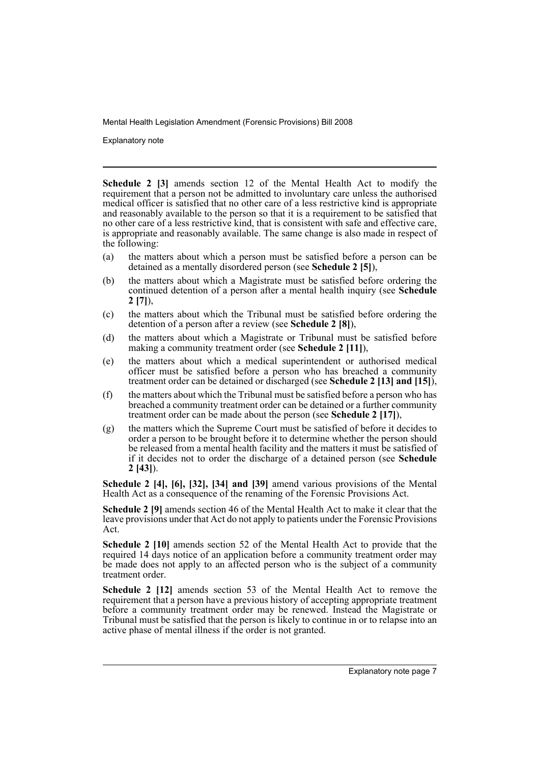**Schedule 2 [3]** amends section 12 of the Mental Health Act to modify the requirement that a person not be admitted to involuntary care unless the authorised medical officer is satisfied that no other care of a less restrictive kind is appropriate and reasonably available to the person so that it is a requirement to be satisfied that no other care of a less restrictive kind, that is consistent with safe and effective care, is appropriate and reasonably available. The same change is also made in respect of the following:

(a) the matters about which a person must be satisfied before a person can be detained as a mentally disordered person (see **Schedule 2 [5]**),

(b) the matters about which a Magistrate must be satisfied before ordering the continued detention of a person after a mental health inquiry (see **Schedule 2 [7]**),

(c) the matters about which the Tribunal must be satisfied before ordering the detention of a person after a review (see **Schedule 2 [8]**),

(d) the matters about which a Magistrate or Tribunal must be satisfied before making a community treatment order (see **Schedule 2 [11]**),

(e) the matters about which a medical superintendent or authorised medical officer must be satisfied before a person who has breached a community treatment order can be detained or discharged (see **Schedule 2 [13] and [15]**),

(f) the matters about which the Tribunal must be satisfied before a person who has breached a community treatment order can be detained or a further community treatment order can be made about the person (see **Schedule 2 [17]**),

(g) the matters which the Supreme Court must be satisfied of before it decides to order a person to be brought before it to determine whether the person should be released from a mental health facility and the matters it must be satisfied of if it decides not to order the discharge of a detained person (see **Schedule 2 [43]**).

**Schedule 2 [4], [6], [32], [34] and [39]** amend various provisions of the Mental Health Act as a consequence of the renaming of the Forensic Provisions Act.

**Schedule 2 [9]** amends section 46 of the Mental Health Act to make it clear that the leave provisions under that Act do not apply to patients under the Forensic Provisions Act.

**Schedule 2 [10]** amends section 52 of the Mental Health Act to provide that the required 14 days notice of an application before a community treatment order may be made does not apply to an affected person who is the subject of a community treatment order.

**Schedule 2 [12]** amends section 53 of the Mental Health Act to remove the requirement that a person have a previous history of accepting appropriate treatment before a community treatment order may be renewed. Instead the Magistrate or Tribunal must be satisfied that the person is likely to continue in or to relapse into an active phase of mental illness if the order is not granted.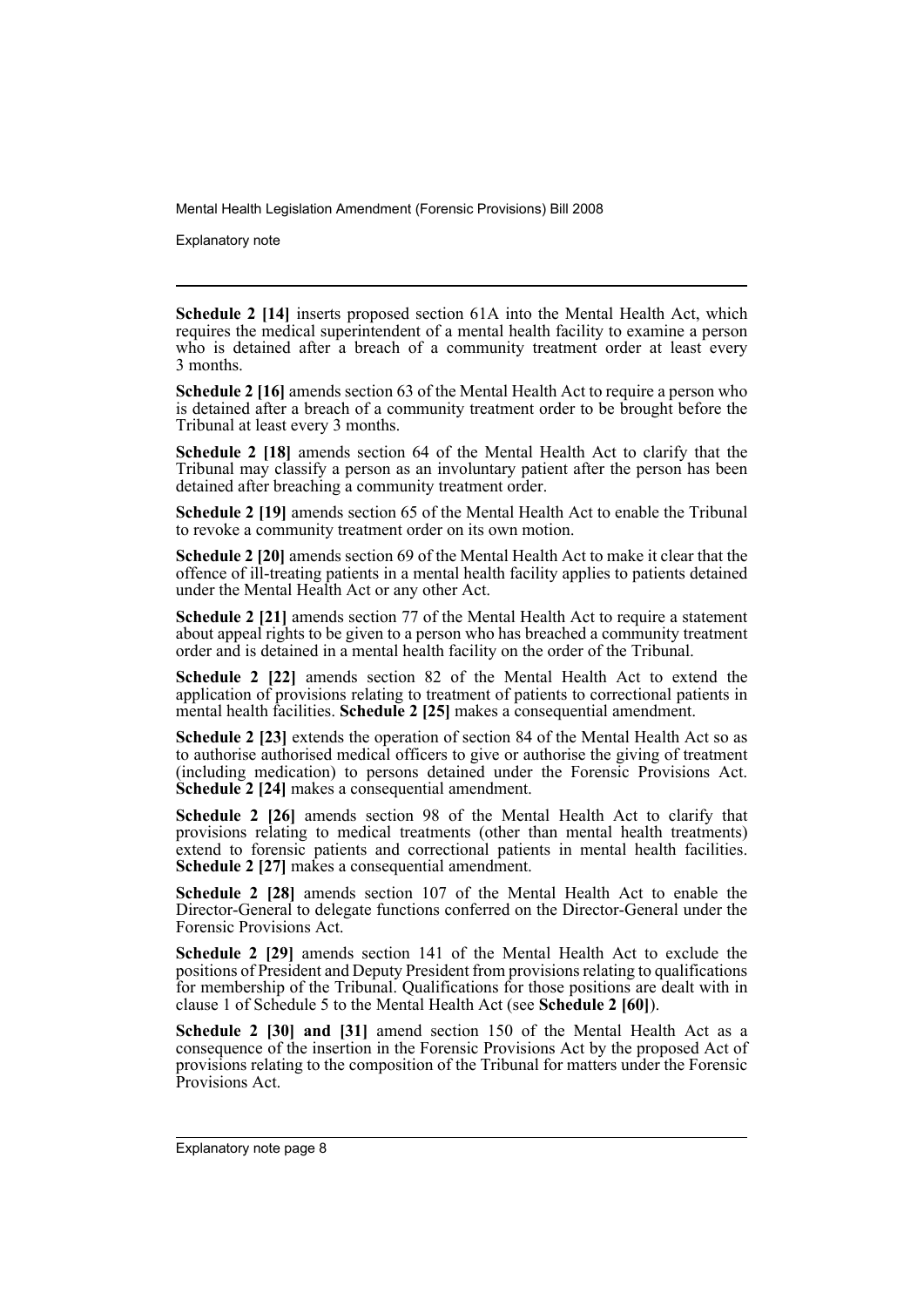**Schedule 2 [14]** inserts proposed section 61A into the Mental Health Act, which requires the medical superintendent of a mental health facility to examine a person who is detained after a breach of a community treatment order at least every 3 months.

**Schedule 2 [16]** amends section 63 of the Mental Health Act to require a person who is detained after a breach of a community treatment order to be brought before the Tribunal at least every 3 months.

**Schedule 2 [18]** amends section 64 of the Mental Health Act to clarify that the Tribunal may classify a person as an involuntary patient after the person has been detained after breaching a community treatment order.

**Schedule 2 [19]** amends section 65 of the Mental Health Act to enable the Tribunal to revoke a community treatment order on its own motion.

**Schedule 2 [20]** amends section 69 of the Mental Health Act to make it clear that the offence of ill-treating patients in a mental health facility applies to patients detained under the Mental Health Act or any other Act.

**Schedule 2 [21]** amends section 77 of the Mental Health Act to require a statement about appeal rights to be given to a person who has breached a community treatment order and is detained in a mental health facility on the order of the Tribunal.

**Schedule 2 [22]** amends section 82 of the Mental Health Act to extend the application of provisions relating to treatment of patients to correctional patients in mental health facilities. **Schedule 2 [25]** makes a consequential amendment.

**Schedule 2 [23]** extends the operation of section 84 of the Mental Health Act so as to authorise authorised medical officers to give or authorise the giving of treatment (including medication) to persons detained under the Forensic Provisions Act. **Schedule 2 [24]** makes a consequential amendment.

**Schedule 2 [26]** amends section 98 of the Mental Health Act to clarify that provisions relating to medical treatments (other than mental health treatments) extend to forensic patients and correctional patients in mental health facilities. **Schedule 2 [27]** makes a consequential amendment.

**Schedule 2 [28]** amends section 107 of the Mental Health Act to enable the Director-General to delegate functions conferred on the Director-General under the Forensic Provisions Act.

**Schedule 2 [29]** amends section 141 of the Mental Health Act to exclude the positions of President and Deputy President from provisions relating to qualifications for membership of the Tribunal. Qualifications for those positions are dealt with in clause 1 of Schedule 5 to the Mental Health Act (see **Schedule 2 [60]**).

**Schedule 2 [30] and [31]** amend section 150 of the Mental Health Act as a consequence of the insertion in the Forensic Provisions Act by the proposed Act of provisions relating to the composition of the Tribunal for matters under the Forensic Provisions Act.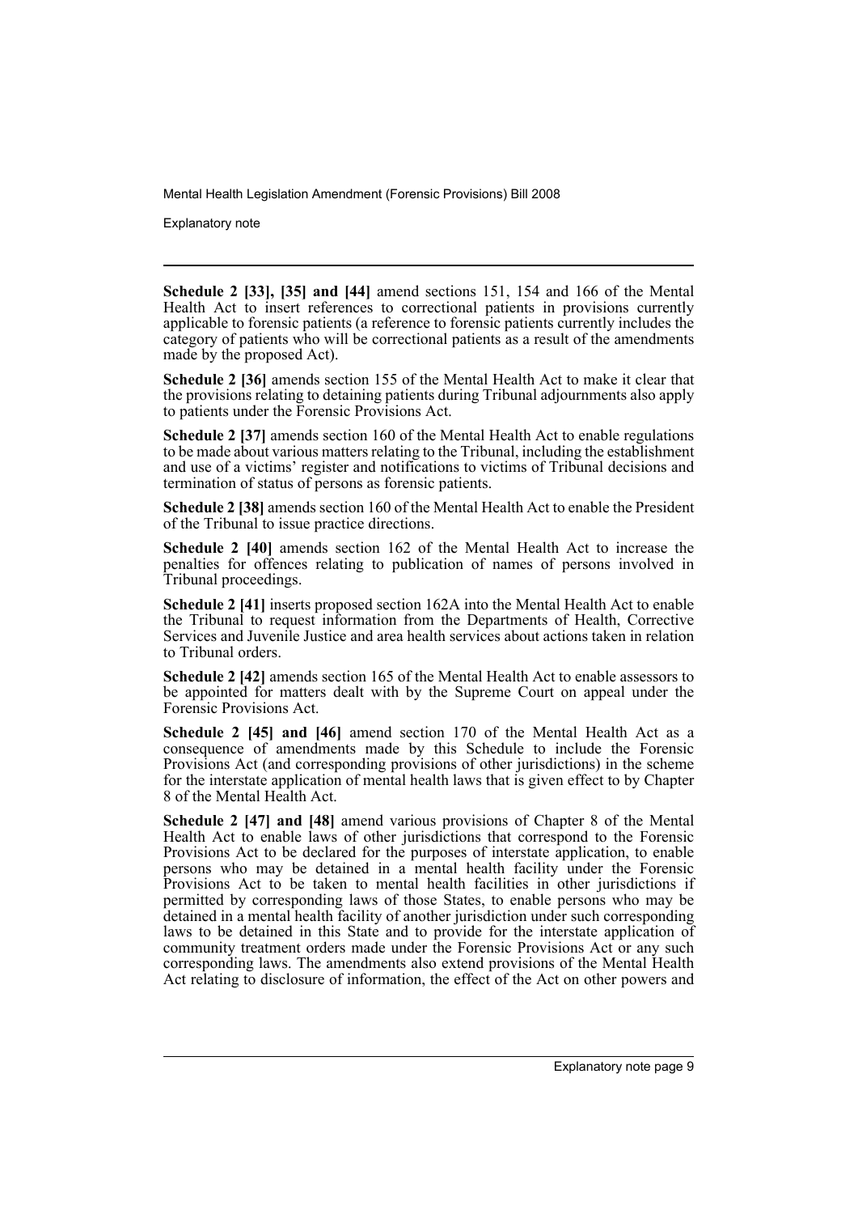**Schedule 2 [33], [35] and [44]** amend sections 151, 154 and 166 of the Mental Health Act to insert references to correctional patients in provisions currently applicable to forensic patients (a reference to forensic patients currently includes the category of patients who will be correctional patients as a result of the amendments made by the proposed Act).

**Schedule 2 [36]** amends section 155 of the Mental Health Act to make it clear that the provisions relating to detaining patients during Tribunal adjournments also apply to patients under the Forensic Provisions Act.

**Schedule 2 [37]** amends section 160 of the Mental Health Act to enable regulations to be made about various matters relating to the Tribunal, including the establishment and use of a victims' register and notifications to victims of Tribunal decisions and termination of status of persons as forensic patients.

**Schedule 2 [38]** amends section 160 of the Mental Health Act to enable the President of the Tribunal to issue practice directions.

**Schedule 2 [40]** amends section 162 of the Mental Health Act to increase the penalties for offences relating to publication of names of persons involved in Tribunal proceedings.

**Schedule 2 [41]** inserts proposed section 162A into the Mental Health Act to enable the Tribunal to request information from the Departments of Health, Corrective Services and Juvenile Justice and area health services about actions taken in relation to Tribunal orders.

**Schedule 2 [42]** amends section 165 of the Mental Health Act to enable assessors to be appointed for matters dealt with by the Supreme Court on appeal under the Forensic Provisions Act.

**Schedule 2 [45] and [46]** amend section 170 of the Mental Health Act as a consequence of amendments made by this Schedule to include the Forensic Provisions Act (and corresponding provisions of other jurisdictions) in the scheme for the interstate application of mental health laws that is given effect to by Chapter 8 of the Mental Health Act.

**Schedule 2 [47] and [48]** amend various provisions of Chapter 8 of the Mental Health Act to enable laws of other jurisdictions that correspond to the Forensic Provisions Act to be declared for the purposes of interstate application, to enable persons who may be detained in a mental health facility under the Forensic Provisions Act to be taken to mental health facilities in other jurisdictions if permitted by corresponding laws of those States, to enable persons who may be detained in a mental health facility of another jurisdiction under such corresponding laws to be detained in this State and to provide for the interstate application of community treatment orders made under the Forensic Provisions Act or any such corresponding laws. The amendments also extend provisions of the Mental Health Act relating to disclosure of information, the effect of the Act on other powers and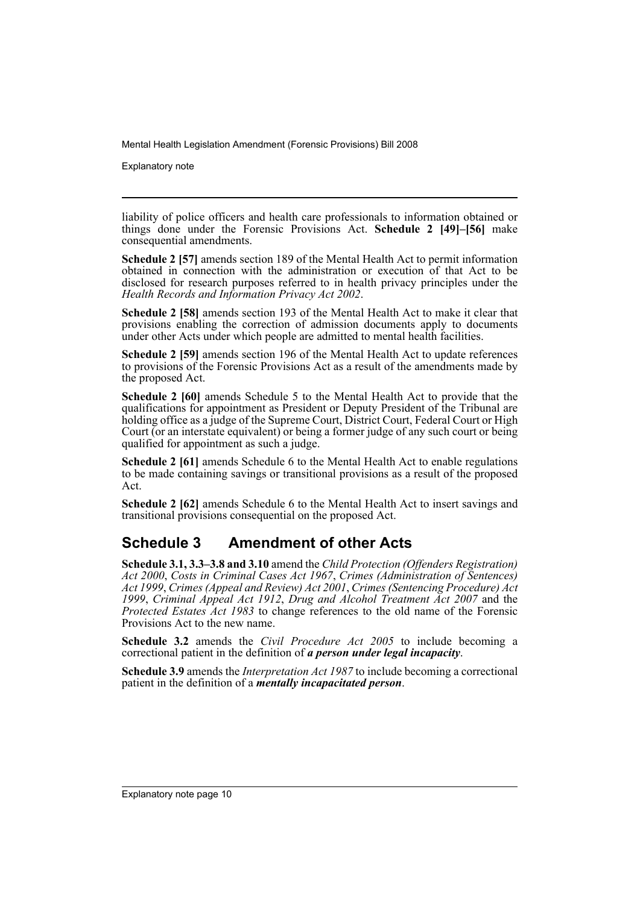liability of police officers and health care professionals to information obtained or things done under the Forensic Provisions Act. **Schedule 2 [49]–[56]** make consequential amendments.

**Schedule 2 [57]** amends section 189 of the Mental Health Act to permit information obtained in connection with the administration or execution of that Act to be disclosed for research purposes referred to in health privacy principles under the *Health Records and Information Privacy Act 2002*.

**Schedule 2 [58]** amends section 193 of the Mental Health Act to make it clear that provisions enabling the correction of admission documents apply to documents under other Acts under which people are admitted to mental health facilities.

**Schedule 2 [59]** amends section 196 of the Mental Health Act to update references to provisions of the Forensic Provisions Act as a result of the amendments made by the proposed Act.

**Schedule 2 [60]** amends Schedule 5 to the Mental Health Act to provide that the qualifications for appointment as President or Deputy President of the Tribunal are holding office as a judge of the Supreme Court, District Court, Federal Court or High Court (or an interstate equivalent) or being a former judge of any such court or being qualified for appointment as such a judge.

**Schedule 2 [61]** amends Schedule 6 to the Mental Health Act to enable regulations to be made containing savings or transitional provisions as a result of the proposed Act.

**Schedule 2 [62]** amends Schedule 6 to the Mental Health Act to insert savings and transitional provisions consequential on the proposed Act.

## Schedule 3 Amendment of other Acts

**Schedule 3.1, 3.3–3.8 and 3.10** amend the *Child Protection (Offenders Registration) Act 2000*, *Costs in Criminal Cases Act 1967*, *Crimes (Administration of Sentences) Act 1999*, *Crimes (Appeal and Review) Act 2001*, *Crimes (Sentencing Procedure) Act 1999*, *Criminal Appeal Act 1912*, *Drug and Alcohol Treatment Act 2007* and the *Protected Estates Act 1983* to change references to the old name of the Forensic Provisions Act to the new name.

**Schedule 3.2** amends the *Civil Procedure Act 2005* to include becoming a correctional patient in the definition of ***a person under legal incapacity***.

**Schedule 3.9** amends the *Interpretation Act 1987* to include becoming a correctional patient in the definition of a ***mentally incapacitated person***.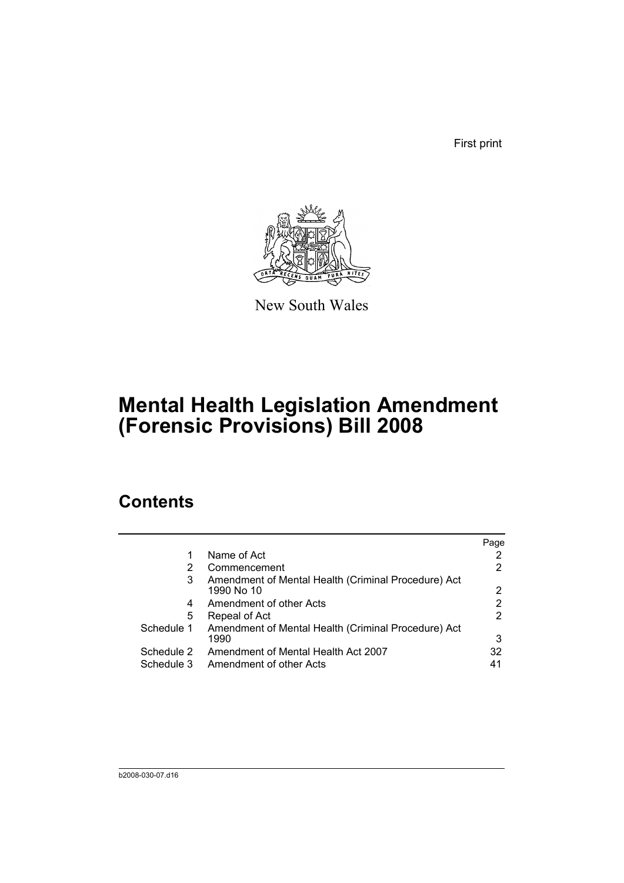First print

New South Wales

# Mental Health Legislation Amendment (Forensic Provisions) Bill 2008

## Contents

| | | Page |
|---|---|---|
| 1 | Name of Act | 2 |
| 2 | Commencement | 2 |
| 3 | Amendment of Mental Health (Criminal Procedure) Act 1990 No 10 | 2 |
| 4 | Amendment of other Acts | 2 |
| 5 | Repeal of Act | 2 |
| Schedule 1 | Amendment of Mental Health (Criminal Procedure) Act 1990 | 3 |
| Schedule 2 | Amendment of Mental Health Act 2007 | 32 |
| Schedule 3 | Amendment of other Acts | 41 |

b2008-030-07.d16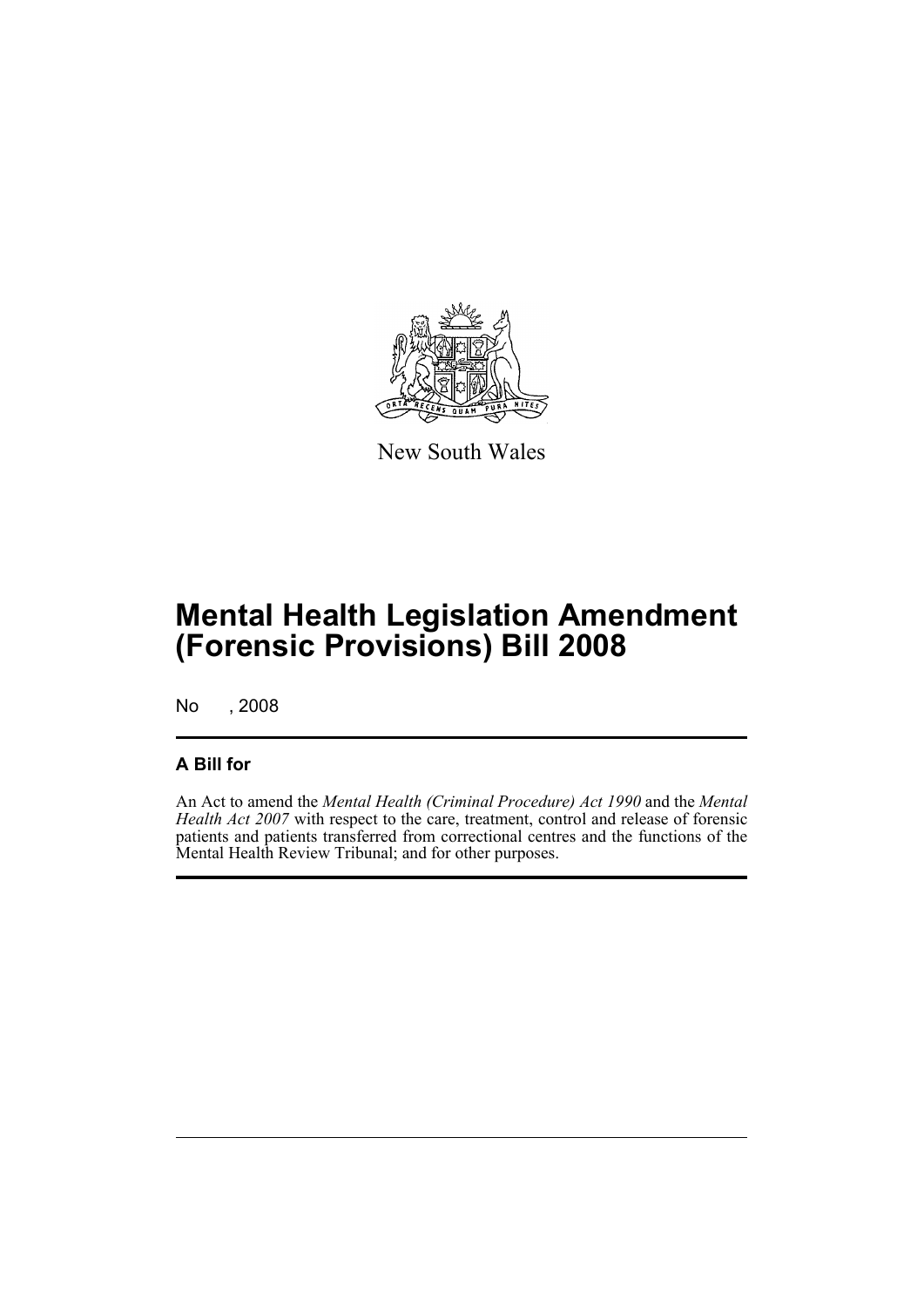New South Wales

# Mental Health Legislation Amendment (Forensic Provisions) Bill 2008

No , 2008

## A Bill for

An Act to amend the *Mental Health (Criminal Procedure) Act 1990* and the *Mental Health Act 2007* with respect to the care, treatment, control and release of forensic patients and patients transferred from correctional centres and the functions of the Mental Health Review Tribunal; and for other purposes.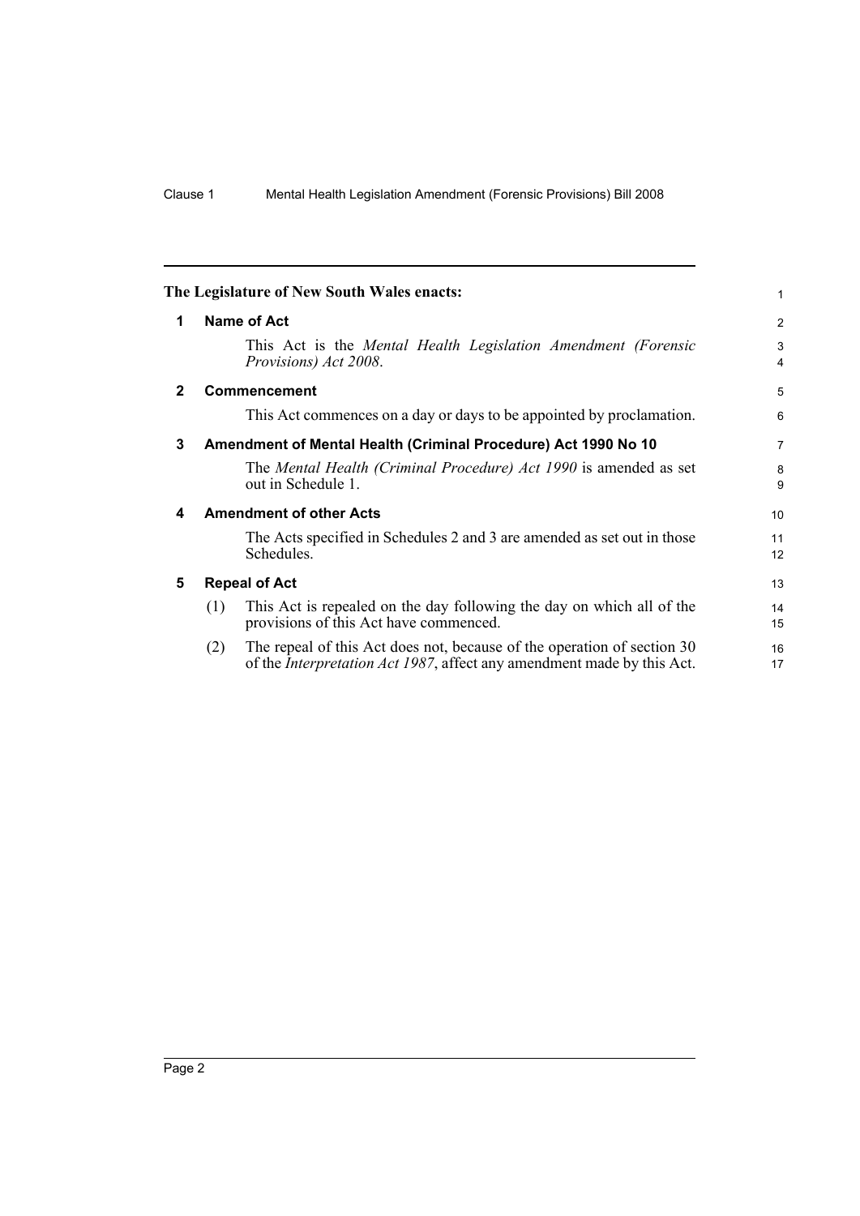**The Legislature of New South Wales enacts:**

## 1 Name of Act

This Act is the *Mental Health Legislation Amendment (Forensic Provisions) Act 2008*.

## 2 Commencement

This Act commences on a day or days to be appointed by proclamation.

## 3 Amendment of Mental Health (Criminal Procedure) Act 1990 No 10

The *Mental Health (Criminal Procedure) Act 1990* is amended as set out in Schedule 1.

## 4 Amendment of other Acts

The Acts specified in Schedules 2 and 3 are amended as set out in those Schedules.

## 5 Repeal of Act

(1) This Act is repealed on the day following the day on which all of the provisions of this Act have commenced.

(2) The repeal of this Act does not, because of the operation of section 30 of the *Interpretation Act 1987*, affect any amendment made by this Act.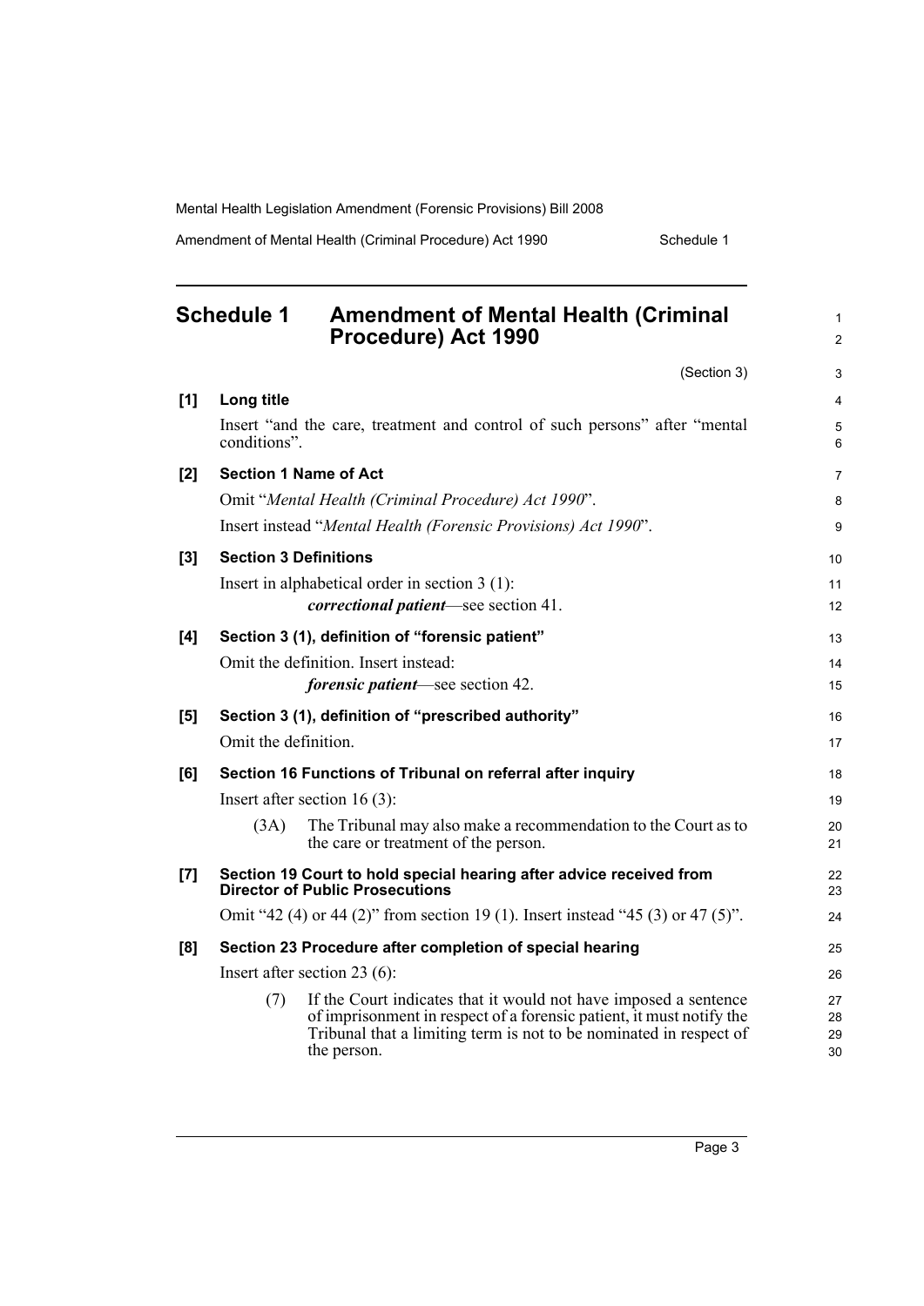# Schedule 1 Amendment of Mental Health (Criminal Procedure) Act 1990

(Section 3)

**[1] Long title**

Insert "and the care, treatment and control of such persons" after "mental conditions".

**[2] Section 1 Name of Act**

Omit "*Mental Health (Criminal Procedure) Act 1990*".

Insert instead "*Mental Health (Forensic Provisions) Act 1990*".

**[3] Section 3 Definitions**

Insert in alphabetical order in section 3 (1):

> ***correctional patient***—see section 41.

**[4] Section 3 (1), definition of "forensic patient"**

Omit the definition. Insert instead:

> ***forensic patient***—see section 42.

**[5] Section 3 (1), definition of "prescribed authority"**

Omit the definition.

**[6] Section 16 Functions of Tribunal on referral after inquiry**

Insert after section 16 (3):

> (3A) The Tribunal may also make a recommendation to the Court as to the care or treatment of the person.

**[7] Section 19 Court to hold special hearing after advice received from Director of Public Prosecutions**

Omit "42 (4) or 44 (2)" from section 19 (1). Insert instead "45 (3) or 47 (5)".

**[8] Section 23 Procedure after completion of special hearing**

Insert after section 23 (6):

> (7) If the Court indicates that it would not have imposed a sentence of imprisonment in respect of a forensic patient, it must notify the Tribunal that a limiting term is not to be nominated in respect of the person.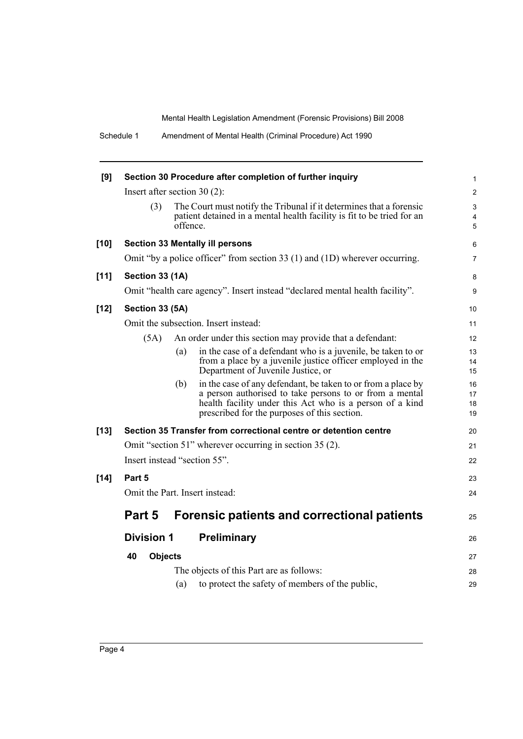**[9] Section 30 Procedure after completion of further inquiry**

Insert after section 30 (2):

(3) The Court must notify the Tribunal if it determines that a forensic patient detained in a mental health facility is fit to be tried for an offence.

**[10] Section 33 Mentally ill persons**

Omit "by a police officer" from section 33 (1) and (1D) wherever occurring.

**[11] Section 33 (1A)**

Omit "health care agency". Insert instead "declared mental health facility".

**[12] Section 33 (5A)**

Omit the subsection. Insert instead:

(5A) An order under this section may provide that a defendant:

(a) in the case of a defendant who is a juvenile, be taken to or from a place by a juvenile justice officer employed in the Department of Juvenile Justice, or

(b) in the case of any defendant, be taken to or from a place by a person authorised to take persons to or from a mental health facility under this Act who is a person of a kind prescribed for the purposes of this section.

**[13] Section 35 Transfer from correctional centre or detention centre**

Omit "section 51" wherever occurring in section 35 (2).

Insert instead "section 55".

**[14] Part 5**

Omit the Part. Insert instead:

# Part 5 Forensic patients and correctional patients

## Division 1 Preliminary

### 40 Objects

The objects of this Part are as follows:

(a) to protect the safety of members of the public,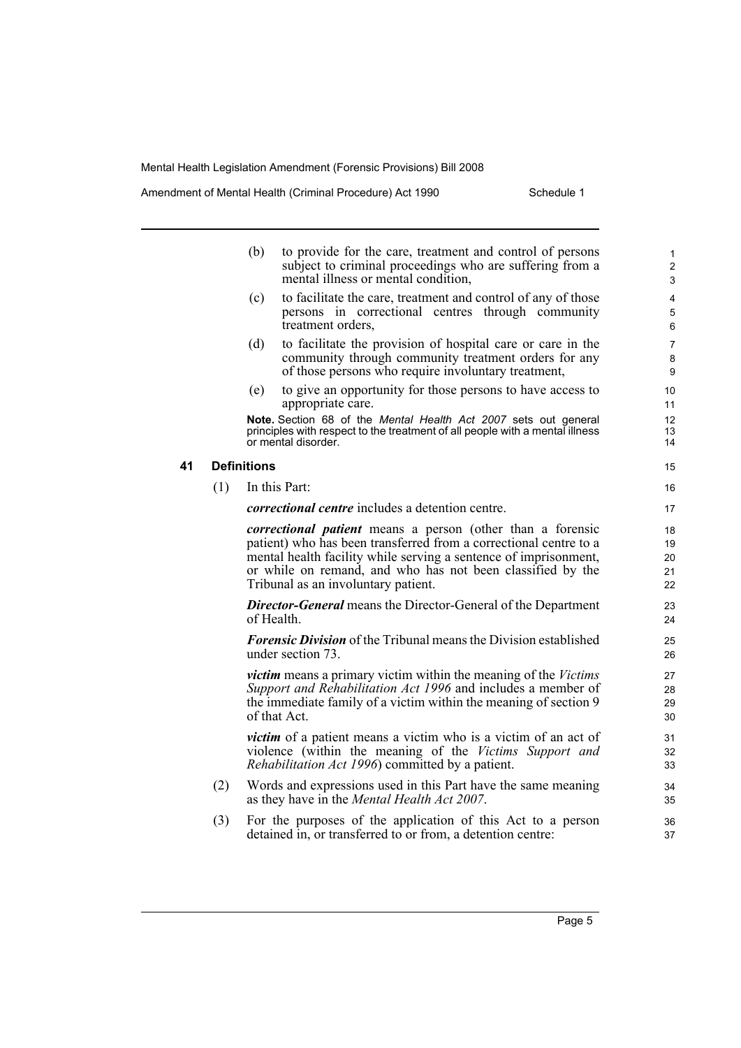(b) to provide for the care, treatment and control of persons subject to criminal proceedings who are suffering from a mental illness or mental condition,

(c) to facilitate the care, treatment and control of any of those persons in correctional centres through community treatment orders,

(d) to facilitate the provision of hospital care or care in the community through community treatment orders for any of those persons who require involuntary treatment,

(e) to give an opportunity for those persons to have access to appropriate care.

**Note.** Section 68 of the *Mental Health Act 2007* sets out general principles with respect to the treatment of all people with a mental illness or mental disorder.

## 41 Definitions

(1) In this Part:

***correctional centre*** includes a detention centre.

***correctional patient*** means a person (other than a forensic patient) who has been transferred from a correctional centre to a mental health facility while serving a sentence of imprisonment, or while on remand, and who has not been classified by the Tribunal as an involuntary patient.

***Director-General*** means the Director-General of the Department of Health.

***Forensic Division*** of the Tribunal means the Division established under section 73.

***victim*** means a primary victim within the meaning of the *Victims Support and Rehabilitation Act 1996* and includes a member of the immediate family of a victim within the meaning of section 9 of that Act.

***victim*** of a patient means a victim who is a victim of an act of violence (within the meaning of the *Victims Support and Rehabilitation Act 1996*) committed by a patient.

(2) Words and expressions used in this Part have the same meaning as they have in the *Mental Health Act 2007*.

(3) For the purposes of the application of this Act to a person detained in, or transferred to or from, a detention centre: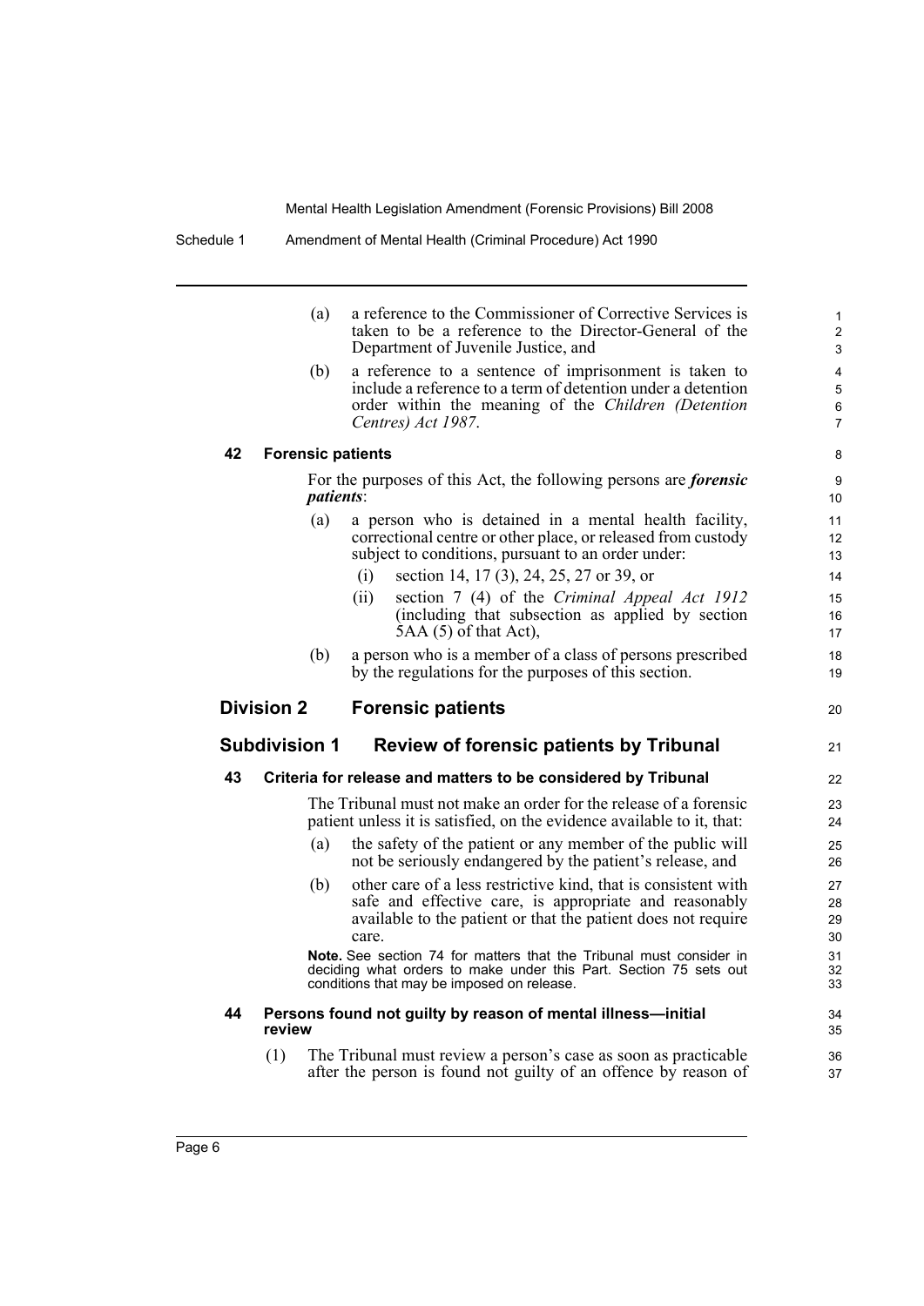(a) a reference to the Commissioner of Corrective Services is taken to be a reference to the Director-General of the Department of Juvenile Justice, and

(b) a reference to a sentence of imprisonment is taken to include a reference to a term of detention under a detention order within the meaning of the *Children (Detention Centres) Act 1987*.

### 42 Forensic patients

For the purposes of this Act, the following persons are ***forensic patients***:

(a) a person who is detained in a mental health facility, correctional centre or other place, or released from custody subject to conditions, pursuant to an order under:

(i) section 14, 17 (3), 24, 25, 27 or 39, or

(ii) section 7 (4) of the *Criminal Appeal Act 1912* (including that subsection as applied by section 5AA (5) of that Act),

(b) a person who is a member of a class of persons prescribed by the regulations for the purposes of this section.

## Division 2 Forensic patients

## Subdivision 1 Review of forensic patients by Tribunal

### 43 Criteria for release and matters to be considered by Tribunal

The Tribunal must not make an order for the release of a forensic patient unless it is satisfied, on the evidence available to it, that:

(a) the safety of the patient or any member of the public will not be seriously endangered by the patient's release, and

(b) other care of a less restrictive kind, that is consistent with safe and effective care, is appropriate and reasonably available to the patient or that the patient does not require care.

**Note.** See section 74 for matters that the Tribunal must consider in deciding what orders to make under this Part. Section 75 sets out conditions that may be imposed on release.

### 44 Persons found not guilty by reason of mental illness—initial review

(1) The Tribunal must review a person's case as soon as practicable after the person is found not guilty of an offence by reason of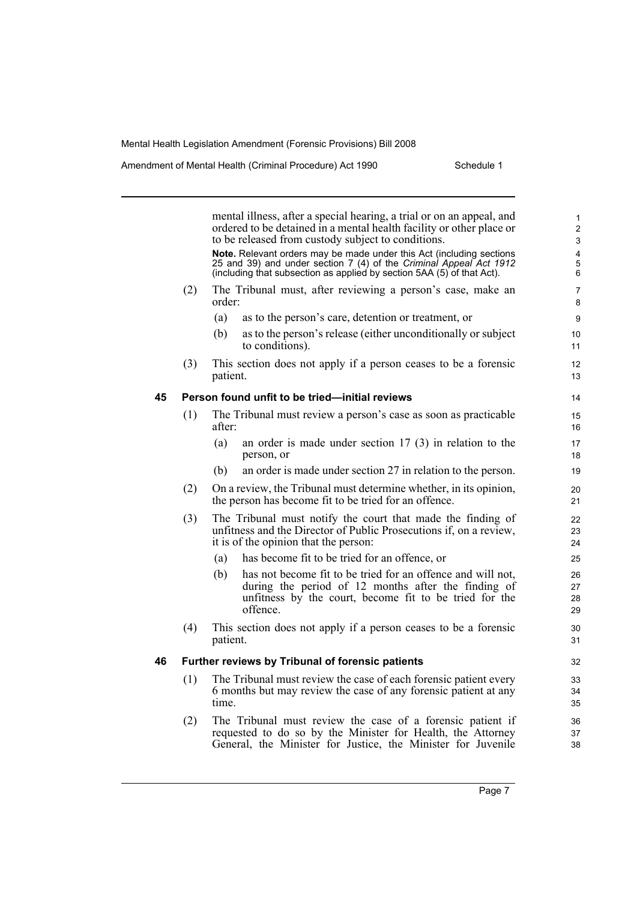mental illness, after a special hearing, a trial or on an appeal, and ordered to be detained in a mental health facility or other place or to be released from custody subject to conditions.

**Note.** Relevant orders may be made under this Act (including sections 25 and 39) and under section 7 (4) of the *Criminal Appeal Act 1912* (including that subsection as applied by section 5AA (5) of that Act).

(2) The Tribunal must, after reviewing a person's case, make an order:

(a) as to the person's care, detention or treatment, or

(b) as to the person's release (either unconditionally or subject to conditions).

(3) This section does not apply if a person ceases to be a forensic patient.

### 45 Person found unfit to be tried—initial reviews

(1) The Tribunal must review a person's case as soon as practicable after:

(a) an order is made under section 17 (3) in relation to the person, or

(b) an order is made under section 27 in relation to the person.

(2) On a review, the Tribunal must determine whether, in its opinion, the person has become fit to be tried for an offence.

(3) The Tribunal must notify the court that made the finding of unfitness and the Director of Public Prosecutions if, on a review, it is of the opinion that the person:

(a) has become fit to be tried for an offence, or

(b) has not become fit to be tried for an offence and will not, during the period of 12 months after the finding of unfitness by the court, become fit to be tried for the offence.

(4) This section does not apply if a person ceases to be a forensic patient.

### 46 Further reviews by Tribunal of forensic patients

(1) The Tribunal must review the case of each forensic patient every 6 months but may review the case of any forensic patient at any time.

(2) The Tribunal must review the case of a forensic patient if requested to do so by the Minister for Health, the Attorney General, the Minister for Justice, the Minister for Juvenile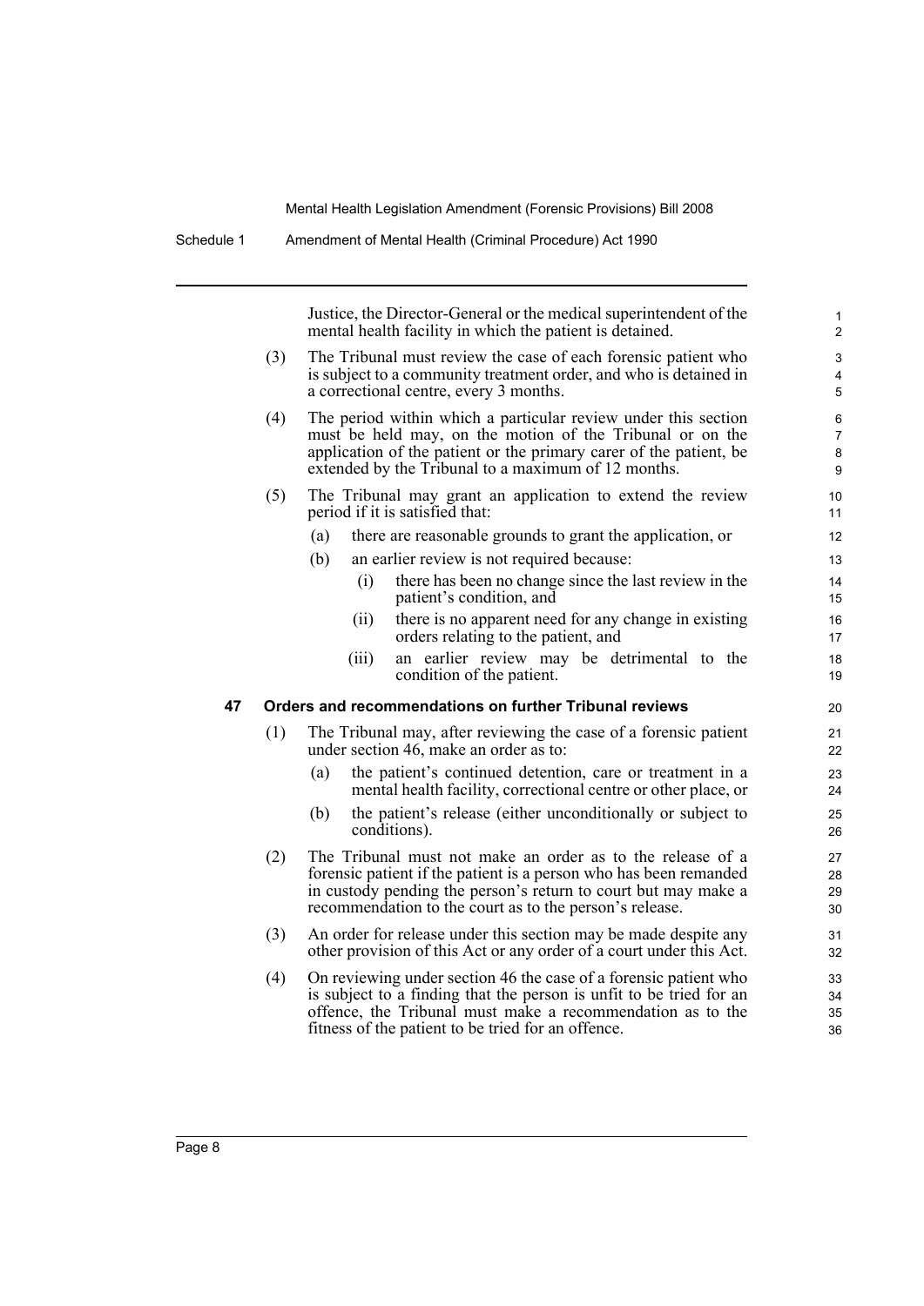Justice, the Director-General or the medical superintendent of the mental health facility in which the patient is detained.

(3) The Tribunal must review the case of each forensic patient who is subject to a community treatment order, and who is detained in a correctional centre, every 3 months.

(4) The period within which a particular review under this section must be held may, on the motion of the Tribunal or on the application of the patient or the primary carer of the patient, be extended by the Tribunal to a maximum of 12 months.

(5) The Tribunal may grant an application to extend the review period if it is satisfied that:

(a) there are reasonable grounds to grant the application, or

(b) an earlier review is not required because:

(i) there has been no change since the last review in the patient's condition, and

(ii) there is no apparent need for any change in existing orders relating to the patient, and

(iii) an earlier review may be detrimental to the condition of the patient.

### 47 Orders and recommendations on further Tribunal reviews

(1) The Tribunal may, after reviewing the case of a forensic patient under section 46, make an order as to:

(a) the patient's continued detention, care or treatment in a mental health facility, correctional centre or other place, or

(b) the patient's release (either unconditionally or subject to conditions).

(2) The Tribunal must not make an order as to the release of a forensic patient if the patient is a person who has been remanded in custody pending the person's return to court but may make a recommendation to the court as to the person's release.

(3) An order for release under this section may be made despite any other provision of this Act or any order of a court under this Act.

(4) On reviewing under section 46 the case of a forensic patient who is subject to a finding that the person is unfit to be tried for an offence, the Tribunal must make a recommendation as to the fitness of the patient to be tried for an offence.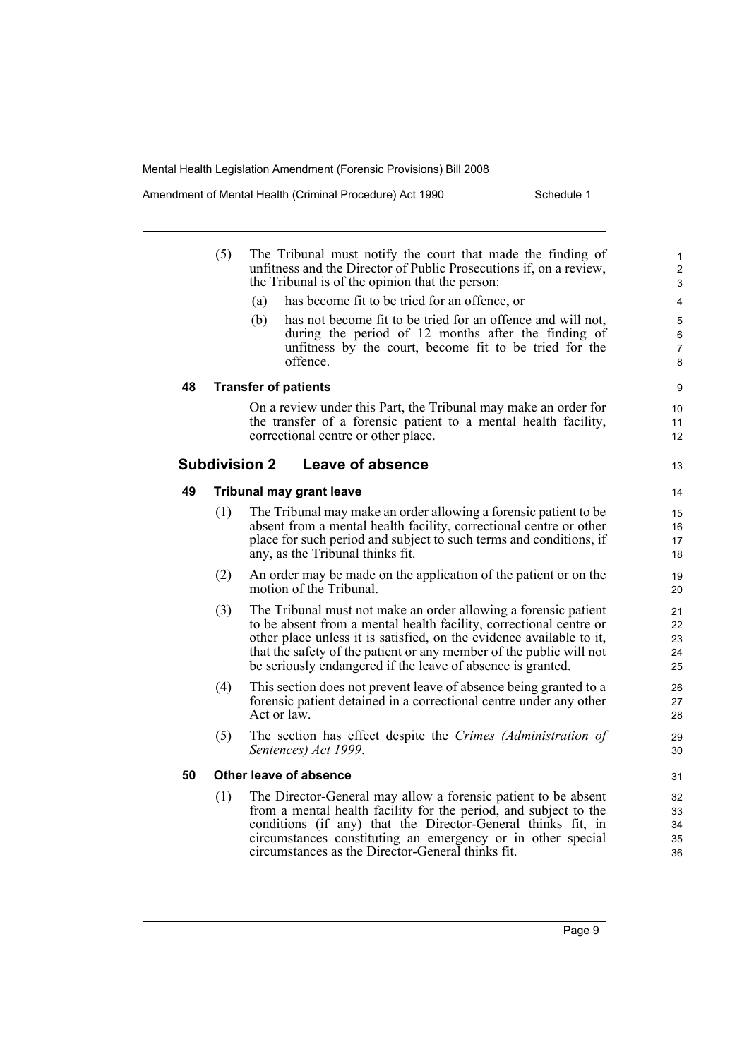(5) The Tribunal must notify the court that made the finding of unfitness and the Director of Public Prosecutions if, on a review, the Tribunal is of the opinion that the person:

(a) has become fit to be tried for an offence, or

(b) has not become fit to be tried for an offence and will not, during the period of 12 months after the finding of unfitness by the court, become fit to be tried for the offence.

#### 48 Transfer of patients

On a review under this Part, the Tribunal may make an order for the transfer of a forensic patient to a mental health facility, correctional centre or other place.

### Subdivision 2 Leave of absence

#### 49 Tribunal may grant leave

(1) The Tribunal may make an order allowing a forensic patient to be absent from a mental health facility, correctional centre or other place for such period and subject to such terms and conditions, if any, as the Tribunal thinks fit.

(2) An order may be made on the application of the patient or on the motion of the Tribunal.

(3) The Tribunal must not make an order allowing a forensic patient to be absent from a mental health facility, correctional centre or other place unless it is satisfied, on the evidence available to it, that the safety of the patient or any member of the public will not be seriously endangered if the leave of absence is granted.

(4) This section does not prevent leave of absence being granted to a forensic patient detained in a correctional centre under any other Act or law.

(5) The section has effect despite the *Crimes (Administration of Sentences) Act 1999*.

#### 50 Other leave of absence

(1) The Director-General may allow a forensic patient to be absent from a mental health facility for the period, and subject to the conditions (if any) that the Director-General thinks fit, in circumstances constituting an emergency or in other special circumstances as the Director-General thinks fit.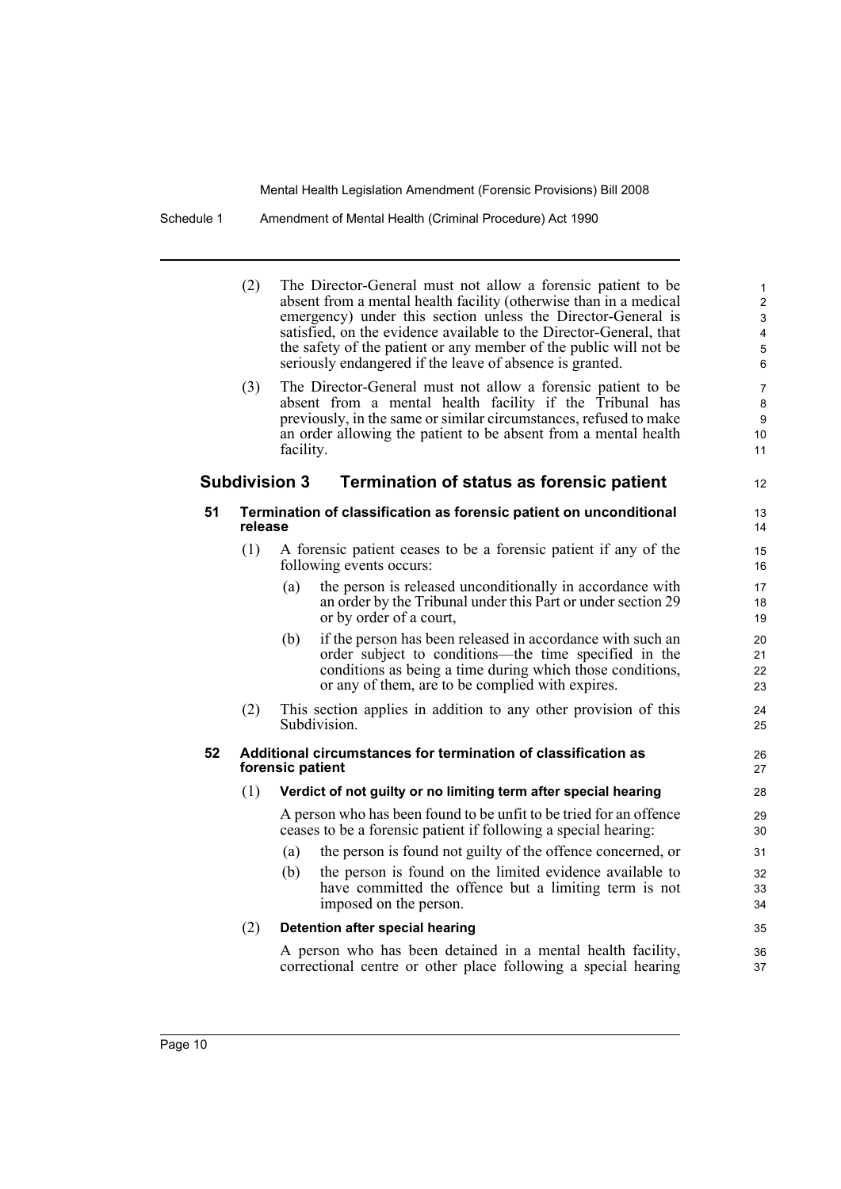(2) The Director-General must not allow a forensic patient to be absent from a mental health facility (otherwise than in a medical emergency) under this section unless the Director-General is satisfied, on the evidence available to the Director-General, that the safety of the patient or any member of the public will not be seriously endangered if the leave of absence is granted.

(3) The Director-General must not allow a forensic patient to be absent from a mental health facility if the Tribunal has previously, in the same or similar circumstances, refused to make an order allowing the patient to be absent from a mental health facility.

## Subdivision 3 Termination of status as forensic patient

### 51 Termination of classification as forensic patient on unconditional release

(1) A forensic patient ceases to be a forensic patient if any of the following events occurs:

- (a) the person is released unconditionally in accordance with an order by the Tribunal under this Part or under section 29 or by order of a court,
- (b) if the person has been released in accordance with such an order subject to conditions—the time specified in the conditions as being a time during which those conditions, or any of them, are to be complied with expires.

(2) This section applies in addition to any other provision of this Subdivision.

### 52 Additional circumstances for termination of classification as forensic patient

(1) **Verdict of not guilty or no limiting term after special hearing**

A person who has been found to be unfit to be tried for an offence ceases to be a forensic patient if following a special hearing:

- (a) the person is found not guilty of the offence concerned, or
- (b) the person is found on the limited evidence available to have committed the offence but a limiting term is not imposed on the person.

(2) **Detention after special hearing**

A person who has been detained in a mental health facility, correctional centre or other place following a special hearing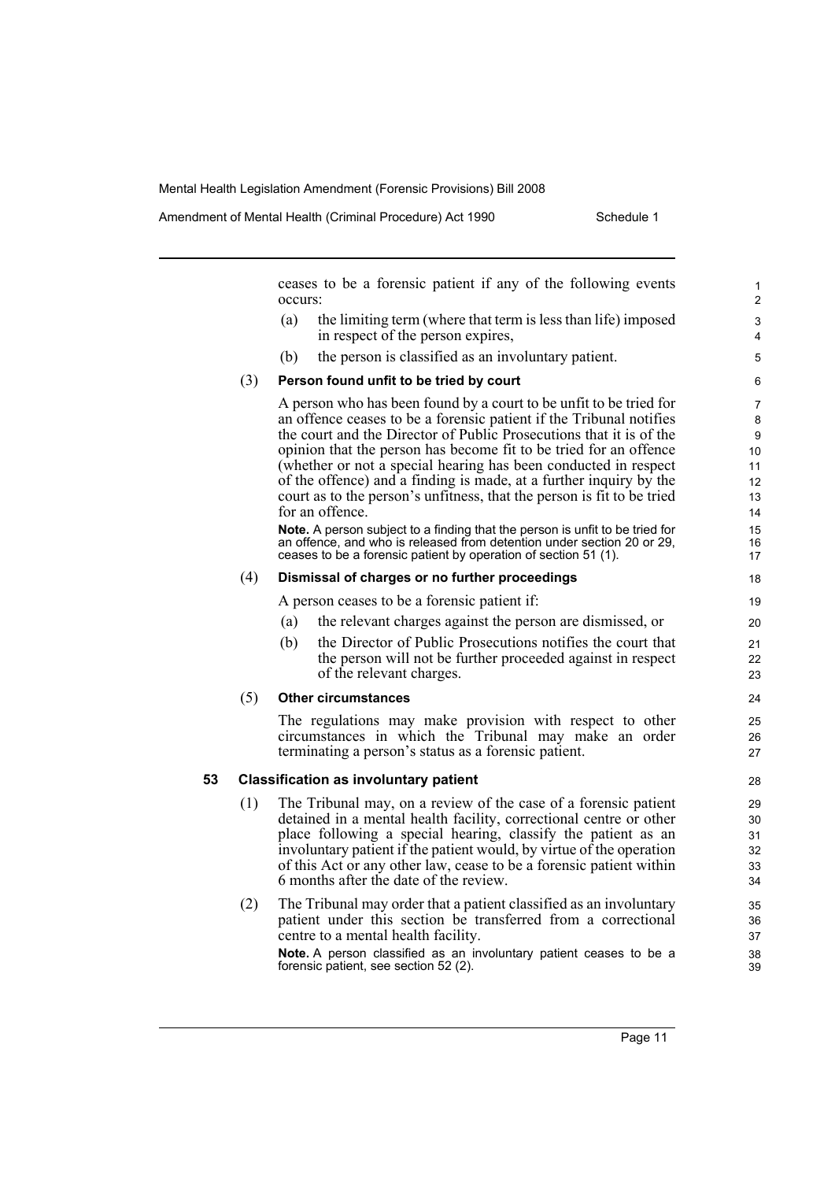ceases to be a forensic patient if any of the following events occurs:

(a) the limiting term (where that term is less than life) imposed in respect of the person expires,

(b) the person is classified as an involuntary patient.

(3) **Person found unfit to be tried by court**

A person who has been found by a court to be unfit to be tried for an offence ceases to be a forensic patient if the Tribunal notifies the court and the Director of Public Prosecutions that it is of the opinion that the person has become fit to be tried for an offence (whether or not a special hearing has been conducted in respect of the offence) and a finding is made, at a further inquiry by the court as to the person's unfitness, that the person is fit to be tried for an offence.

**Note.** A person subject to a finding that the person is unfit to be tried for an offence, and who is released from detention under section 20 or 29, ceases to be a forensic patient by operation of section 51 (1).

(4) **Dismissal of charges or no further proceedings**

A person ceases to be a forensic patient if:

(a) the relevant charges against the person are dismissed, or

(b) the Director of Public Prosecutions notifies the court that the person will not be further proceeded against in respect of the relevant charges.

(5) **Other circumstances**

The regulations may make provision with respect to other circumstances in which the Tribunal may make an order terminating a person's status as a forensic patient.

**53 Classification as involuntary patient**

(1) The Tribunal may, on a review of the case of a forensic patient detained in a mental health facility, correctional centre or other place following a special hearing, classify the patient as an involuntary patient if the patient would, by virtue of the operation of this Act or any other law, cease to be a forensic patient within 6 months after the date of the review.

(2) The Tribunal may order that a patient classified as an involuntary patient under this section be transferred from a correctional centre to a mental health facility.

**Note.** A person classified as an involuntary patient ceases to be a forensic patient, see section 52 (2).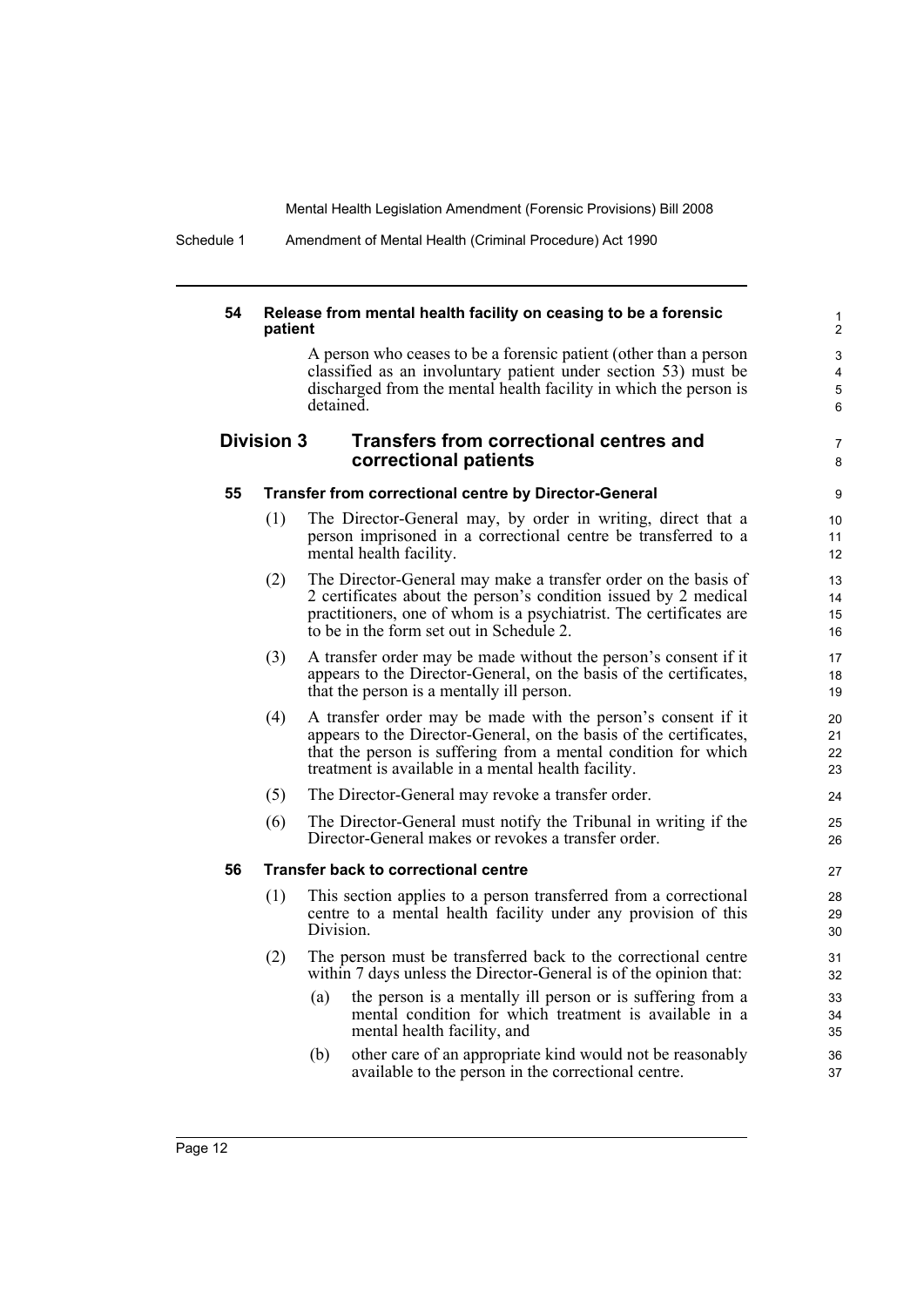**54 Release from mental health facility on ceasing to be a forensic patient**

A person who ceases to be a forensic patient (other than a person classified as an involuntary patient under section 53) must be discharged from the mental health facility in which the person is detained.

## Division 3 Transfers from correctional centres and correctional patients

**55 Transfer from correctional centre by Director-General**

(1) The Director-General may, by order in writing, direct that a person imprisoned in a correctional centre be transferred to a mental health facility.

(2) The Director-General may make a transfer order on the basis of 2 certificates about the person's condition issued by 2 medical practitioners, one of whom is a psychiatrist. The certificates are to be in the form set out in Schedule 2.

(3) A transfer order may be made without the person's consent if it appears to the Director-General, on the basis of the certificates, that the person is a mentally ill person.

(4) A transfer order may be made with the person's consent if it appears to the Director-General, on the basis of the certificates, that the person is suffering from a mental condition for which treatment is available in a mental health facility.

(5) The Director-General may revoke a transfer order.

(6) The Director-General must notify the Tribunal in writing if the Director-General makes or revokes a transfer order.

**56 Transfer back to correctional centre**

(1) This section applies to a person transferred from a correctional centre to a mental health facility under any provision of this Division.

(2) The person must be transferred back to the correctional centre within 7 days unless the Director-General is of the opinion that:

(a) the person is a mentally ill person or is suffering from a mental condition for which treatment is available in a mental health facility, and

(b) other care of an appropriate kind would not be reasonably available to the person in the correctional centre.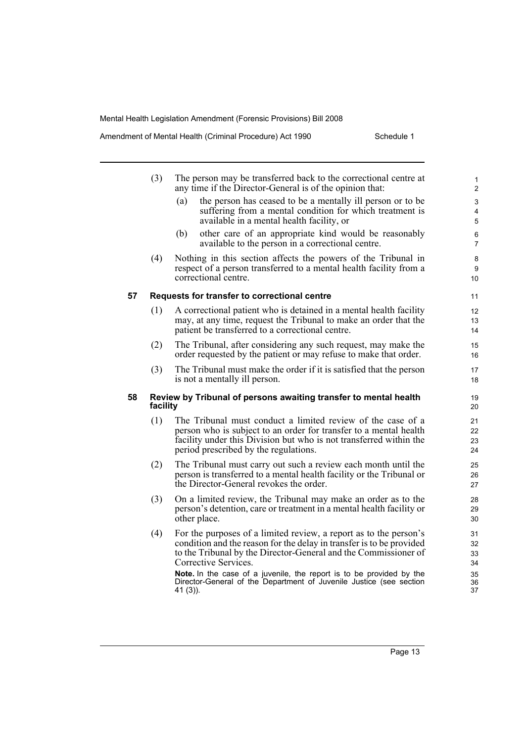(3) The person may be transferred back to the correctional centre at any time if the Director-General is of the opinion that:

(a) the person has ceased to be a mentally ill person or to be suffering from a mental condition for which treatment is available in a mental health facility, or

(b) other care of an appropriate kind would be reasonably available to the person in a correctional centre.

(4) Nothing in this section affects the powers of the Tribunal in respect of a person transferred to a mental health facility from a correctional centre.

### 57 Requests for transfer to correctional centre

(1) A correctional patient who is detained in a mental health facility may, at any time, request the Tribunal to make an order that the patient be transferred to a correctional centre.

(2) The Tribunal, after considering any such request, may make the order requested by the patient or may refuse to make that order.

(3) The Tribunal must make the order if it is satisfied that the person is not a mentally ill person.

### 58 Review by Tribunal of persons awaiting transfer to mental health facility

(1) The Tribunal must conduct a limited review of the case of a person who is subject to an order for transfer to a mental health facility under this Division but who is not transferred within the period prescribed by the regulations.

(2) The Tribunal must carry out such a review each month until the person is transferred to a mental health facility or the Tribunal or the Director-General revokes the order.

(3) On a limited review, the Tribunal may make an order as to the person's detention, care or treatment in a mental health facility or other place.

(4) For the purposes of a limited review, a report as to the person's condition and the reason for the delay in transfer is to be provided to the Tribunal by the Director-General and the Commissioner of Corrective Services.

**Note.** In the case of a juvenile, the report is to be provided by the Director-General of the Department of Juvenile Justice (see section 41 (3)).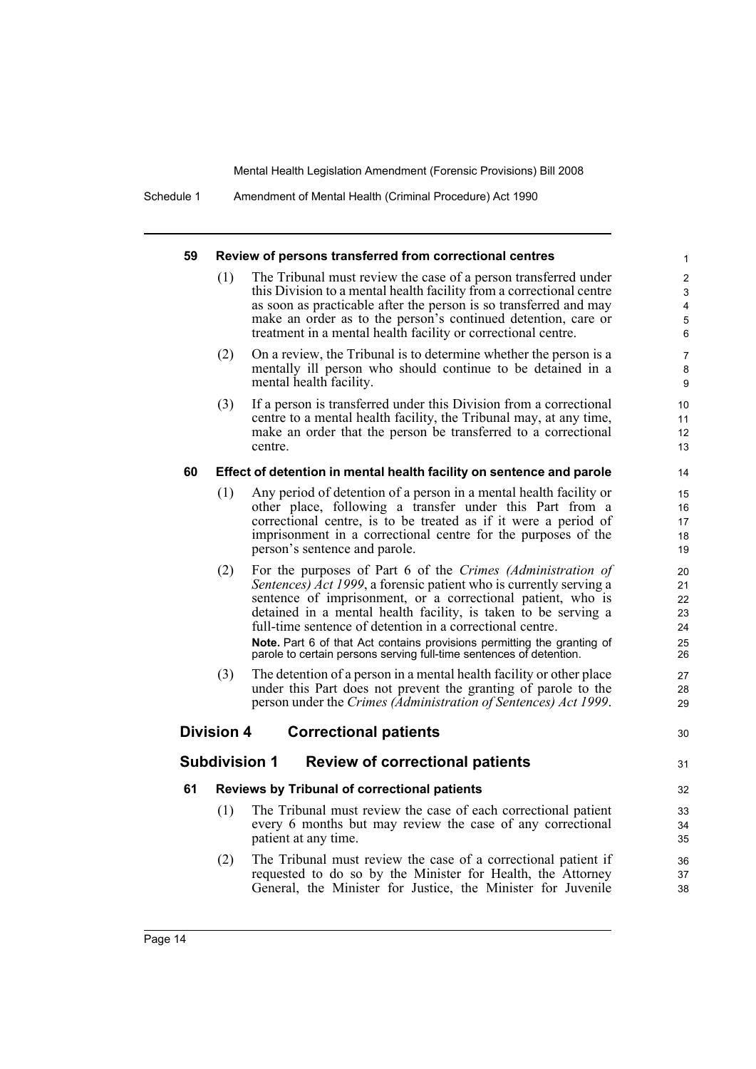### 59 Review of persons transferred from correctional centres

(1) The Tribunal must review the case of a person transferred under this Division to a mental health facility from a correctional centre as soon as practicable after the person is so transferred and may make an order as to the person's continued detention, care or treatment in a mental health facility or correctional centre.

(2) On a review, the Tribunal is to determine whether the person is a mentally ill person who should continue to be detained in a mental health facility.

(3) If a person is transferred under this Division from a correctional centre to a mental health facility, the Tribunal may, at any time, make an order that the person be transferred to a correctional centre.

### 60 Effect of detention in mental health facility on sentence and parole

(1) Any period of detention of a person in a mental health facility or other place, following a transfer under this Part from a correctional centre, is to be treated as if it were a period of imprisonment in a correctional centre for the purposes of the person's sentence and parole.

(2) For the purposes of Part 6 of the *Crimes (Administration of Sentences) Act 1999*, a forensic patient who is currently serving a sentence of imprisonment, or a correctional patient, who is detained in a mental health facility, is taken to be serving a full-time sentence of detention in a correctional centre.

**Note.** Part 6 of that Act contains provisions permitting the granting of parole to certain persons serving full-time sentences of detention.

(3) The detention of a person in a mental health facility or other place under this Part does not prevent the granting of parole to the person under the *Crimes (Administration of Sentences) Act 1999*.

## Division 4 Correctional patients

## Subdivision 1 Review of correctional patients

### 61 Reviews by Tribunal of correctional patients

(1) The Tribunal must review the case of each correctional patient every 6 months but may review the case of any correctional patient at any time.

(2) The Tribunal must review the case of a correctional patient if requested to do so by the Minister for Health, the Attorney General, the Minister for Justice, the Minister for Juvenile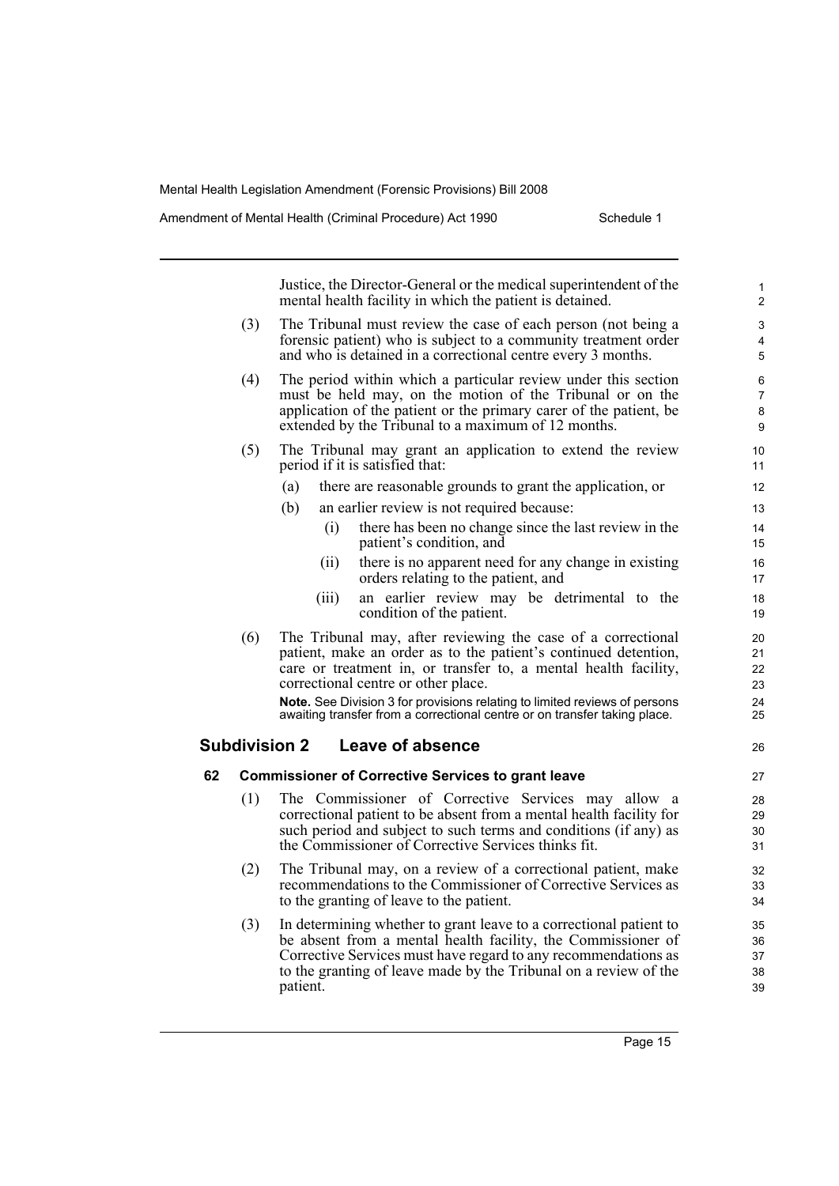Justice, the Director-General or the medical superintendent of the mental health facility in which the patient is detained.

(3) The Tribunal must review the case of each person (not being a forensic patient) who is subject to a community treatment order and who is detained in a correctional centre every 3 months.

(4) The period within which a particular review under this section must be held may, on the motion of the Tribunal or on the application of the patient or the primary carer of the patient, be extended by the Tribunal to a maximum of 12 months.

(5) The Tribunal may grant an application to extend the review period if it is satisfied that:

- (a) there are reasonable grounds to grant the application, or
- (b) an earlier review is not required because:
  - (i) there has been no change since the last review in the patient's condition, and
  - (ii) there is no apparent need for any change in existing orders relating to the patient, and
  - (iii) an earlier review may be detrimental to the condition of the patient.

(6) The Tribunal may, after reviewing the case of a correctional patient, make an order as to the patient's continued detention, care or treatment in, or transfer to, a mental health facility, correctional centre or other place.

**Note.** See Division 3 for provisions relating to limited reviews of persons awaiting transfer from a correctional centre or on transfer taking place.

## Subdivision 2 Leave of absence

### 62 Commissioner of Corrective Services to grant leave

(1) The Commissioner of Corrective Services may allow a correctional patient to be absent from a mental health facility for such period and subject to such terms and conditions (if any) as the Commissioner of Corrective Services thinks fit.

(2) The Tribunal may, on a review of a correctional patient, make recommendations to the Commissioner of Corrective Services as to the granting of leave to the patient.

(3) In determining whether to grant leave to a correctional patient to be absent from a mental health facility, the Commissioner of Corrective Services must have regard to any recommendations as to the granting of leave made by the Tribunal on a review of the patient.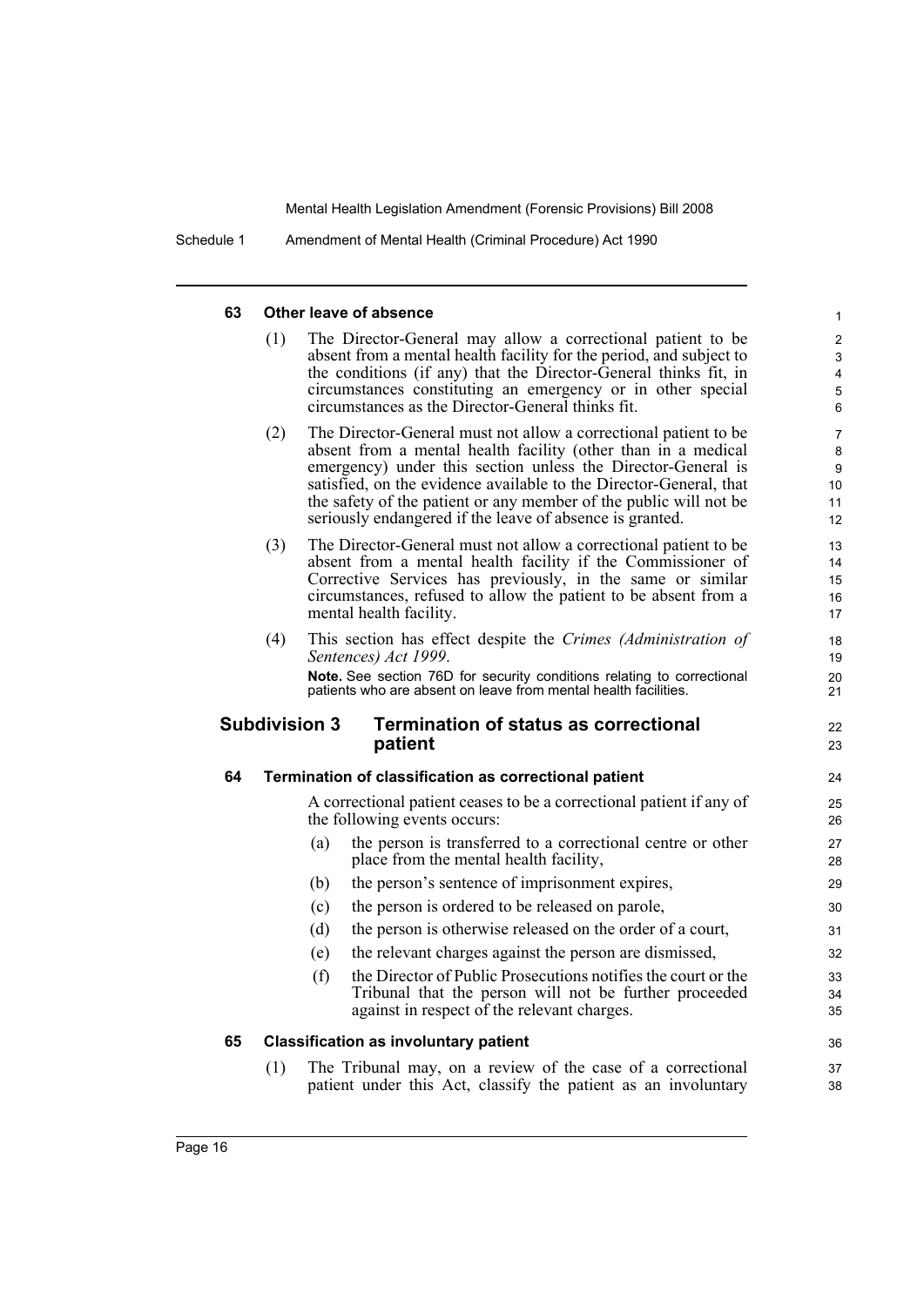#### 63 Other leave of absence

(1) The Director-General may allow a correctional patient to be absent from a mental health facility for the period, and subject to the conditions (if any) that the Director-General thinks fit, in circumstances constituting an emergency or in other special circumstances as the Director-General thinks fit.

(2) The Director-General must not allow a correctional patient to be absent from a mental health facility (other than in a medical emergency) under this section unless the Director-General is satisfied, on the evidence available to the Director-General, that the safety of the patient or any member of the public will not be seriously endangered if the leave of absence is granted.

(3) The Director-General must not allow a correctional patient to be absent from a mental health facility if the Commissioner of Corrective Services has previously, in the same or similar circumstances, refused to allow the patient to be absent from a mental health facility.

(4) This section has effect despite the *Crimes (Administration of Sentences) Act 1999*.

**Note.** See section 76D for security conditions relating to correctional patients who are absent on leave from mental health facilities.

### Subdivision 3 Termination of status as correctional patient

#### 64 Termination of classification as correctional patient

A correctional patient ceases to be a correctional patient if any of the following events occurs:

(a) the person is transferred to a correctional centre or other place from the mental health facility,

(b) the person's sentence of imprisonment expires,

(c) the person is ordered to be released on parole,

(d) the person is otherwise released on the order of a court,

(e) the relevant charges against the person are dismissed,

(f) the Director of Public Prosecutions notifies the court or the Tribunal that the person will not be further proceeded against in respect of the relevant charges.

#### 65 Classification as involuntary patient

(1) The Tribunal may, on a review of the case of a correctional patient under this Act, classify the patient as an involuntary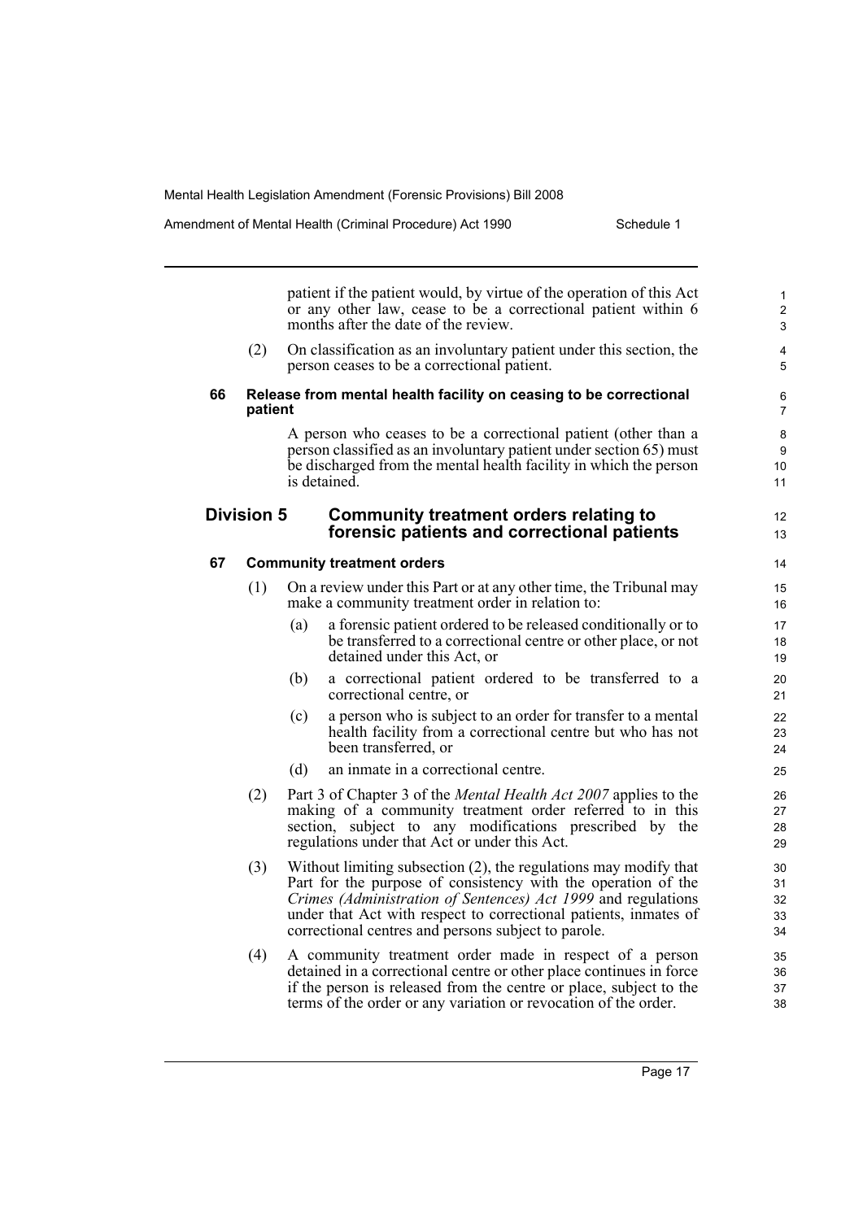patient if the patient would, by virtue of the operation of this Act or any other law, cease to be a correctional patient within 6 months after the date of the review.

(2) On classification as an involuntary patient under this section, the person ceases to be a correctional patient.

#### 66 Release from mental health facility on ceasing to be correctional patient

A person who ceases to be a correctional patient (other than a person classified as an involuntary patient under section 65) must be discharged from the mental health facility in which the person is detained.

### Division 5 Community treatment orders relating to forensic patients and correctional patients

#### 67 Community treatment orders

(1) On a review under this Part or at any other time, the Tribunal may make a community treatment order in relation to:

- (a) a forensic patient ordered to be released conditionally or to be transferred to a correctional centre or other place, or not detained under this Act, or
- (b) a correctional patient ordered to be transferred to a correctional centre, or
- (c) a person who is subject to an order for transfer to a mental health facility from a correctional centre but who has not been transferred, or
- (d) an inmate in a correctional centre.

(2) Part 3 of Chapter 3 of the *Mental Health Act 2007* applies to the making of a community treatment order referred to in this section, subject to any modifications prescribed by the regulations under that Act or under this Act.

(3) Without limiting subsection (2), the regulations may modify that Part for the purpose of consistency with the operation of the *Crimes (Administration of Sentences) Act 1999* and regulations under that Act with respect to correctional patients, inmates of correctional centres and persons subject to parole.

(4) A community treatment order made in respect of a person detained in a correctional centre or other place continues in force if the person is released from the centre or place, subject to the terms of the order or any variation or revocation of the order.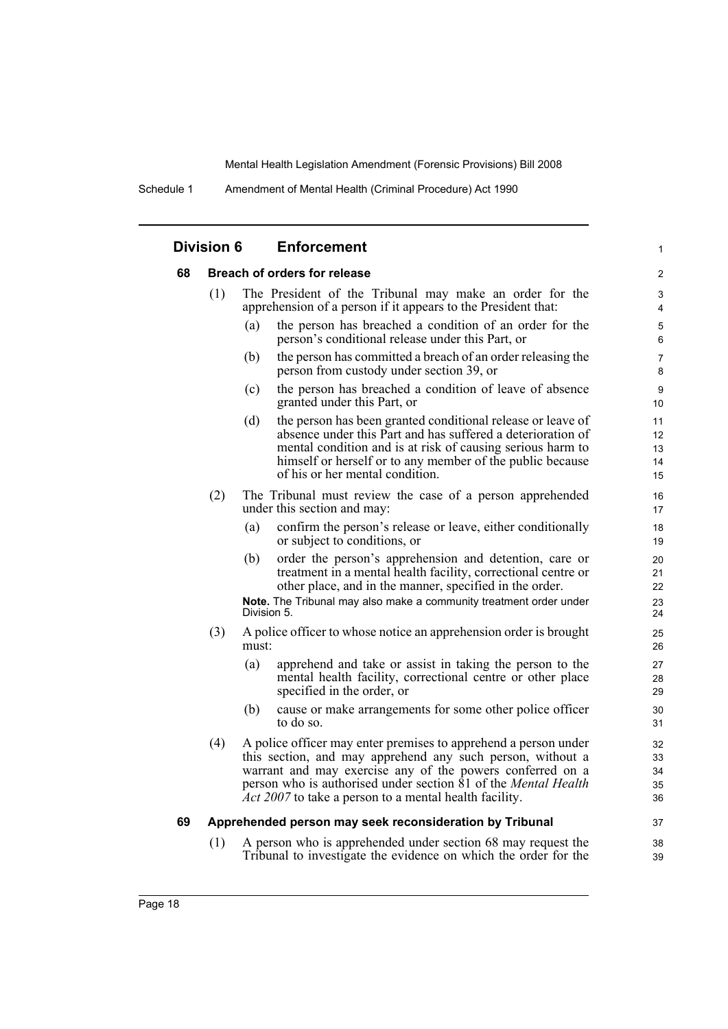## Division 6 Enforcement

### 68 Breach of orders for release

(1) The President of the Tribunal may make an order for the apprehension of a person if it appears to the President that:

- (a) the person has breached a condition of an order for the person's conditional release under this Part, or
- (b) the person has committed a breach of an order releasing the person from custody under section 39, or
- (c) the person has breached a condition of leave of absence granted under this Part, or
- (d) the person has been granted conditional release or leave of absence under this Part and has suffered a deterioration of mental condition and is at risk of causing serious harm to himself or herself or to any member of the public because of his or her mental condition.

(2) The Tribunal must review the case of a person apprehended under this section and may:

- (a) confirm the person's release or leave, either conditionally or subject to conditions, or
- (b) order the person's apprehension and detention, care or treatment in a mental health facility, correctional centre or other place, and in the manner, specified in the order.

**Note.** The Tribunal may also make a community treatment order under Division 5.

(3) A police officer to whose notice an apprehension order is brought must:

- (a) apprehend and take or assist in taking the person to the mental health facility, correctional centre or other place specified in the order, or
- (b) cause or make arrangements for some other police officer to do so.

(4) A police officer may enter premises to apprehend a person under this section, and may apprehend any such person, without a warrant and may exercise any of the powers conferred on a person who is authorised under section 81 of the *Mental Health Act 2007* to take a person to a mental health facility.

### 69 Apprehended person may seek reconsideration by Tribunal

(1) A person who is apprehended under section 68 may request the Tribunal to investigate the evidence on which the order for the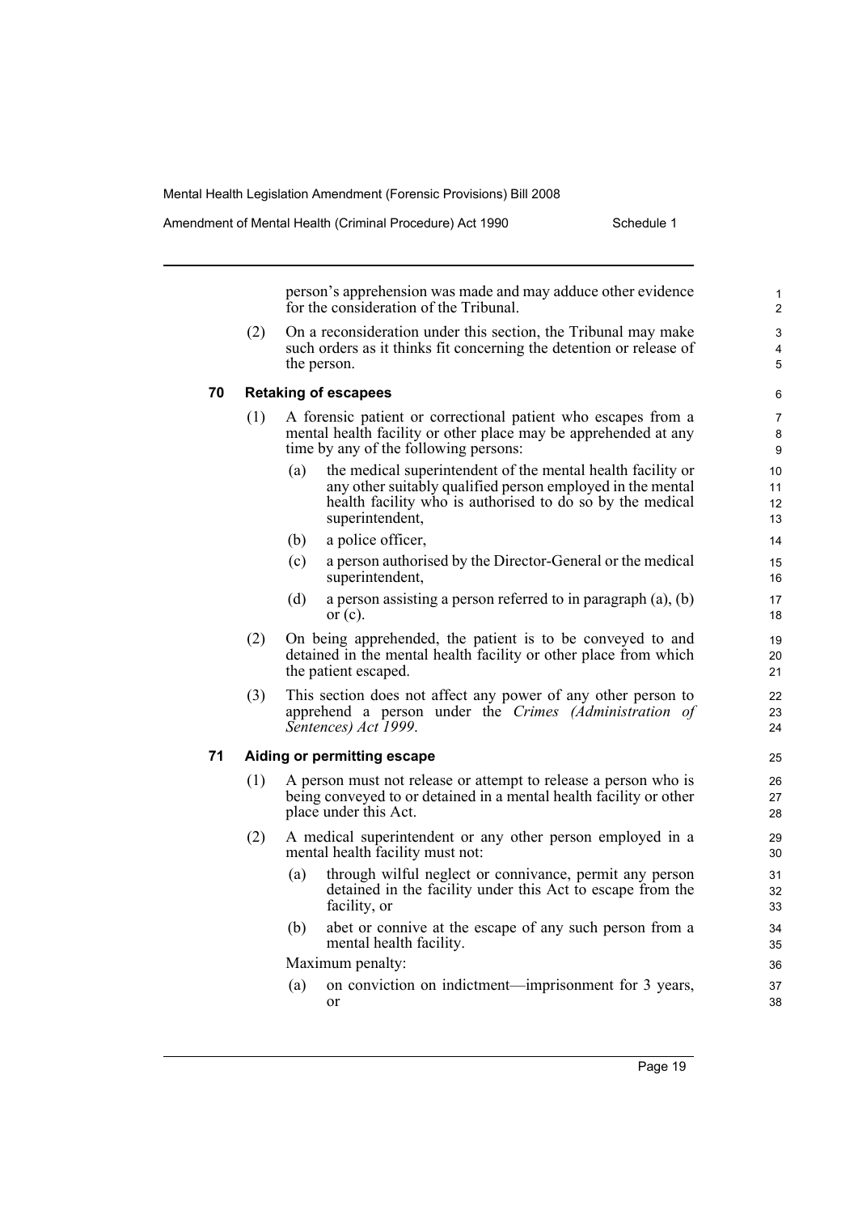person's apprehension was made and may adduce other evidence for the consideration of the Tribunal.

(2) On a reconsideration under this section, the Tribunal may make such orders as it thinks fit concerning the detention or release of the person.

**70 Retaking of escapees**

(1) A forensic patient or correctional patient who escapes from a mental health facility or other place may be apprehended at any time by any of the following persons:

- (a) the medical superintendent of the mental health facility or any other suitably qualified person employed in the mental health facility who is authorised to do so by the medical superintendent,
- (b) a police officer,
- (c) a person authorised by the Director-General or the medical superintendent,
- (d) a person assisting a person referred to in paragraph (a), (b) or (c).

(2) On being apprehended, the patient is to be conveyed to and detained in the mental health facility or other place from which the patient escaped.

(3) This section does not affect any power of any other person to apprehend a person under the *Crimes (Administration of Sentences) Act 1999*.

**71 Aiding or permitting escape**

(1) A person must not release or attempt to release a person who is being conveyed to or detained in a mental health facility or other place under this Act.

(2) A medical superintendent or any other person employed in a mental health facility must not:

- (a) through wilful neglect or connivance, permit any person detained in the facility under this Act to escape from the facility, or
- (b) abet or connive at the escape of any such person from a mental health facility.

Maximum penalty:

- (a) on conviction on indictment—imprisonment for 3 years, or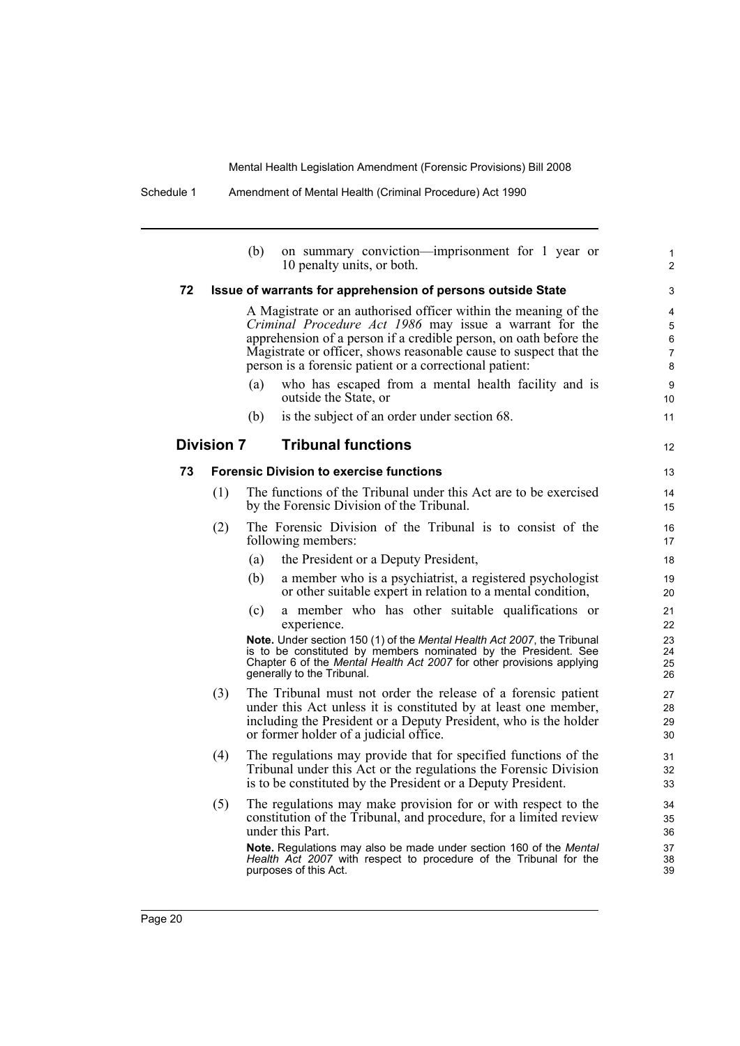(b) on summary conviction—imprisonment for 1 year or 10 penalty units, or both.

### 72 Issue of warrants for apprehension of persons outside State

A Magistrate or an authorised officer within the meaning of the *Criminal Procedure Act 1986* may issue a warrant for the apprehension of a person if a credible person, on oath before the Magistrate or officer, shows reasonable cause to suspect that the person is a forensic patient or a correctional patient:

(a) who has escaped from a mental health facility and is outside the State, or

(b) is the subject of an order under section 68.

## Division 7 Tribunal functions

### 73 Forensic Division to exercise functions

(1) The functions of the Tribunal under this Act are to be exercised by the Forensic Division of the Tribunal.

(2) The Forensic Division of the Tribunal is to consist of the following members:

(a) the President or a Deputy President,

(b) a member who is a psychiatrist, a registered psychologist or other suitable expert in relation to a mental condition,

(c) a member who has other suitable qualifications or experience.

**Note.** Under section 150 (1) of the *Mental Health Act 2007*, the Tribunal is to be constituted by members nominated by the President. See Chapter 6 of the *Mental Health Act 2007* for other provisions applying generally to the Tribunal.

(3) The Tribunal must not order the release of a forensic patient under this Act unless it is constituted by at least one member, including the President or a Deputy President, who is the holder or former holder of a judicial office.

(4) The regulations may provide that for specified functions of the Tribunal under this Act or the regulations the Forensic Division is to be constituted by the President or a Deputy President.

(5) The regulations may make provision for or with respect to the constitution of the Tribunal, and procedure, for a limited review under this Part.

**Note.** Regulations may also be made under section 160 of the *Mental Health Act 2007* with respect to procedure of the Tribunal for the purposes of this Act.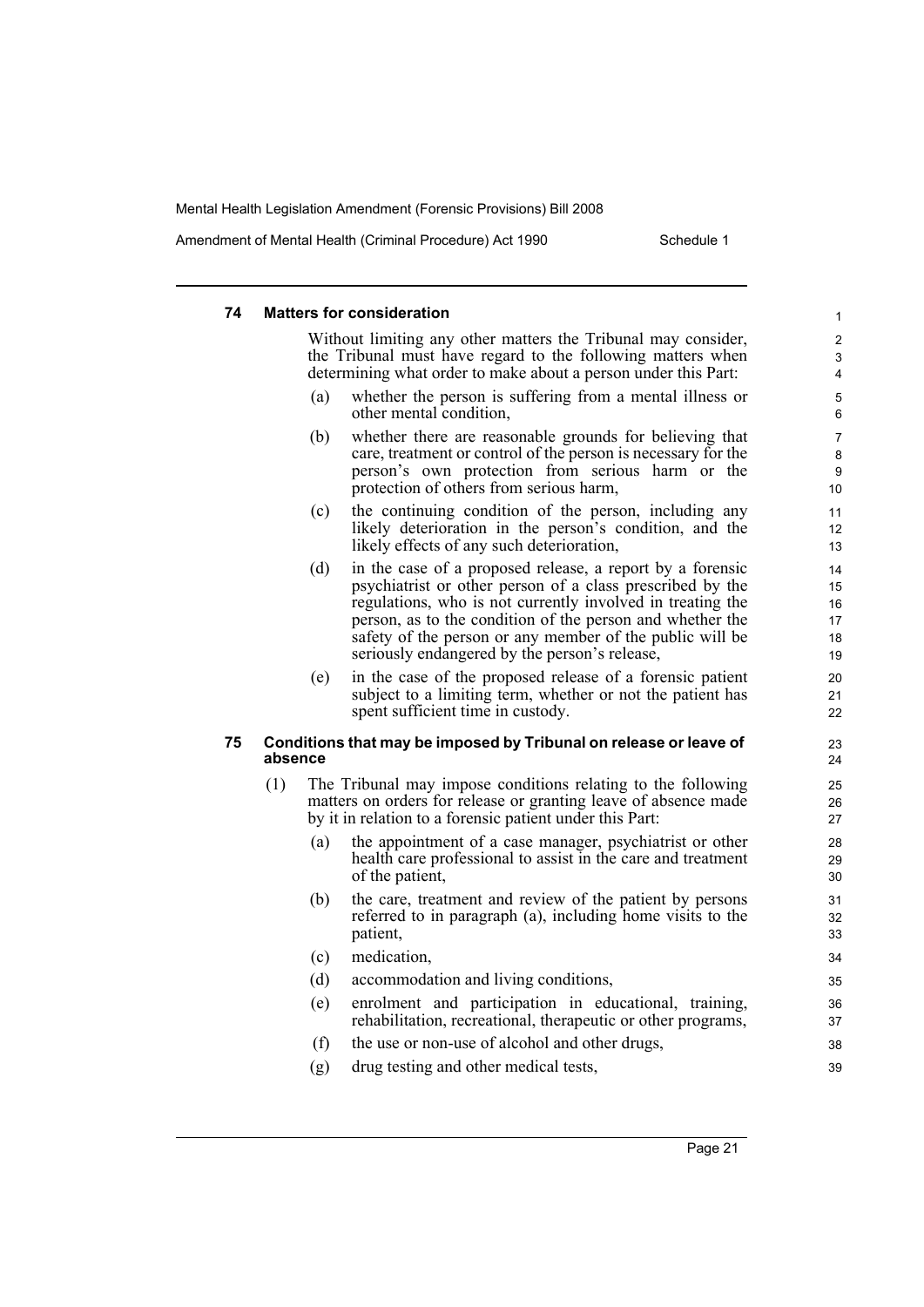#### 74 Matters for consideration

Without limiting any other matters the Tribunal may consider, the Tribunal must have regard to the following matters when determining what order to make about a person under this Part:

(a) whether the person is suffering from a mental illness or other mental condition,

(b) whether there are reasonable grounds for believing that care, treatment or control of the person is necessary for the person's own protection from serious harm or the protection of others from serious harm,

(c) the continuing condition of the person, including any likely deterioration in the person's condition, and the likely effects of any such deterioration,

(d) in the case of a proposed release, a report by a forensic psychiatrist or other person of a class prescribed by the regulations, who is not currently involved in treating the person, as to the condition of the person and whether the safety of the person or any member of the public will be seriously endangered by the person's release,

(e) in the case of the proposed release of a forensic patient subject to a limiting term, whether or not the patient has spent sufficient time in custody.

#### 75 Conditions that may be imposed by Tribunal on release or leave of absence

(1) The Tribunal may impose conditions relating to the following matters on orders for release or granting leave of absence made by it in relation to a forensic patient under this Part:

(a) the appointment of a case manager, psychiatrist or other health care professional to assist in the care and treatment of the patient,

(b) the care, treatment and review of the patient by persons referred to in paragraph (a), including home visits to the patient,

(c) medication,

(d) accommodation and living conditions,

(e) enrolment and participation in educational, training, rehabilitation, recreational, therapeutic or other programs,

(f) the use or non-use of alcohol and other drugs,

(g) drug testing and other medical tests,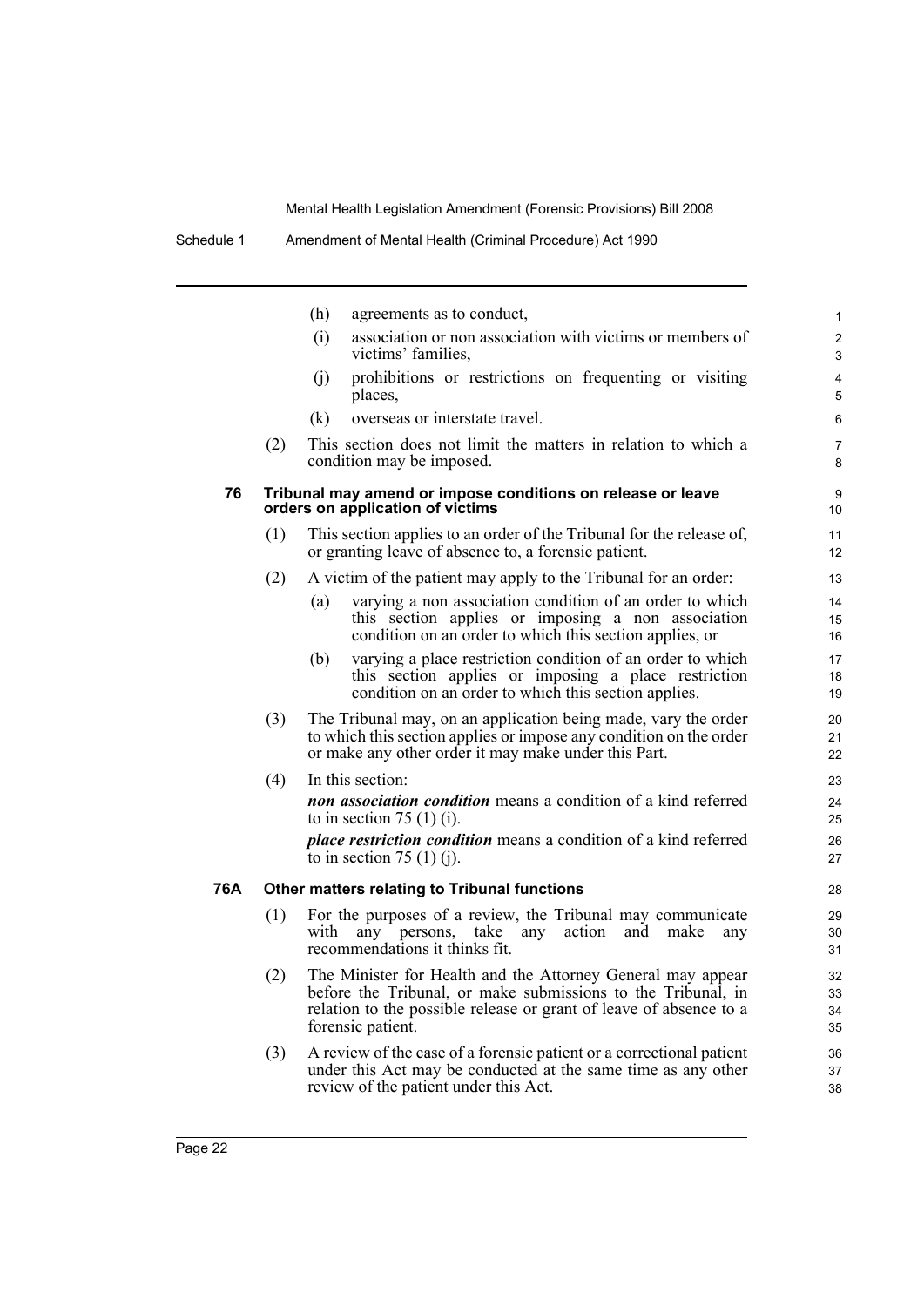(h) agreements as to conduct,

(i) association or non association with victims or members of victims' families,

(j) prohibitions or restrictions on frequenting or visiting places,

(k) overseas or interstate travel.

(2) This section does not limit the matters in relation to which a condition may be imposed.

### 76 Tribunal may amend or impose conditions on release or leave orders on application of victims

(1) This section applies to an order of the Tribunal for the release of, or granting leave of absence to, a forensic patient.

(2) A victim of the patient may apply to the Tribunal for an order:

(a) varying a non association condition of an order to which this section applies or imposing a non association condition on an order to which this section applies, or

(b) varying a place restriction condition of an order to which this section applies or imposing a place restriction condition on an order to which this section applies.

(3) The Tribunal may, on an application being made, vary the order to which this section applies or impose any condition on the order or make any other order it may make under this Part.

(4) In this section:

***non association condition*** means a condition of a kind referred to in section 75 (1) (i).

***place restriction condition*** means a condition of a kind referred to in section 75 (1) (j).

### 76A Other matters relating to Tribunal functions

(1) For the purposes of a review, the Tribunal may communicate with any persons, take any action and make any recommendations it thinks fit.

(2) The Minister for Health and the Attorney General may appear before the Tribunal, or make submissions to the Tribunal, in relation to the possible release or grant of leave of absence to a forensic patient.

(3) A review of the case of a forensic patient or a correctional patient under this Act may be conducted at the same time as any other review of the patient under this Act.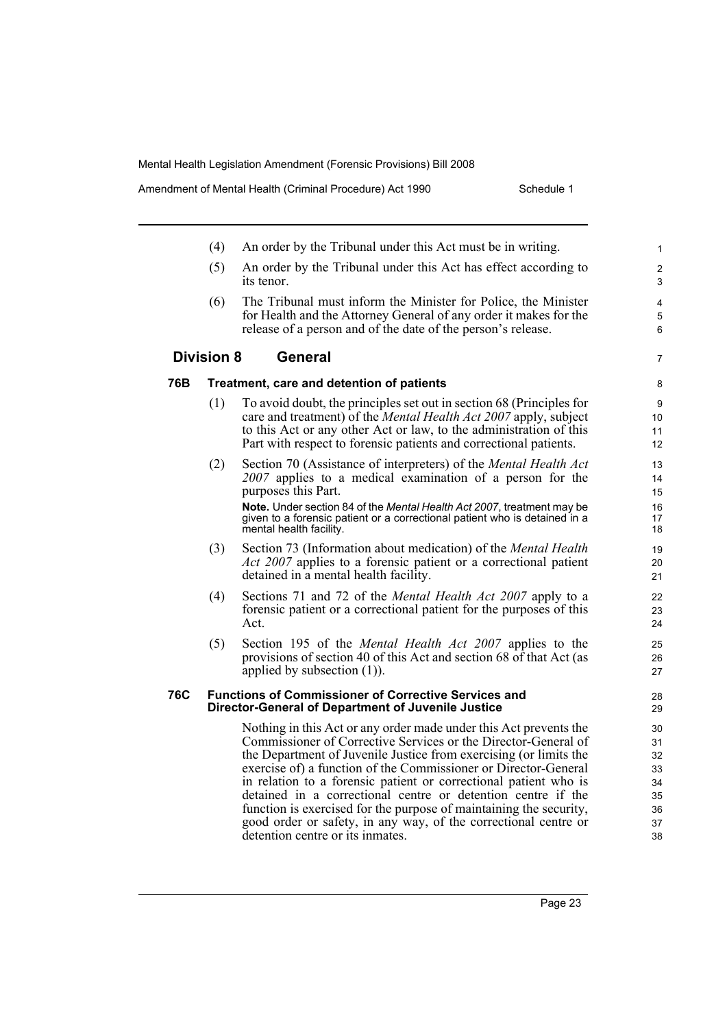(4) An order by the Tribunal under this Act must be in writing.

(5) An order by the Tribunal under this Act has effect according to its tenor.

(6) The Tribunal must inform the Minister for Police, the Minister for Health and the Attorney General of any order it makes for the release of a person and of the date of the person's release.

## Division 8 General

### 76B Treatment, care and detention of patients

(1) To avoid doubt, the principles set out in section 68 (Principles for care and treatment) of the *Mental Health Act 2007* apply, subject to this Act or any other Act or law, to the administration of this Part with respect to forensic patients and correctional patients.

(2) Section 70 (Assistance of interpreters) of the *Mental Health Act 2007* applies to a medical examination of a person for the purposes this Part.

**Note.** Under section 84 of the *Mental Health Act 2007*, treatment may be given to a forensic patient or a correctional patient who is detained in a mental health facility.

(3) Section 73 (Information about medication) of the *Mental Health Act 2007* applies to a forensic patient or a correctional patient detained in a mental health facility.

(4) Sections 71 and 72 of the *Mental Health Act 2007* apply to a forensic patient or a correctional patient for the purposes of this Act.

(5) Section 195 of the *Mental Health Act 2007* applies to the provisions of section 40 of this Act and section 68 of that Act (as applied by subsection (1)).

### 76C Functions of Commissioner of Corrective Services and Director-General of Department of Juvenile Justice

Nothing in this Act or any order made under this Act prevents the Commissioner of Corrective Services or the Director-General of the Department of Juvenile Justice from exercising (or limits the exercise of) a function of the Commissioner or Director-General in relation to a forensic patient or correctional patient who is detained in a correctional centre or detention centre if the function is exercised for the purpose of maintaining the security, good order or safety, in any way, of the correctional centre or detention centre or its inmates.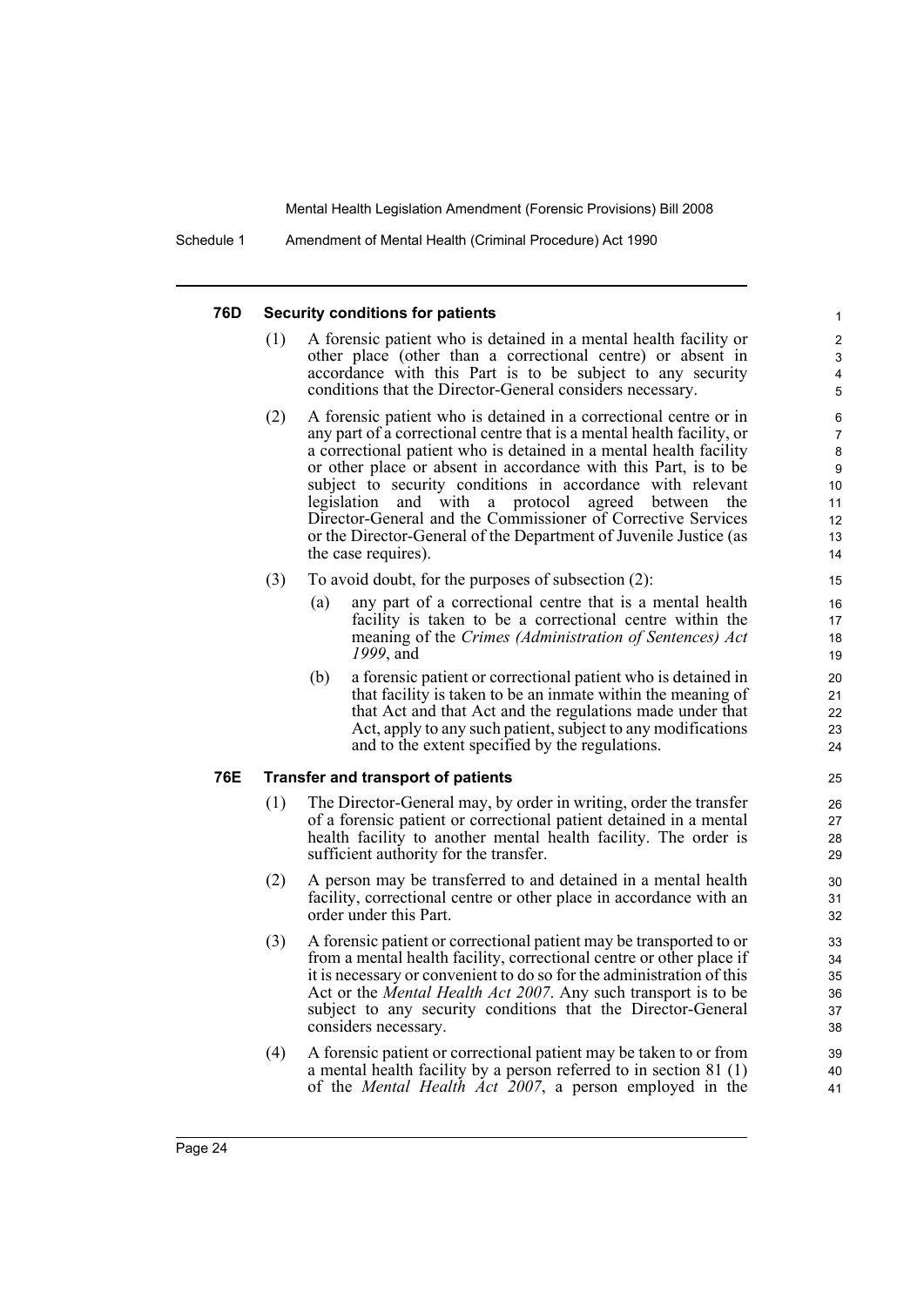#### 76D Security conditions for patients

(1) A forensic patient who is detained in a mental health facility or other place (other than a correctional centre) or absent in accordance with this Part is to be subject to any security conditions that the Director-General considers necessary.

(2) A forensic patient who is detained in a correctional centre or in any part of a correctional centre that is a mental health facility, or a correctional patient who is detained in a mental health facility or other place or absent in accordance with this Part, is to be subject to security conditions in accordance with relevant legislation and with a protocol agreed between the Director-General and the Commissioner of Corrective Services or the Director-General of the Department of Juvenile Justice (as the case requires).

(3) To avoid doubt, for the purposes of subsection (2):

- (a) any part of a correctional centre that is a mental health facility is taken to be a correctional centre within the meaning of the *Crimes (Administration of Sentences) Act 1999*, and
- (b) a forensic patient or correctional patient who is detained in that facility is taken to be an inmate within the meaning of that Act and that Act and the regulations made under that Act, apply to any such patient, subject to any modifications and to the extent specified by the regulations.

#### 76E Transfer and transport of patients

(1) The Director-General may, by order in writing, order the transfer of a forensic patient or correctional patient detained in a mental health facility to another mental health facility. The order is sufficient authority for the transfer.

(2) A person may be transferred to and detained in a mental health facility, correctional centre or other place in accordance with an order under this Part.

(3) A forensic patient or correctional patient may be transported to or from a mental health facility, correctional centre or other place if it is necessary or convenient to do so for the administration of this Act or the *Mental Health Act 2007*. Any such transport is to be subject to any security conditions that the Director-General considers necessary.

(4) A forensic patient or correctional patient may be taken to or from a mental health facility by a person referred to in section 81 (1) of the *Mental Health Act 2007*, a person employed in the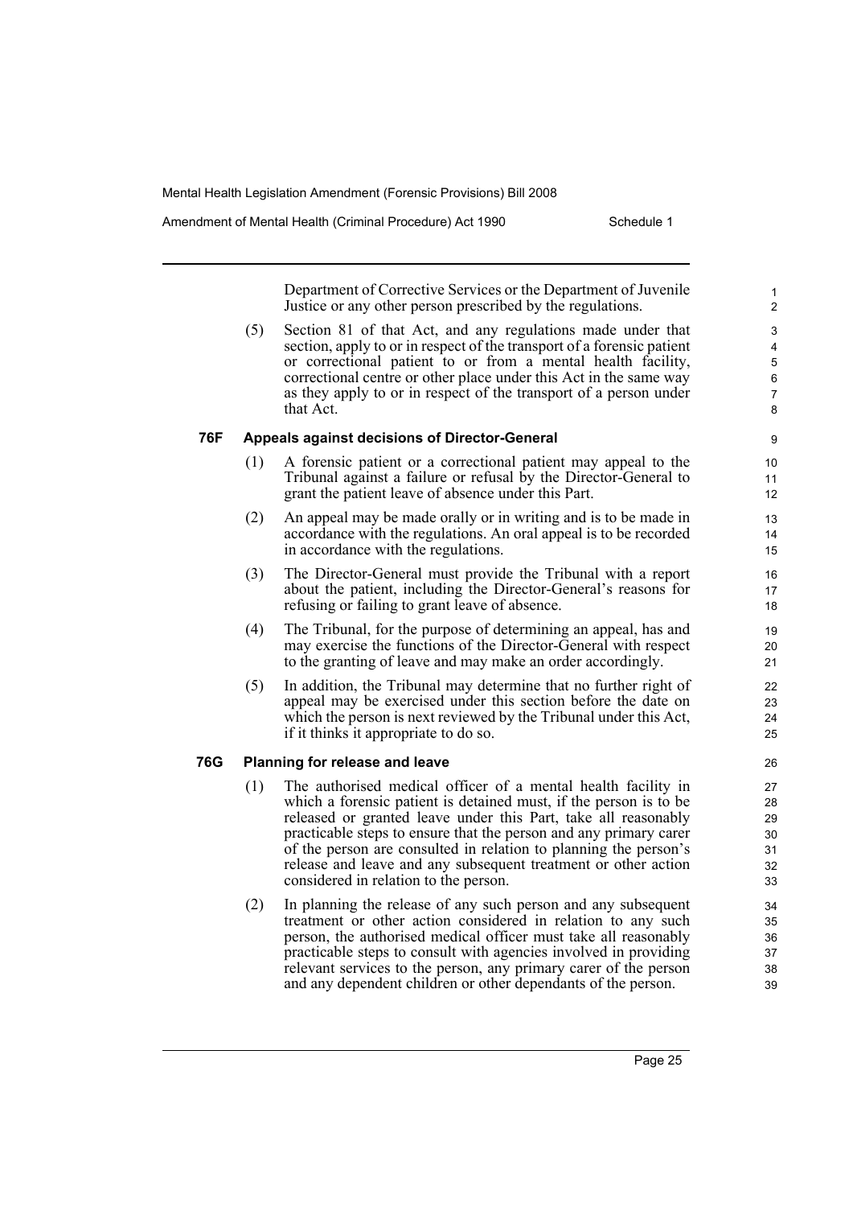Department of Corrective Services or the Department of Juvenile Justice or any other person prescribed by the regulations.

(5) Section 81 of that Act, and any regulations made under that section, apply to or in respect of the transport of a forensic patient or correctional patient to or from a mental health facility, correctional centre or other place under this Act in the same way as they apply to or in respect of the transport of a person under that Act.

### 76F Appeals against decisions of Director-General

(1) A forensic patient or a correctional patient may appeal to the Tribunal against a failure or refusal by the Director-General to grant the patient leave of absence under this Part.

(2) An appeal may be made orally or in writing and is to be made in accordance with the regulations. An oral appeal is to be recorded in accordance with the regulations.

(3) The Director-General must provide the Tribunal with a report about the patient, including the Director-General's reasons for refusing or failing to grant leave of absence.

(4) The Tribunal, for the purpose of determining an appeal, has and may exercise the functions of the Director-General with respect to the granting of leave and may make an order accordingly.

(5) In addition, the Tribunal may determine that no further right of appeal may be exercised under this section before the date on which the person is next reviewed by the Tribunal under this Act, if it thinks it appropriate to do so.

### 76G Planning for release and leave

(1) The authorised medical officer of a mental health facility in which a forensic patient is detained must, if the person is to be released or granted leave under this Part, take all reasonably practicable steps to ensure that the person and any primary carer of the person are consulted in relation to planning the person's release and leave and any subsequent treatment or other action considered in relation to the person.

(2) In planning the release of any such person and any subsequent treatment or other action considered in relation to any such person, the authorised medical officer must take all reasonably practicable steps to consult with agencies involved in providing relevant services to the person, any primary carer of the person and any dependent children or other dependants of the person.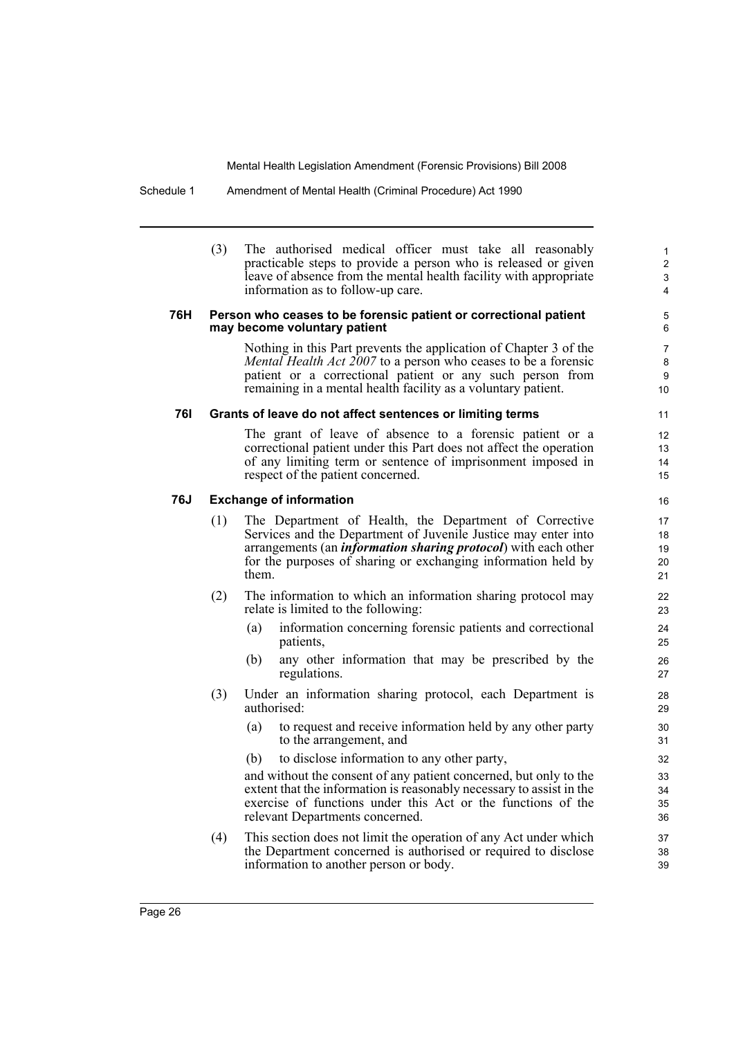(3) The authorised medical officer must take all reasonably practicable steps to provide a person who is released or given leave of absence from the mental health facility with appropriate information as to follow-up care.

### 76H Person who ceases to be forensic patient or correctional patient may become voluntary patient

Nothing in this Part prevents the application of Chapter 3 of the *Mental Health Act 2007* to a person who ceases to be a forensic patient or a correctional patient or any such person from remaining in a mental health facility as a voluntary patient.

### 76I Grants of leave do not affect sentences or limiting terms

The grant of leave of absence to a forensic patient or a correctional patient under this Part does not affect the operation of any limiting term or sentence of imprisonment imposed in respect of the patient concerned.

### 76J Exchange of information

(1) The Department of Health, the Department of Corrective Services and the Department of Juvenile Justice may enter into arrangements (an ***information sharing protocol***) with each other for the purposes of sharing or exchanging information held by them.

(2) The information to which an information sharing protocol may relate is limited to the following:

- (a) information concerning forensic patients and correctional patients,
- (b) any other information that may be prescribed by the regulations.

(3) Under an information sharing protocol, each Department is authorised:

- (a) to request and receive information held by any other party to the arrangement, and
- (b) to disclose information to any other party,

and without the consent of any patient concerned, but only to the extent that the information is reasonably necessary to assist in the exercise of functions under this Act or the functions of the relevant Departments concerned.

(4) This section does not limit the operation of any Act under which the Department concerned is authorised or required to disclose information to another person or body.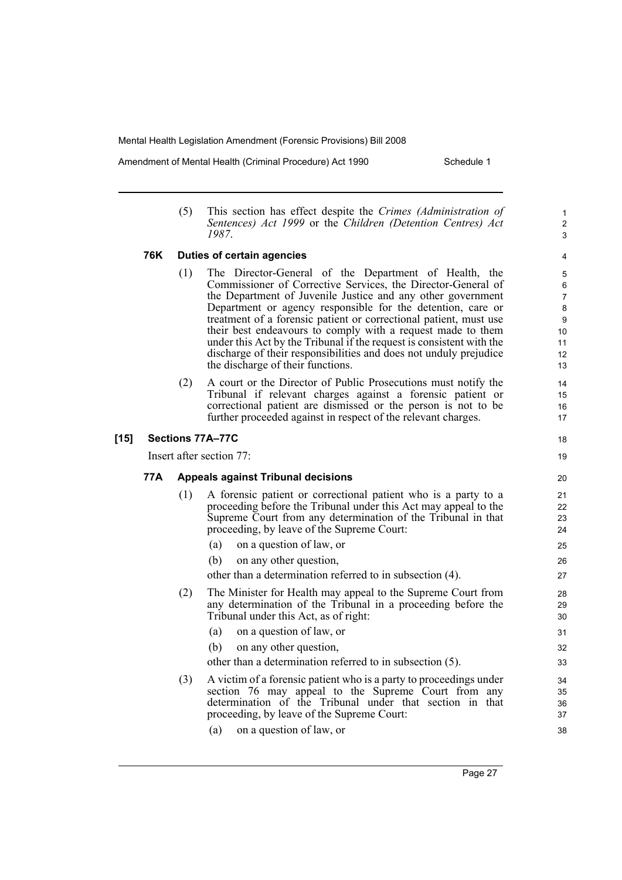(5) This section has effect despite the *Crimes (Administration of Sentences) Act 1999* or the *Children (Detention Centres) Act 1987*.

#### 76K Duties of certain agencies

(1) The Director-General of the Department of Health, the Commissioner of Corrective Services, the Director-General of the Department of Juvenile Justice and any other government Department or agency responsible for the detention, care or treatment of a forensic patient or correctional patient, must use their best endeavours to comply with a request made to them under this Act by the Tribunal if the request is consistent with the discharge of their responsibilities and does not unduly prejudice the discharge of their functions.

(2) A court or the Director of Public Prosecutions must notify the Tribunal if relevant charges against a forensic patient or correctional patient are dismissed or the person is not to be further proceeded against in respect of the relevant charges.

### [15] Sections 77A–77C

Insert after section 77:

#### 77A Appeals against Tribunal decisions

(1) A forensic patient or correctional patient who is a party to a proceeding before the Tribunal under this Act may appeal to the Supreme Court from any determination of the Tribunal in that proceeding, by leave of the Supreme Court:

(a) on a question of law, or

(b) on any other question,

other than a determination referred to in subsection (4).

(2) The Minister for Health may appeal to the Supreme Court from any determination of the Tribunal in a proceeding before the Tribunal under this Act, as of right:

(a) on a question of law, or

(b) on any other question,

other than a determination referred to in subsection (5).

(3) A victim of a forensic patient who is a party to proceedings under section 76 may appeal to the Supreme Court from any determination of the Tribunal under that section in that proceeding, by leave of the Supreme Court:

(a) on a question of law, or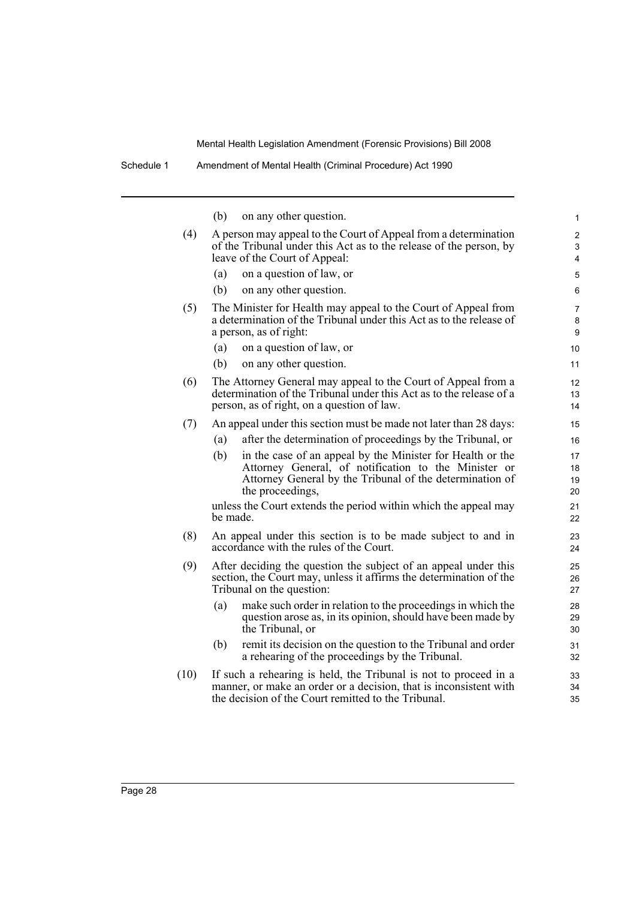(b) on any other question.

(4) A person may appeal to the Court of Appeal from a determination of the Tribunal under this Act as to the release of the person, by leave of the Court of Appeal:

(a) on a question of law, or

(b) on any other question.

(5) The Minister for Health may appeal to the Court of Appeal from a determination of the Tribunal under this Act as to the release of a person, as of right:

(a) on a question of law, or

(b) on any other question.

(6) The Attorney General may appeal to the Court of Appeal from a determination of the Tribunal under this Act as to the release of a person, as of right, on a question of law.

(7) An appeal under this section must be made not later than 28 days:

(a) after the determination of proceedings by the Tribunal, or

(b) in the case of an appeal by the Minister for Health or the Attorney General, of notification to the Minister or Attorney General by the Tribunal of the determination of the proceedings,

unless the Court extends the period within which the appeal may be made.

(8) An appeal under this section is to be made subject to and in accordance with the rules of the Court.

(9) After deciding the question the subject of an appeal under this section, the Court may, unless it affirms the determination of the Tribunal on the question:

(a) make such order in relation to the proceedings in which the question arose as, in its opinion, should have been made by the Tribunal, or

(b) remit its decision on the question to the Tribunal and order a rehearing of the proceedings by the Tribunal.

(10) If such a rehearing is held, the Tribunal is not to proceed in a manner, or make an order or a decision, that is inconsistent with the decision of the Court remitted to the Tribunal.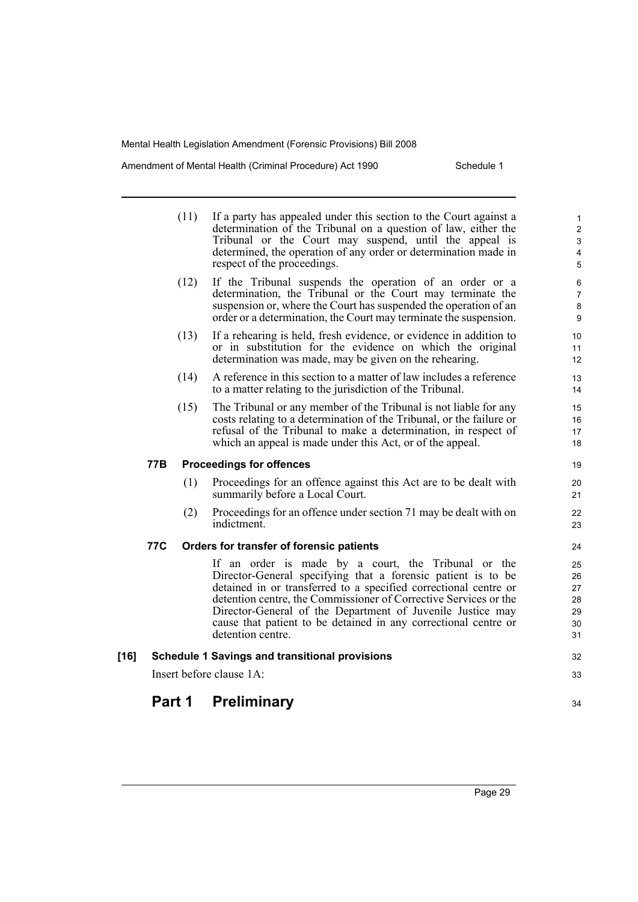(11) If a party has appealed under this section to the Court against a determination of the Tribunal on a question of law, either the Tribunal or the Court may suspend, until the appeal is determined, the operation of any order or determination made in respect of the proceedings.

(12) If the Tribunal suspends the operation of an order or a determination, the Tribunal or the Court may terminate the suspension or, where the Court has suspended the operation of an order or a determination, the Court may terminate the suspension.

(13) If a rehearing is held, fresh evidence, or evidence in addition to or in substitution for the evidence on which the original determination was made, may be given on the rehearing.

(14) A reference in this section to a matter of law includes a reference to a matter relating to the jurisdiction of the Tribunal.

(15) The Tribunal or any member of the Tribunal is not liable for any costs relating to a determination of the Tribunal, or the failure or refusal of the Tribunal to make a determination, in respect of which an appeal is made under this Act, or of the appeal.

**77B Proceedings for offences**

(1) Proceedings for an offence against this Act are to be dealt with summarily before a Local Court.

(2) Proceedings for an offence under section 71 may be dealt with on indictment.

**77C Orders for transfer of forensic patients**

If an order is made by a court, the Tribunal or the Director-General specifying that a forensic patient is to be detained in or transferred to a specified correctional centre or detention centre, the Commissioner of Corrective Services or the Director-General of the Department of Juvenile Justice may cause that patient to be detained in any correctional centre or detention centre.

**[16] Schedule 1 Savings and transitional provisions**

Insert before clause 1A:

## Part 1 Preliminary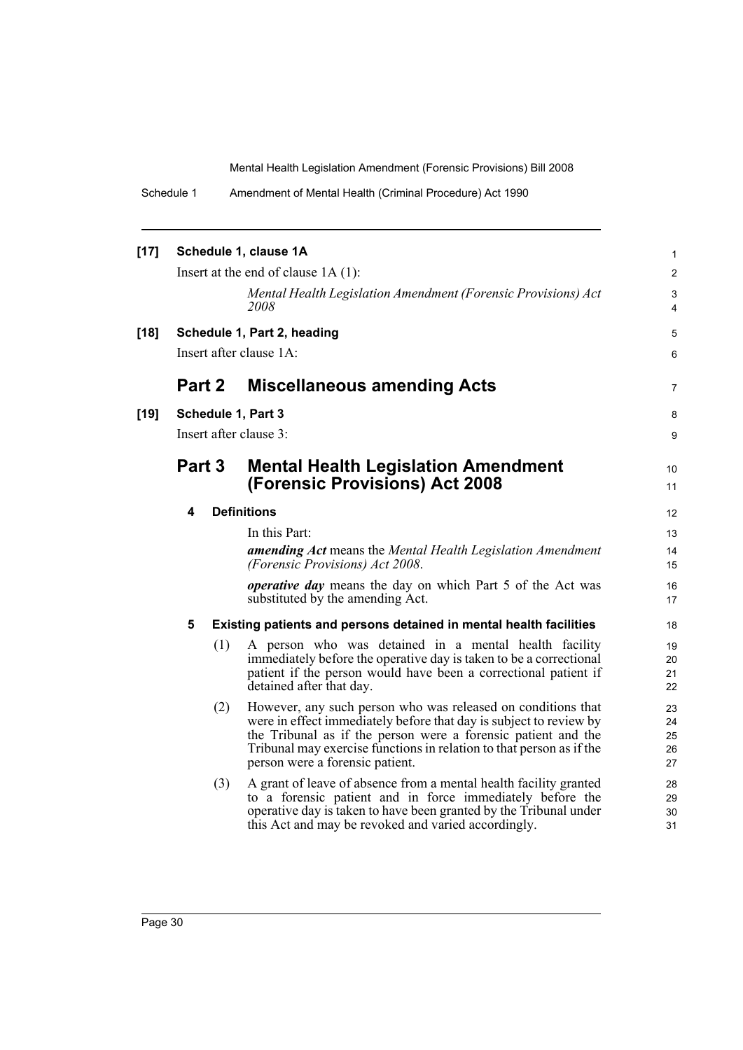**[17] Schedule 1, clause 1A**

Insert at the end of clause 1A (1):

*Mental Health Legislation Amendment (Forensic Provisions) Act 2008*

**[18] Schedule 1, Part 2, heading**

Insert after clause 1A:

## Part 2 Miscellaneous amending Acts

**[19] Schedule 1, Part 3**

Insert after clause 3:

## Part 3 Mental Health Legislation Amendment (Forensic Provisions) Act 2008

### 4 Definitions

In this Part:

***amending Act*** means the *Mental Health Legislation Amendment (Forensic Provisions) Act 2008*.

***operative day*** means the day on which Part 5 of the Act was substituted by the amending Act.

### 5 Existing patients and persons detained in mental health facilities

(1) A person who was detained in a mental health facility immediately before the operative day is taken to be a correctional patient if the person would have been a correctional patient if detained after that day.

(2) However, any such person who was released on conditions that were in effect immediately before that day is subject to review by the Tribunal as if the person were a forensic patient and the Tribunal may exercise functions in relation to that person as if the person were a forensic patient.

(3) A grant of leave of absence from a mental health facility granted to a forensic patient and in force immediately before the operative day is taken to have been granted by the Tribunal under this Act and may be revoked and varied accordingly.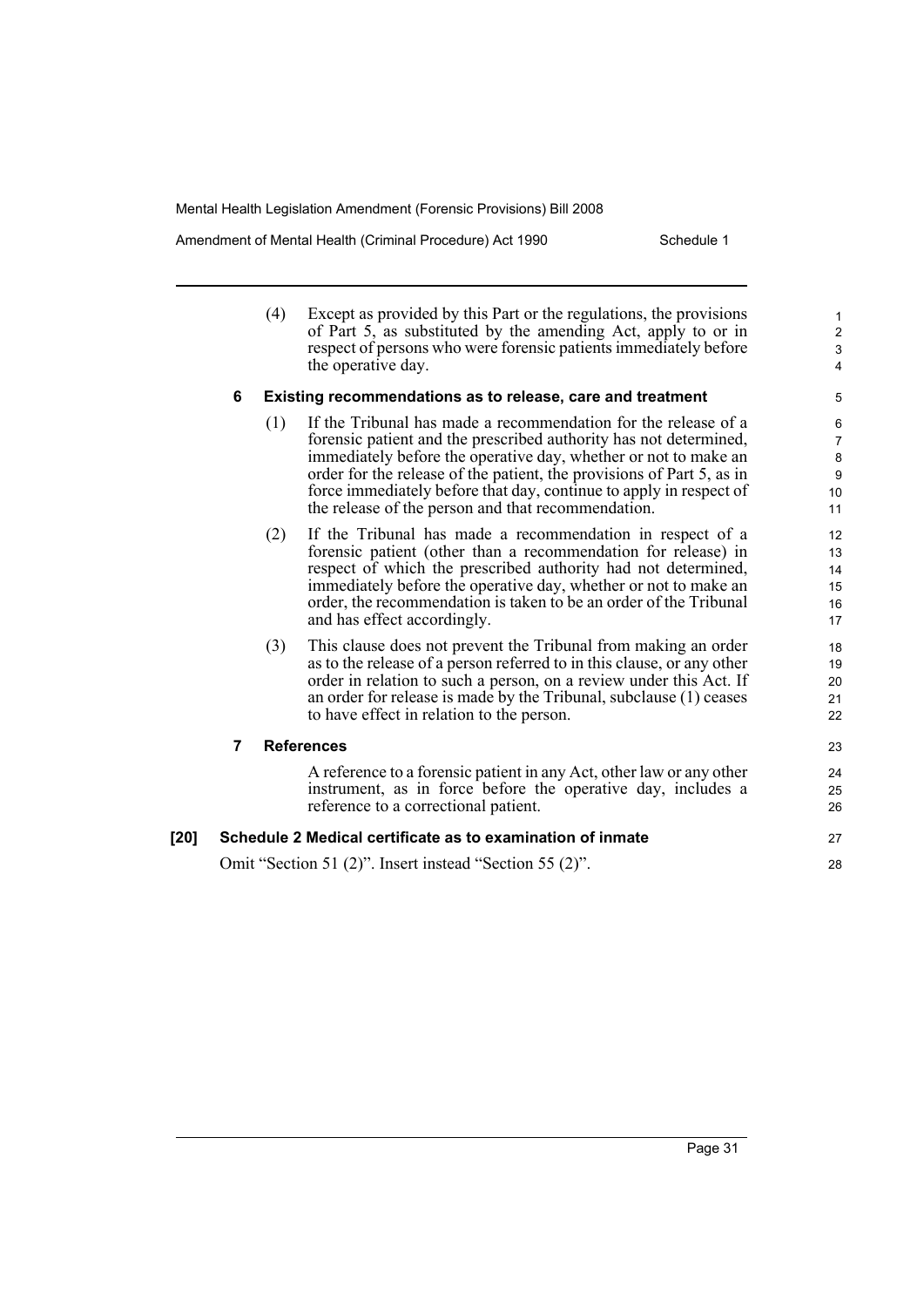(4) Except as provided by this Part or the regulations, the provisions of Part 5, as substituted by the amending Act, apply to or in respect of persons who were forensic patients immediately before the operative day.

**6 Existing recommendations as to release, care and treatment**

(1) If the Tribunal has made a recommendation for the release of a forensic patient and the prescribed authority has not determined, immediately before the operative day, whether or not to make an order for the release of the patient, the provisions of Part 5, as in force immediately before that day, continue to apply in respect of the release of the person and that recommendation.

(2) If the Tribunal has made a recommendation in respect of a forensic patient (other than a recommendation for release) in respect of which the prescribed authority had not determined, immediately before the operative day, whether or not to make an order, the recommendation is taken to be an order of the Tribunal and has effect accordingly.

(3) This clause does not prevent the Tribunal from making an order as to the release of a person referred to in this clause, or any other order in relation to such a person, on a review under this Act. If an order for release is made by the Tribunal, subclause (1) ceases to have effect in relation to the person.

**7 References**

A reference to a forensic patient in any Act, other law or any other instrument, as in force before the operative day, includes a reference to a correctional patient.

**[20] Schedule 2 Medical certificate as to examination of inmate**

Omit "Section 51 (2)". Insert instead "Section 55 (2)".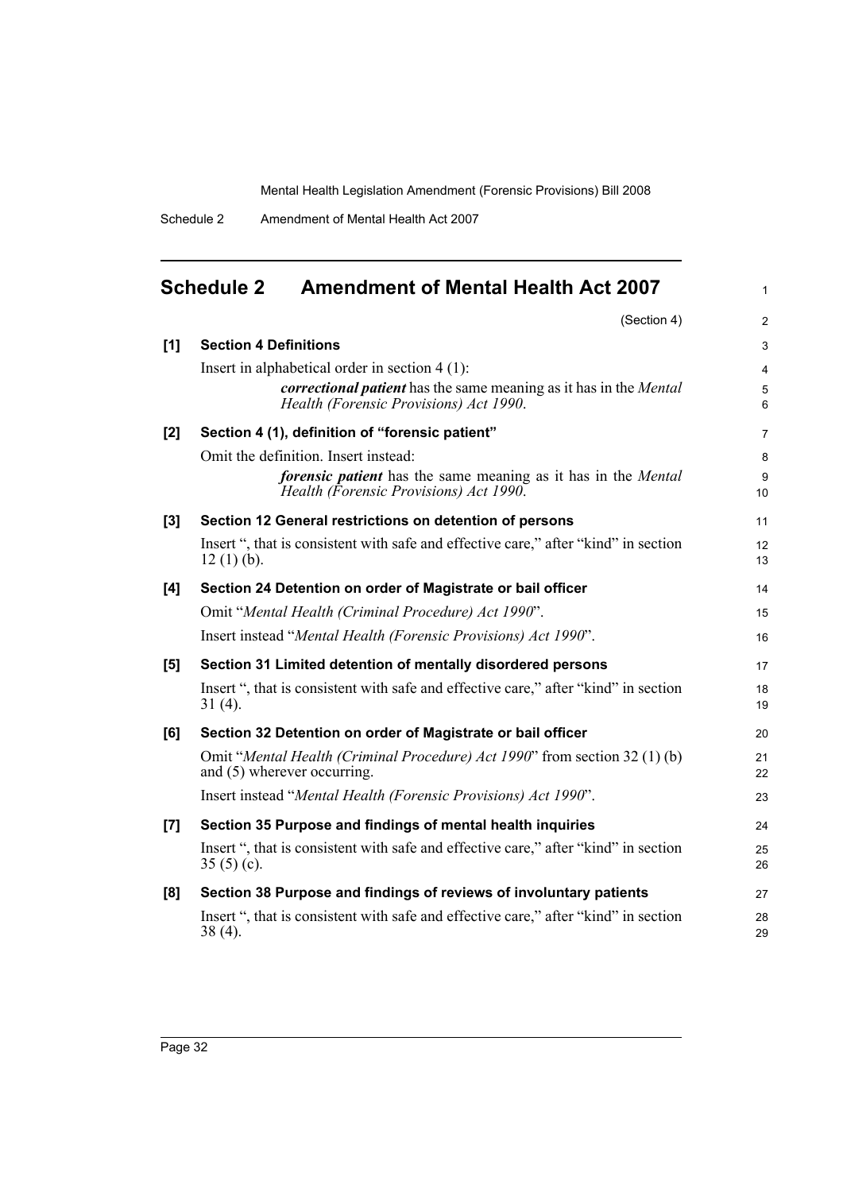## Schedule 2 Amendment of Mental Health Act 2007

(Section 4)

**[1] Section 4 Definitions**

Insert in alphabetical order in section 4 (1):

> ***correctional patient*** has the same meaning as it has in the *Mental Health (Forensic Provisions) Act 1990*.

**[2] Section 4 (1), definition of "forensic patient"**

Omit the definition. Insert instead:

> ***forensic patient*** has the same meaning as it has in the *Mental Health (Forensic Provisions) Act 1990*.

**[3] Section 12 General restrictions on detention of persons**

Insert ", that is consistent with safe and effective care," after "kind" in section 12 (1) (b).

**[4] Section 24 Detention on order of Magistrate or bail officer**

Omit "*Mental Health (Criminal Procedure) Act 1990*".

Insert instead "*Mental Health (Forensic Provisions) Act 1990*".

**[5] Section 31 Limited detention of mentally disordered persons**

Insert ", that is consistent with safe and effective care," after "kind" in section 31 (4).

**[6] Section 32 Detention on order of Magistrate or bail officer**

Omit "*Mental Health (Criminal Procedure) Act 1990*" from section 32 (1) (b) and (5) wherever occurring.

Insert instead "*Mental Health (Forensic Provisions) Act 1990*".

**[7] Section 35 Purpose and findings of mental health inquiries**

Insert ", that is consistent with safe and effective care," after "kind" in section 35 (5) (c).

**[8] Section 38 Purpose and findings of reviews of involuntary patients**

Insert ", that is consistent with safe and effective care," after "kind" in section 38 (4).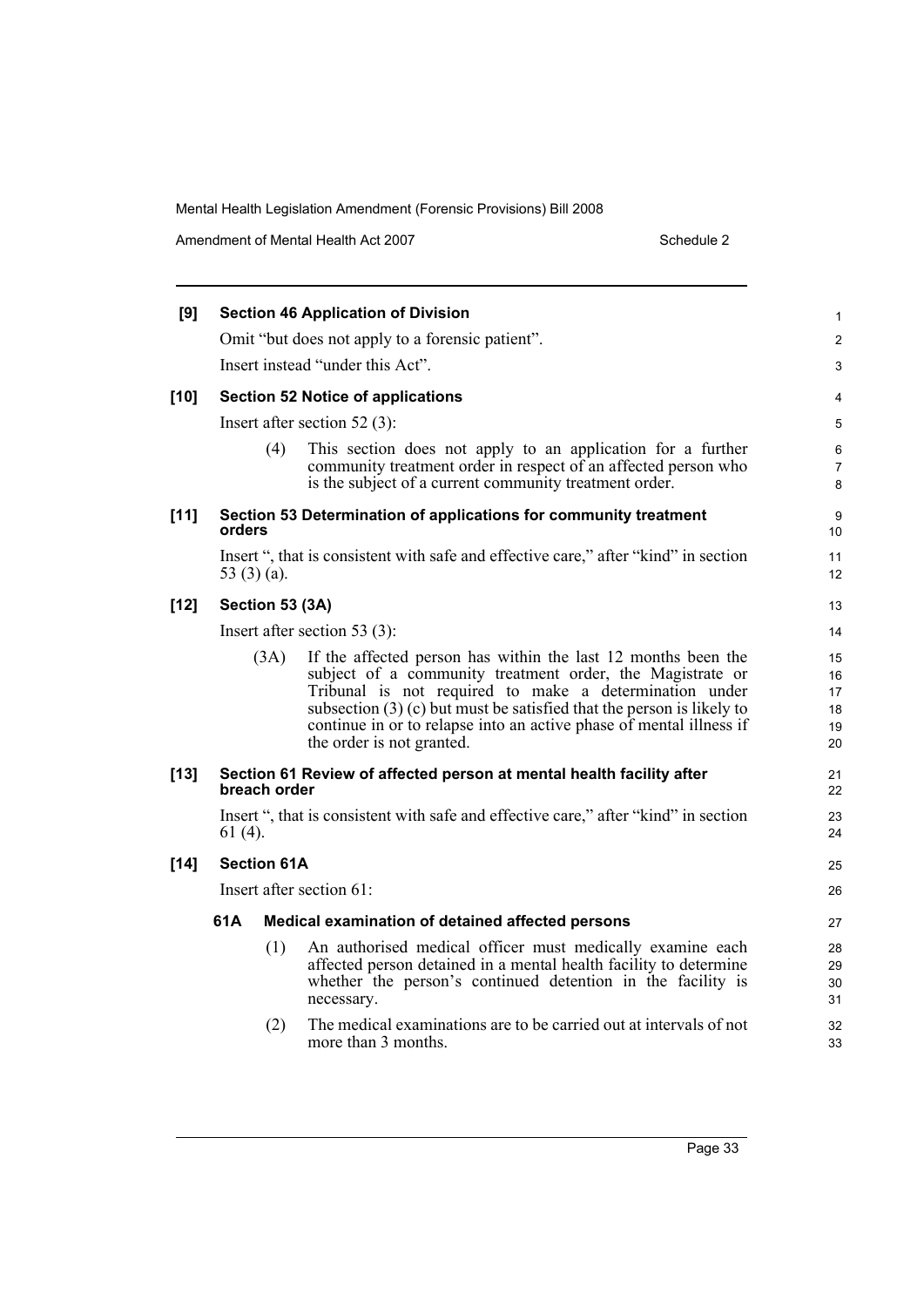**[9] Section 46 Application of Division**

Omit "but does not apply to a forensic patient".

Insert instead "under this Act".

**[10] Section 52 Notice of applications**

Insert after section 52 (3):

(4) This section does not apply to an application for a further community treatment order in respect of an affected person who is the subject of a current community treatment order.

**[11] Section 53 Determination of applications for community treatment orders**

Insert ", that is consistent with safe and effective care," after "kind" in section 53 (3) (a).

**[12] Section 53 (3A)**

Insert after section 53 (3):

(3A) If the affected person has within the last 12 months been the subject of a community treatment order, the Magistrate or Tribunal is not required to make a determination under subsection (3) (c) but must be satisfied that the person is likely to continue in or to relapse into an active phase of mental illness if the order is not granted.

**[13] Section 61 Review of affected person at mental health facility after breach order**

Insert ", that is consistent with safe and effective care," after "kind" in section 61 (4).

**[14] Section 61A**

Insert after section 61:

**61A Medical examination of detained affected persons**

(1) An authorised medical officer must medically examine each affected person detained in a mental health facility to determine whether the person's continued detention in the facility is necessary.

(2) The medical examinations are to be carried out at intervals of not more than 3 months.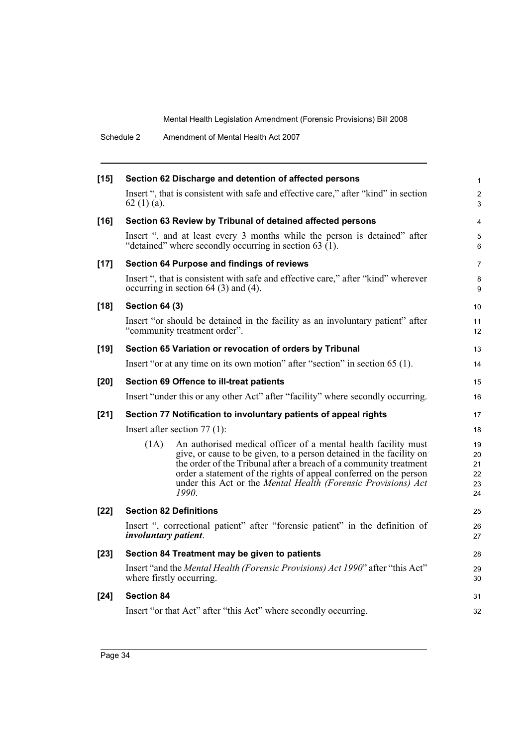**[15] Section 62 Discharge and detention of affected persons**

Insert ", that is consistent with safe and effective care," after "kind" in section 62 (1) (a).

**[16] Section 63 Review by Tribunal of detained affected persons**

Insert ", and at least every 3 months while the person is detained" after "detained" where secondly occurring in section 63 (1).

**[17] Section 64 Purpose and findings of reviews**

Insert ", that is consistent with safe and effective care," after "kind" wherever occurring in section 64 (3) and (4).

**[18] Section 64 (3)**

Insert "or should be detained in the facility as an involuntary patient" after "community treatment order".

**[19] Section 65 Variation or revocation of orders by Tribunal**

Insert "or at any time on its own motion" after "section" in section 65 (1).

**[20] Section 69 Offence to ill-treat patients**

Insert "under this or any other Act" after "facility" where secondly occurring.

**[21] Section 77 Notification to involuntary patients of appeal rights**

Insert after section 77 (1):

(1A) An authorised medical officer of a mental health facility must give, or cause to be given, to a person detained in the facility on the order of the Tribunal after a breach of a community treatment order a statement of the rights of appeal conferred on the person under this Act or the *Mental Health (Forensic Provisions) Act 1990*.

**[22] Section 82 Definitions**

Insert ", correctional patient" after "forensic patient" in the definition of ***involuntary patient***.

**[23] Section 84 Treatment may be given to patients**

Insert "and the *Mental Health (Forensic Provisions) Act 1990*" after "this Act" where firstly occurring.

**[24] Section 84**

Insert "or that Act" after "this Act" where secondly occurring.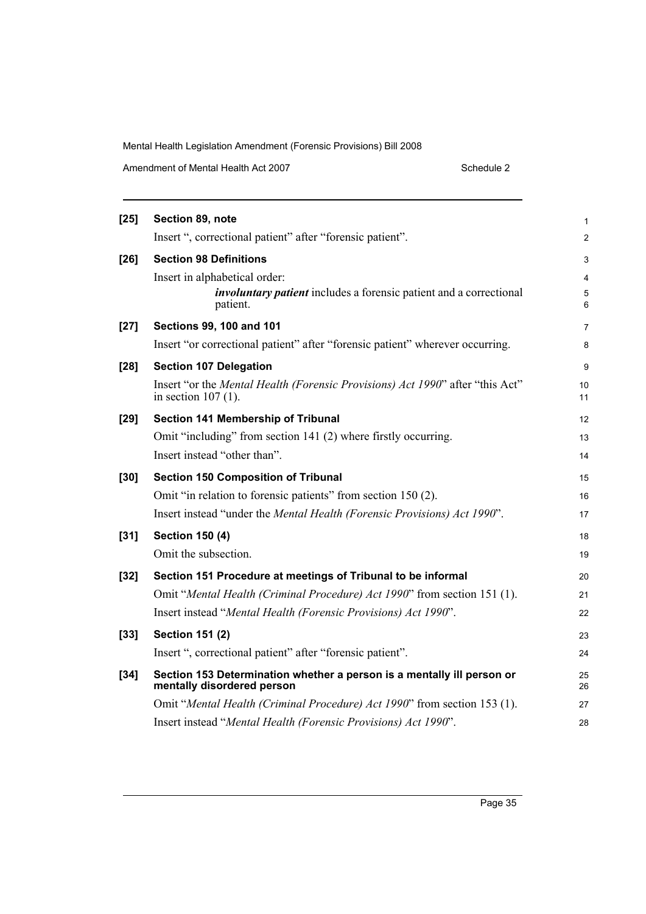**[25] Section 89, note**

Insert ", correctional patient" after "forensic patient".

**[26] Section 98 Definitions**

Insert in alphabetical order:

> ***involuntary patient*** includes a forensic patient and a correctional patient.

**[27] Sections 99, 100 and 101**

Insert "or correctional patient" after "forensic patient" wherever occurring.

**[28] Section 107 Delegation**

Insert "or the *Mental Health (Forensic Provisions) Act 1990*" after "this Act" in section 107 (1).

**[29] Section 141 Membership of Tribunal**

Omit "including" from section 141 (2) where firstly occurring.

Insert instead "other than".

**[30] Section 150 Composition of Tribunal**

Omit "in relation to forensic patients" from section 150 (2).

Insert instead "under the *Mental Health (Forensic Provisions) Act 1990*".

**[31] Section 150 (4)**

Omit the subsection.

**[32] Section 151 Procedure at meetings of Tribunal to be informal**

Omit "*Mental Health (Criminal Procedure) Act 1990*" from section 151 (1).

Insert instead "*Mental Health (Forensic Provisions) Act 1990*".

**[33] Section 151 (2)**

Insert ", correctional patient" after "forensic patient".

**[34] Section 153 Determination whether a person is a mentally ill person or mentally disordered person**

Omit "*Mental Health (Criminal Procedure) Act 1990*" from section 153 (1).

Insert instead "*Mental Health (Forensic Provisions) Act 1990*".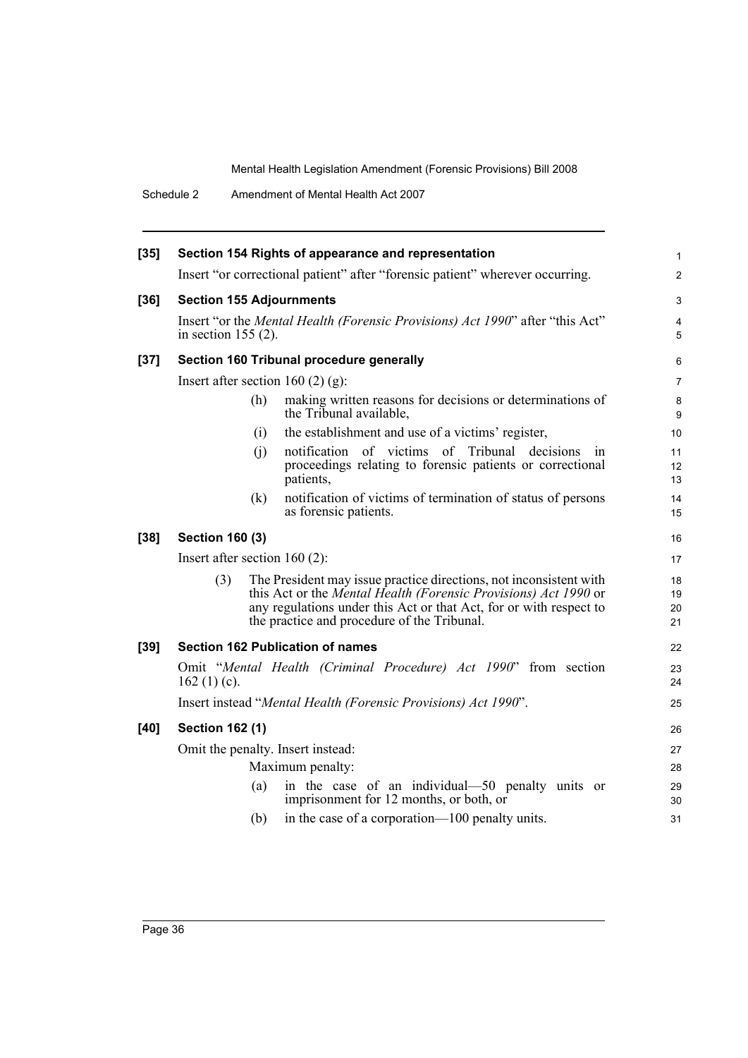**[35] Section 154 Rights of appearance and representation**

Insert "or correctional patient" after "forensic patient" wherever occurring.

**[36] Section 155 Adjournments**

Insert "or the *Mental Health (Forensic Provisions) Act 1990*" after "this Act" in section 155 (2).

**[37] Section 160 Tribunal procedure generally**

Insert after section 160 (2) (g):

> (h) making written reasons for decisions or determinations of the Tribunal available,
>
> (i) the establishment and use of a victims' register,
>
> (j) notification of victims of Tribunal decisions in proceedings relating to forensic patients or correctional patients,
>
> (k) notification of victims of termination of status of persons as forensic patients.

**[38] Section 160 (3)**

Insert after section 160 (2):

> (3) The President may issue practice directions, not inconsistent with this Act or the *Mental Health (Forensic Provisions) Act 1990* or any regulations under this Act or that Act, for or with respect to the practice and procedure of the Tribunal.

**[39] Section 162 Publication of names**

Omit "*Mental Health (Criminal Procedure) Act 1990*" from section 162 (1) (c).

Insert instead "*Mental Health (Forensic Provisions) Act 1990*".

**[40] Section 162 (1)**

Omit the penalty. Insert instead:

> Maximum penalty:
>
> (a) in the case of an individual—50 penalty units or imprisonment for 12 months, or both, or
>
> (b) in the case of a corporation—100 penalty units.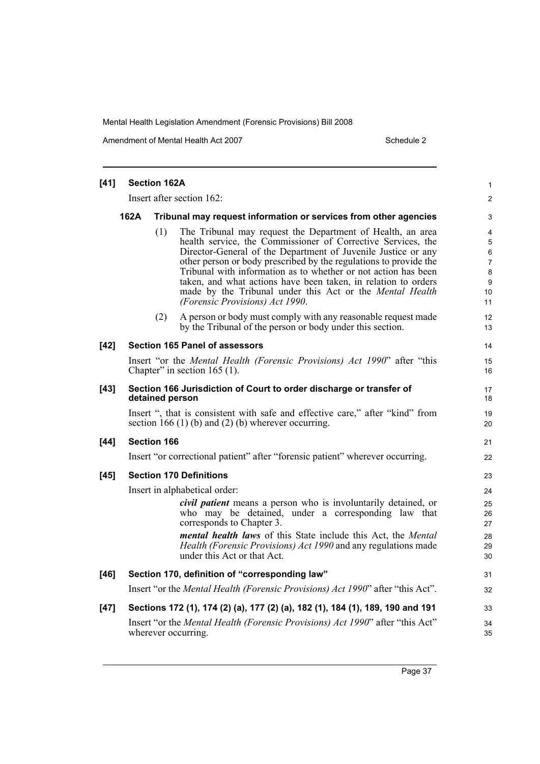**[41] Section 162A**

Insert after section 162:

**162A Tribunal may request information or services from other agencies**

(1) The Tribunal may request the Department of Health, an area health service, the Commissioner of Corrective Services, the Director-General of the Department of Juvenile Justice or any other person or body prescribed by the regulations to provide the Tribunal with information as to whether or not action has been taken, and what actions have been taken, in relation to orders made by the Tribunal under this Act or the *Mental Health (Forensic Provisions) Act 1990*.

(2) A person or body must comply with any reasonable request made by the Tribunal of the person or body under this section.

**[42] Section 165 Panel of assessors**

Insert "or the *Mental Health (Forensic Provisions) Act 1990*" after "this Chapter" in section 165 (1).

**[43] Section 166 Jurisdiction of Court to order discharge or transfer of detained person**

Insert ", that is consistent with safe and effective care," after "kind" from section 166 (1) (b) and (2) (b) wherever occurring.

**[44] Section 166**

Insert "or correctional patient" after "forensic patient" wherever occurring.

**[45] Section 170 Definitions**

Insert in alphabetical order:

***civil patient*** means a person who is involuntarily detained, or who may be detained, under a corresponding law that corresponds to Chapter 3.

***mental health laws*** of this State include this Act, the *Mental Health (Forensic Provisions) Act 1990* and any regulations made under this Act or that Act.

**[46] Section 170, definition of "corresponding law"**

Insert "or the *Mental Health (Forensic Provisions) Act 1990*" after "this Act".

**[47] Sections 172 (1), 174 (2) (a), 177 (2) (a), 182 (1), 184 (1), 189, 190 and 191**

Insert "or the *Mental Health (Forensic Provisions) Act 1990*" after "this Act" wherever occurring.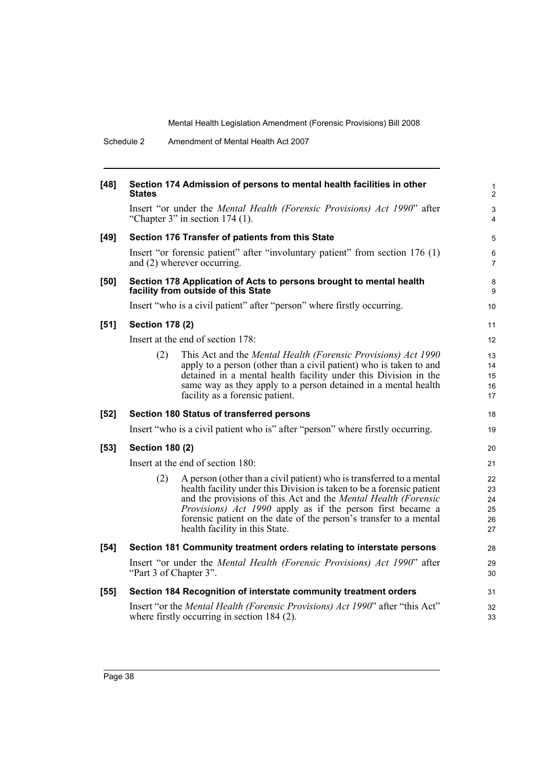**[48] Section 174 Admission of persons to mental health facilities in other States**

Insert "or under the *Mental Health (Forensic Provisions) Act 1990*" after "Chapter 3" in section 174 (1).

**[49] Section 176 Transfer of patients from this State**

Insert "or forensic patient" after "involuntary patient" from section 176 (1) and (2) wherever occurring.

**[50] Section 178 Application of Acts to persons brought to mental health facility from outside of this State**

Insert "who is a civil patient" after "person" where firstly occurring.

**[51] Section 178 (2)**

Insert at the end of section 178:

> (2) This Act and the *Mental Health (Forensic Provisions) Act 1990* apply to a person (other than a civil patient) who is taken to and detained in a mental health facility under this Division in the same way as they apply to a person detained in a mental health facility as a forensic patient.

**[52] Section 180 Status of transferred persons**

Insert "who is a civil patient who is" after "person" where firstly occurring.

**[53] Section 180 (2)**

Insert at the end of section 180:

> (2) A person (other than a civil patient) who is transferred to a mental health facility under this Division is taken to be a forensic patient and the provisions of this Act and the *Mental Health (Forensic Provisions) Act 1990* apply as if the person first became a forensic patient on the date of the person's transfer to a mental health facility in this State.

**[54] Section 181 Community treatment orders relating to interstate persons**

Insert "or under the *Mental Health (Forensic Provisions) Act 1990*" after "Part 3 of Chapter 3".

**[55] Section 184 Recognition of interstate community treatment orders**

Insert "or the *Mental Health (Forensic Provisions) Act 1990*" after "this Act" where firstly occurring in section 184 (2).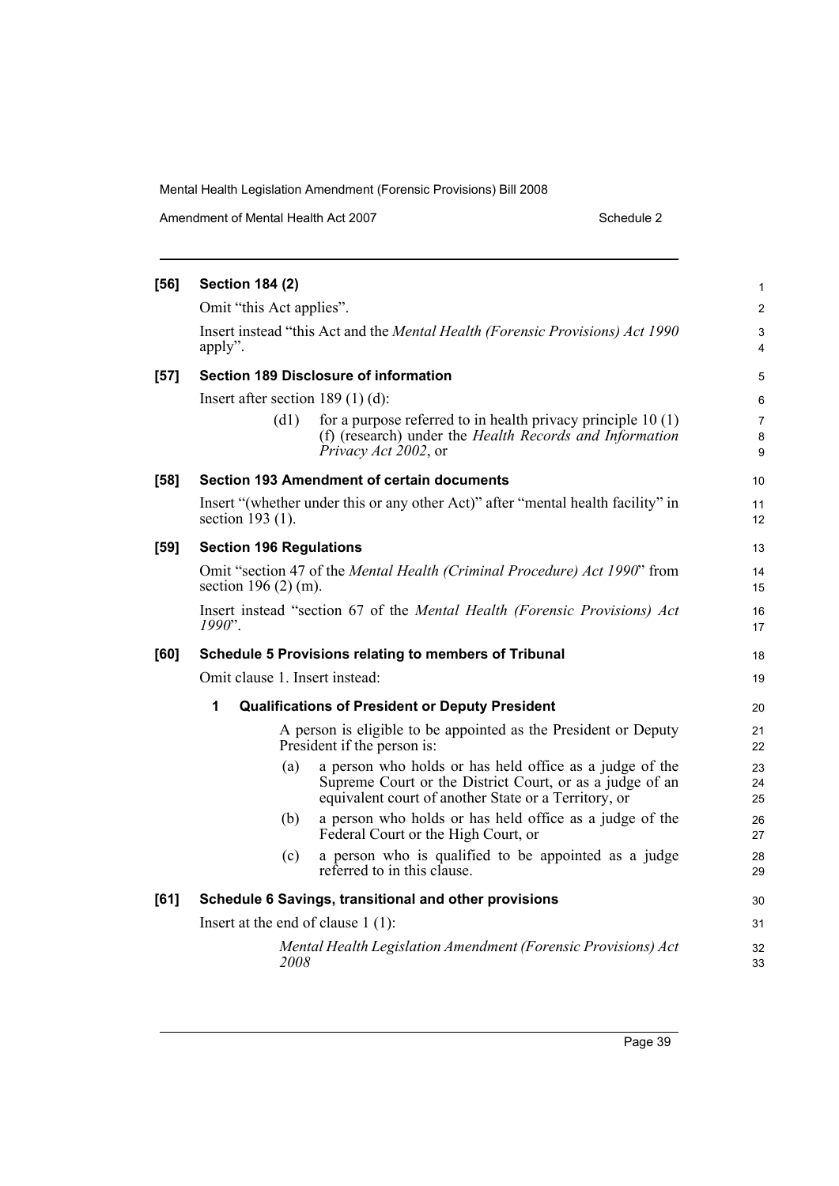**[56] Section 184 (2)**

Omit "this Act applies".

Insert instead "this Act and the *Mental Health (Forensic Provisions) Act 1990* apply".

**[57] Section 189 Disclosure of information**

Insert after section 189 (1) (d):

> (d1) for a purpose referred to in health privacy principle 10 (1) (f) (research) under the *Health Records and Information Privacy Act 2002*, or

**[58] Section 193 Amendment of certain documents**

Insert "(whether under this or any other Act)" after "mental health facility" in section 193 (1).

**[59] Section 196 Regulations**

Omit "section 47 of the *Mental Health (Criminal Procedure) Act 1990*" from section 196 (2) (m).

Insert instead "section 67 of the *Mental Health (Forensic Provisions) Act 1990*".

**[60] Schedule 5 Provisions relating to members of Tribunal**

Omit clause 1. Insert instead:

**1 Qualifications of President or Deputy President**

A person is eligible to be appointed as the President or Deputy President if the person is:

(a) a person who holds or has held office as a judge of the Supreme Court or the District Court, or as a judge of an equivalent court of another State or a Territory, or

(b) a person who holds or has held office as a judge of the Federal Court or the High Court, or

(c) a person who is qualified to be appointed as a judge referred to in this clause.

**[61] Schedule 6 Savings, transitional and other provisions**

Insert at the end of clause 1 (1):

> *Mental Health Legislation Amendment (Forensic Provisions) Act 2008*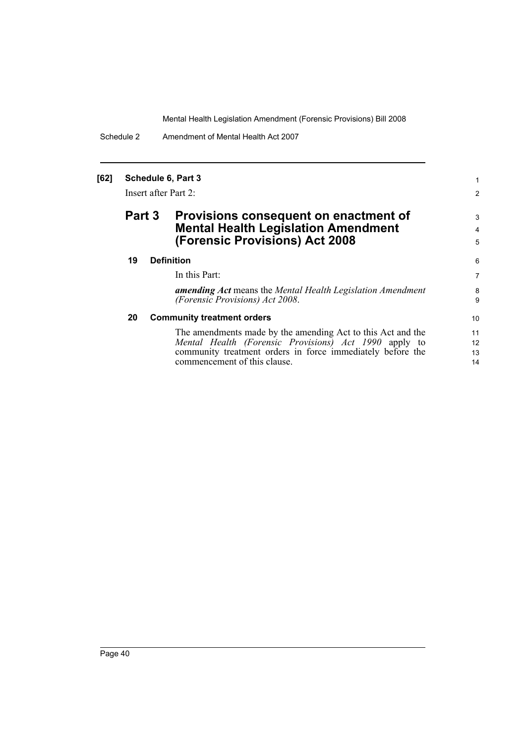**[62] Schedule 6, Part 3**

Insert after Part 2:

## Part 3 Provisions consequent on enactment of Mental Health Legislation Amendment (Forensic Provisions) Act 2008

### 19 Definition

In this Part:

***amending Act*** means the *Mental Health Legislation Amendment (Forensic Provisions) Act 2008*.

### 20 Community treatment orders

The amendments made by the amending Act to this Act and the *Mental Health (Forensic Provisions) Act 1990* apply to community treatment orders in force immediately before the commencement of this clause.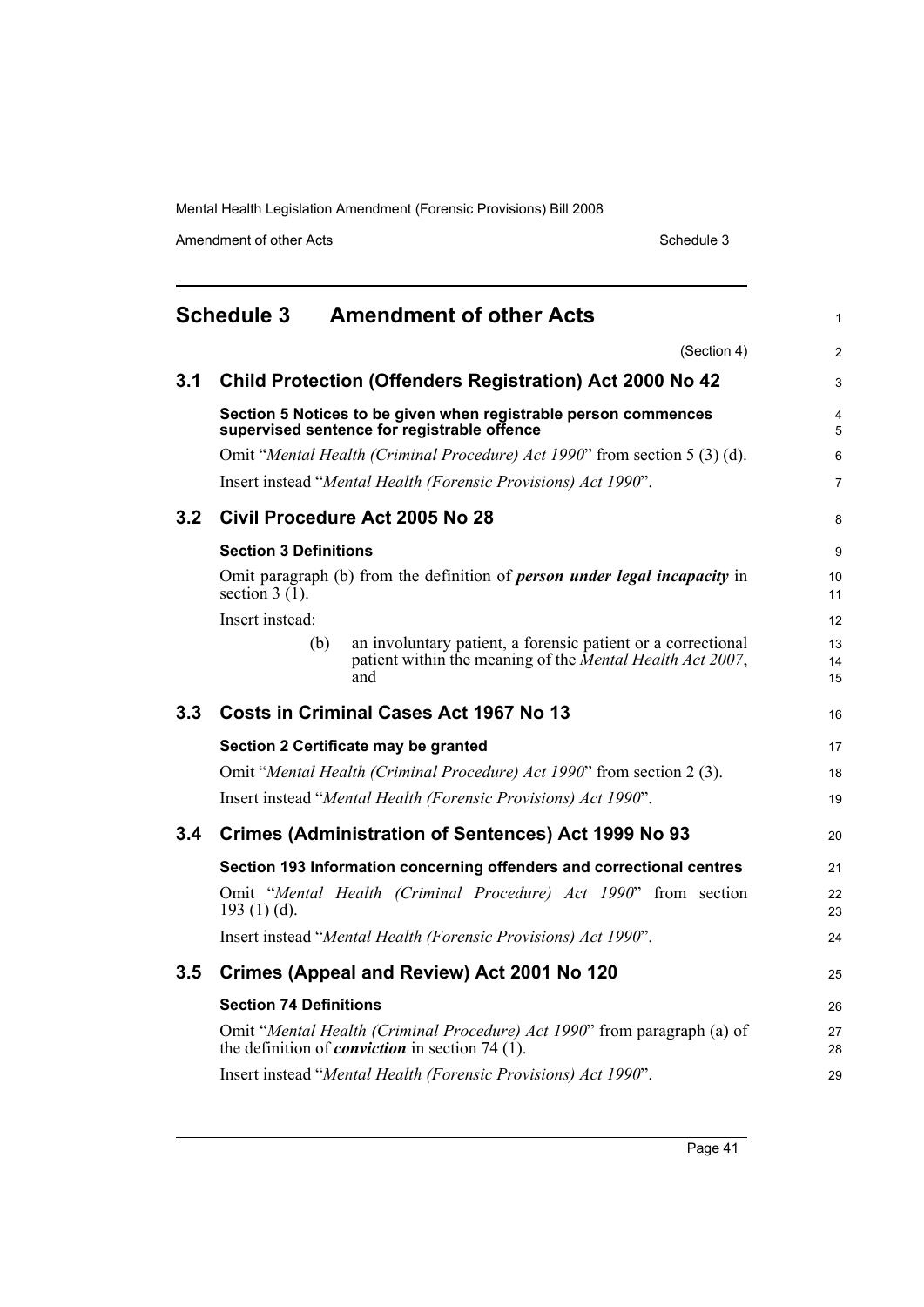## Schedule 3 Amendment of other Acts

(Section 4)

### 3.1 Child Protection (Offenders Registration) Act 2000 No 42

**Section 5 Notices to be given when registrable person commences supervised sentence for registrable offence**

Omit "*Mental Health (Criminal Procedure) Act 1990*" from section 5 (3) (d).

Insert instead "*Mental Health (Forensic Provisions) Act 1990*".

### 3.2 Civil Procedure Act 2005 No 28

**Section 3 Definitions**

Omit paragraph (b) from the definition of ***person under legal incapacity*** in section 3 (1).

Insert instead:

> (b) an involuntary patient, a forensic patient or a correctional patient within the meaning of the *Mental Health Act 2007*, and

### 3.3 Costs in Criminal Cases Act 1967 No 13

**Section 2 Certificate may be granted**

Omit "*Mental Health (Criminal Procedure) Act 1990*" from section 2 (3).

Insert instead "*Mental Health (Forensic Provisions) Act 1990*".

### 3.4 Crimes (Administration of Sentences) Act 1999 No 93

**Section 193 Information concerning offenders and correctional centres**

Omit "*Mental Health (Criminal Procedure) Act 1990*" from section 193 (1) (d).

Insert instead "*Mental Health (Forensic Provisions) Act 1990*".

### 3.5 Crimes (Appeal and Review) Act 2001 No 120

**Section 74 Definitions**

Omit "*Mental Health (Criminal Procedure) Act 1990*" from paragraph (a) of the definition of ***conviction*** in section 74 (1).

Insert instead "*Mental Health (Forensic Provisions) Act 1990*".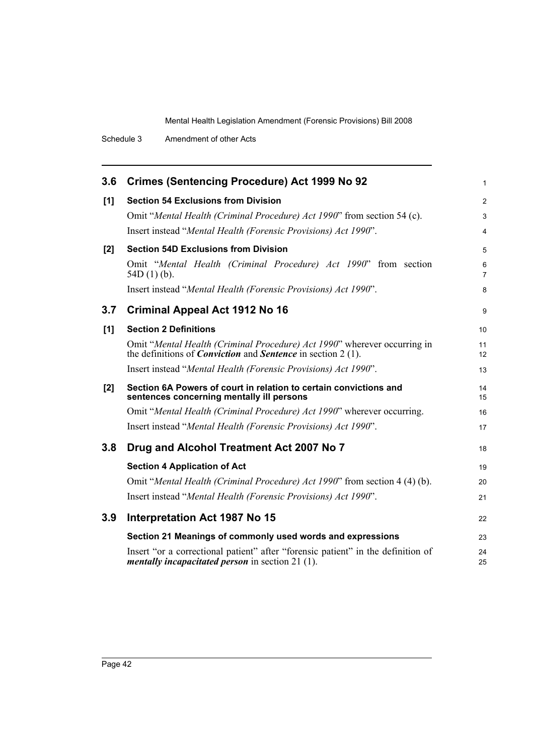## 3.6 Crimes (Sentencing Procedure) Act 1999 No 92

**[1] Section 54 Exclusions from Division**

Omit "*Mental Health (Criminal Procedure) Act 1990*" from section 54 (c).

Insert instead "*Mental Health (Forensic Provisions) Act 1990*".

**[2] Section 54D Exclusions from Division**

Omit "*Mental Health (Criminal Procedure) Act 1990*" from section 54D (1) (b).

Insert instead "*Mental Health (Forensic Provisions) Act 1990*".

## 3.7 Criminal Appeal Act 1912 No 16

**[1] Section 2 Definitions**

Omit "*Mental Health (Criminal Procedure) Act 1990*" wherever occurring in the definitions of ***Conviction*** and ***Sentence*** in section 2 (1).

Insert instead "*Mental Health (Forensic Provisions) Act 1990*".

**[2] Section 6A Powers of court in relation to certain convictions and sentences concerning mentally ill persons**

Omit "*Mental Health (Criminal Procedure) Act 1990*" wherever occurring.

Insert instead "*Mental Health (Forensic Provisions) Act 1990*".

## 3.8 Drug and Alcohol Treatment Act 2007 No 7

**Section 4 Application of Act**

Omit "*Mental Health (Criminal Procedure) Act 1990*" from section 4 (4) (b).

Insert instead "*Mental Health (Forensic Provisions) Act 1990*".

## 3.9 Interpretation Act 1987 No 15

**Section 21 Meanings of commonly used words and expressions**

Insert "or a correctional patient" after "forensic patient" in the definition of ***mentally incapacitated person*** in section 21 (1).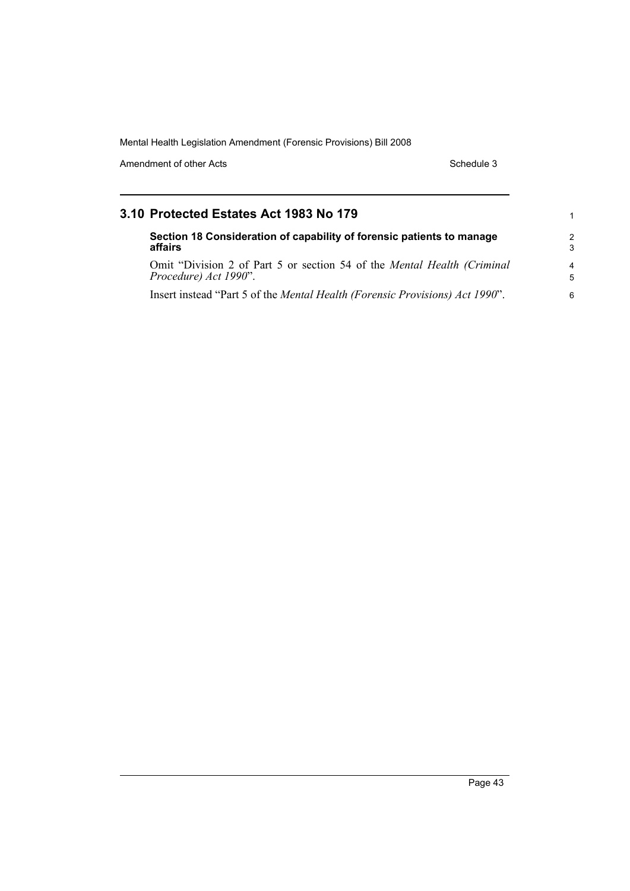## 3.10 Protected Estates Act 1983 No 179

**Section 18 Consideration of capability of forensic patients to manage affairs**

Omit "Division 2 of Part 5 or section 54 of the *Mental Health (Criminal Procedure) Act 1990*".

Insert instead "Part 5 of the *Mental Health (Forensic Provisions) Act 1990*".